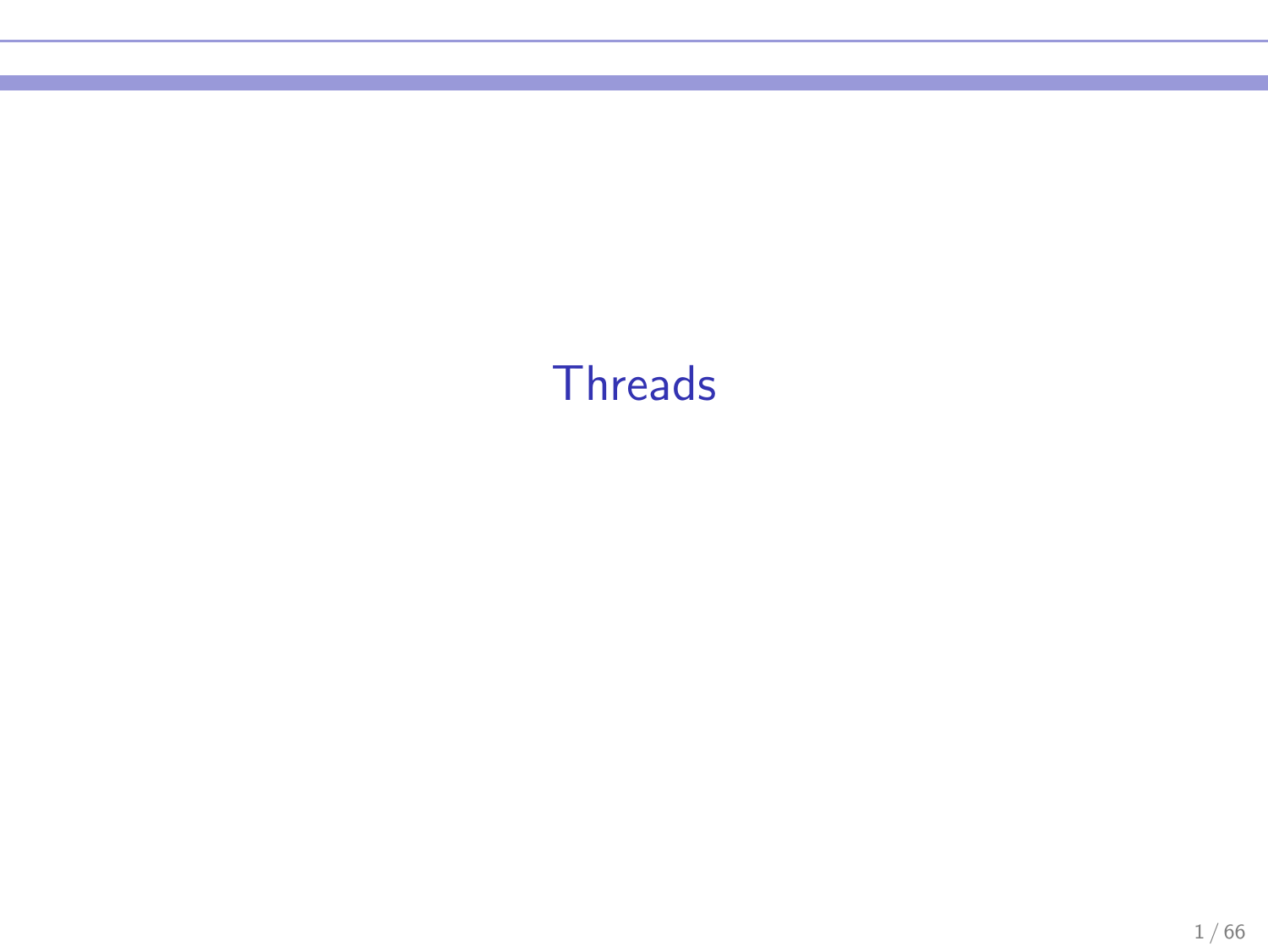# Threads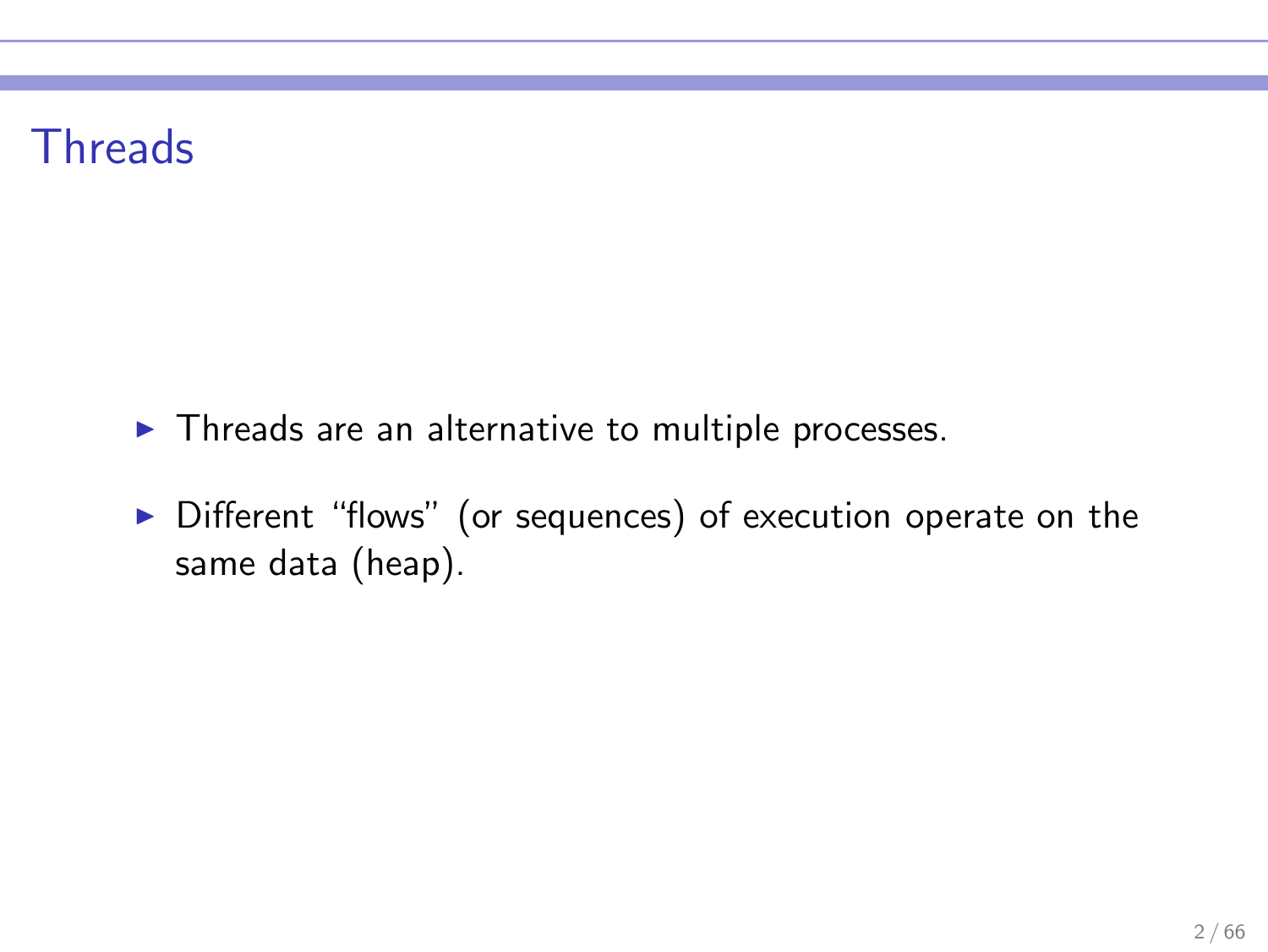# Threads

- Threads are an alternative to multiple processes.
- Different “flows” (or sequences) of execution operate on the same data (heap).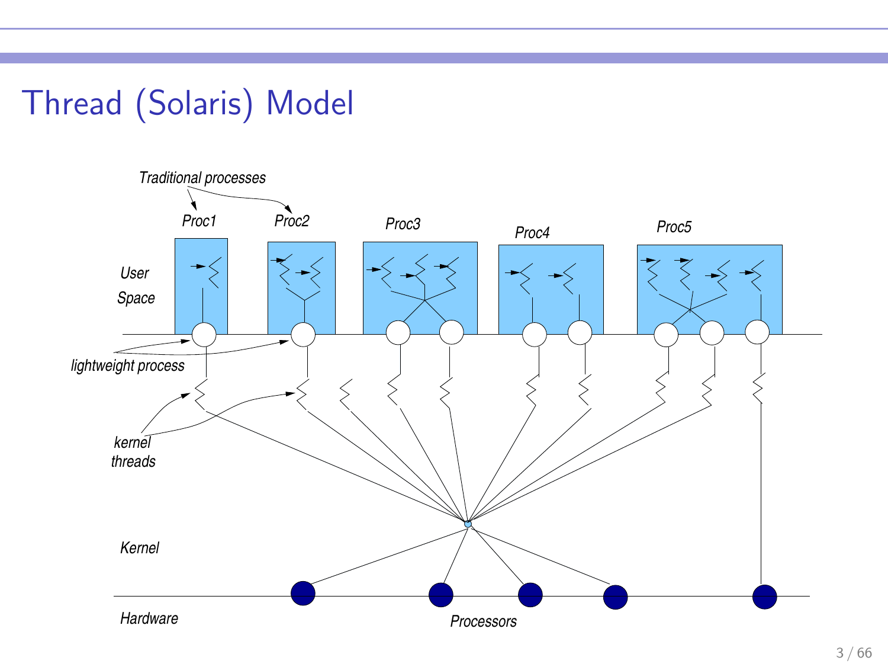# Thread (Solaris) Model

Traditional processes

Proc1 Proc2 Proc3 Proc4 Proc5

User Space

lightweight process

kernel threads

Kernel

Hardware

Processors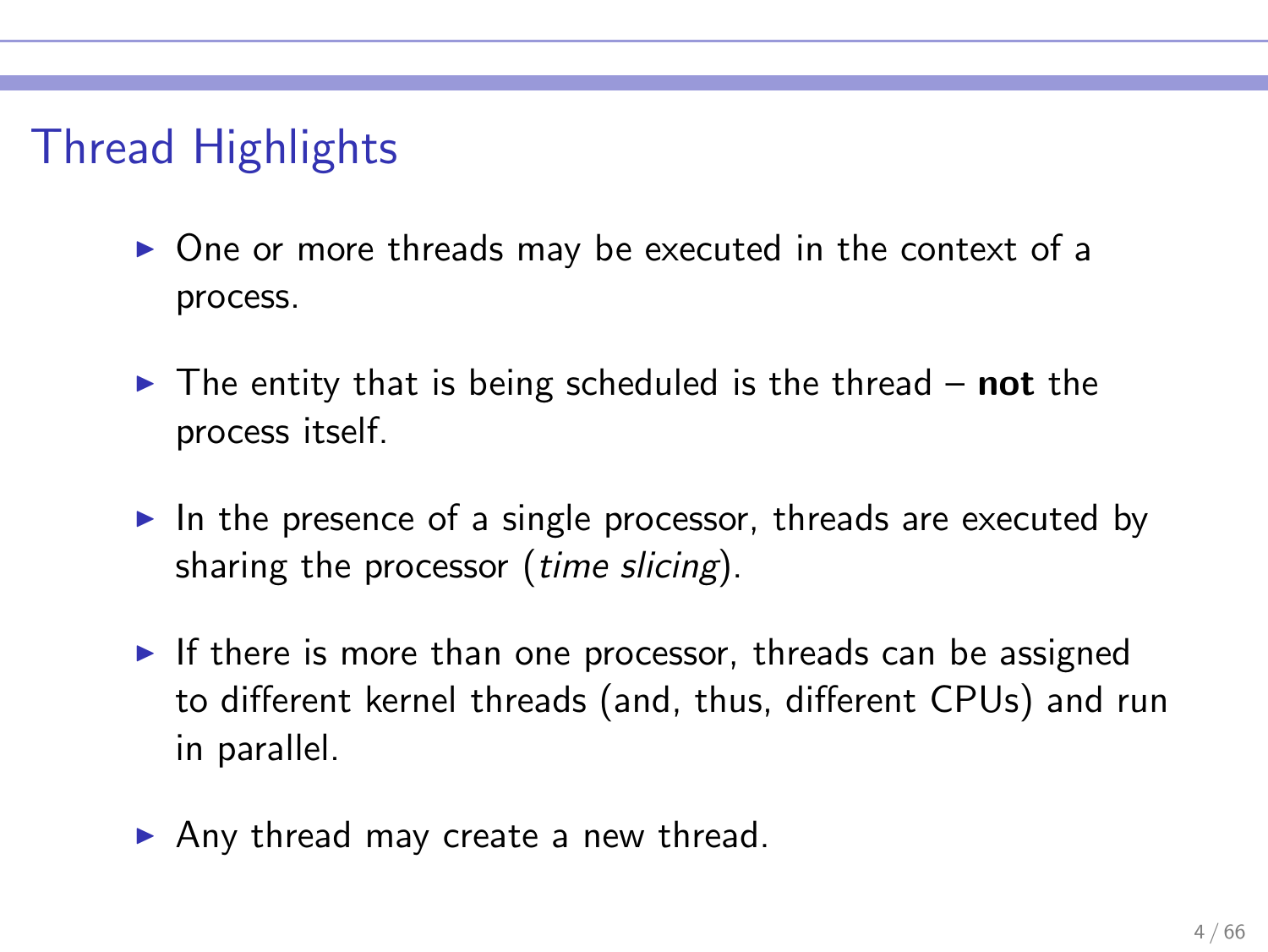# Thread Highlights

- One or more threads may be executed in the context of a process.
- The entity that is being scheduled is the thread – **not** the process itself.
- In the presence of a single processor, threads are executed by sharing the processor (*time slicing*).
- If there is more than one processor, threads can be assigned to different kernel threads (and, thus, different CPUs) and run in parallel.
- Any thread may create a new thread.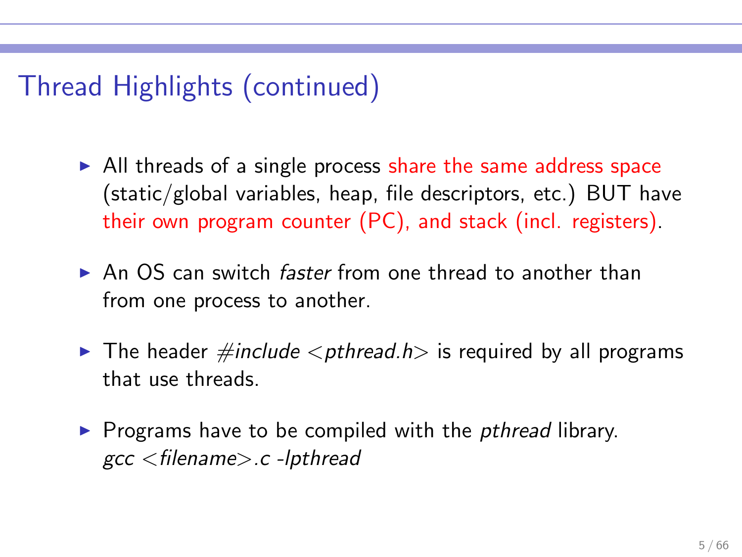# Thread Highlights (continued)

- All threads of a single process share the same address space (static/global variables, heap, file descriptors, etc.) BUT have their own program counter (PC), and stack (incl. registers).
- An OS can switch *faster* from one thread to another than from one process to another.
- The header *#include <pthread.h>* is required by all programs that use threads.
- Programs have to be compiled with the *pthread* library.
  *gcc <filename>.c -lpthread*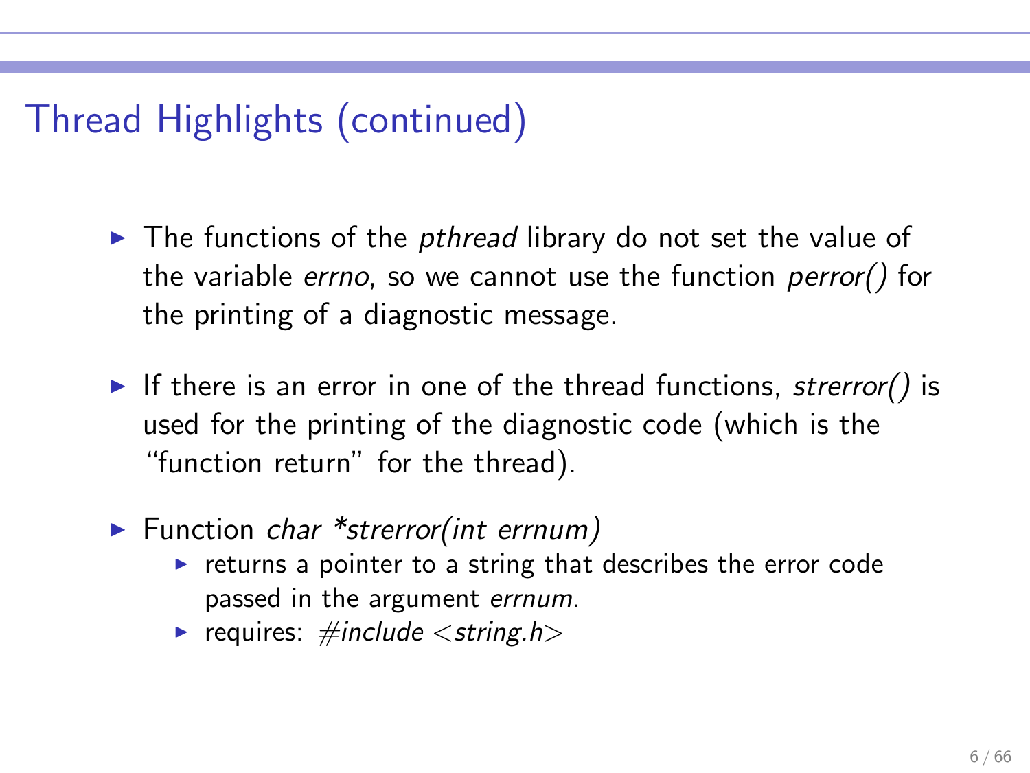# Thread Highlights (continued)

- The functions of the *pthread* library do not set the value of the variable *errno*, so we cannot use the function *perror()* for the printing of a diagnostic message.
- If there is an error in one of the thread functions, *strerror()* is used for the printing of the diagnostic code (which is the "function return" for the thread).
- Function *char *strerror(int errnum)*
  - returns a pointer to a string that describes the error code passed in the argument *errnum*.
  - requires: *#include <string.h>*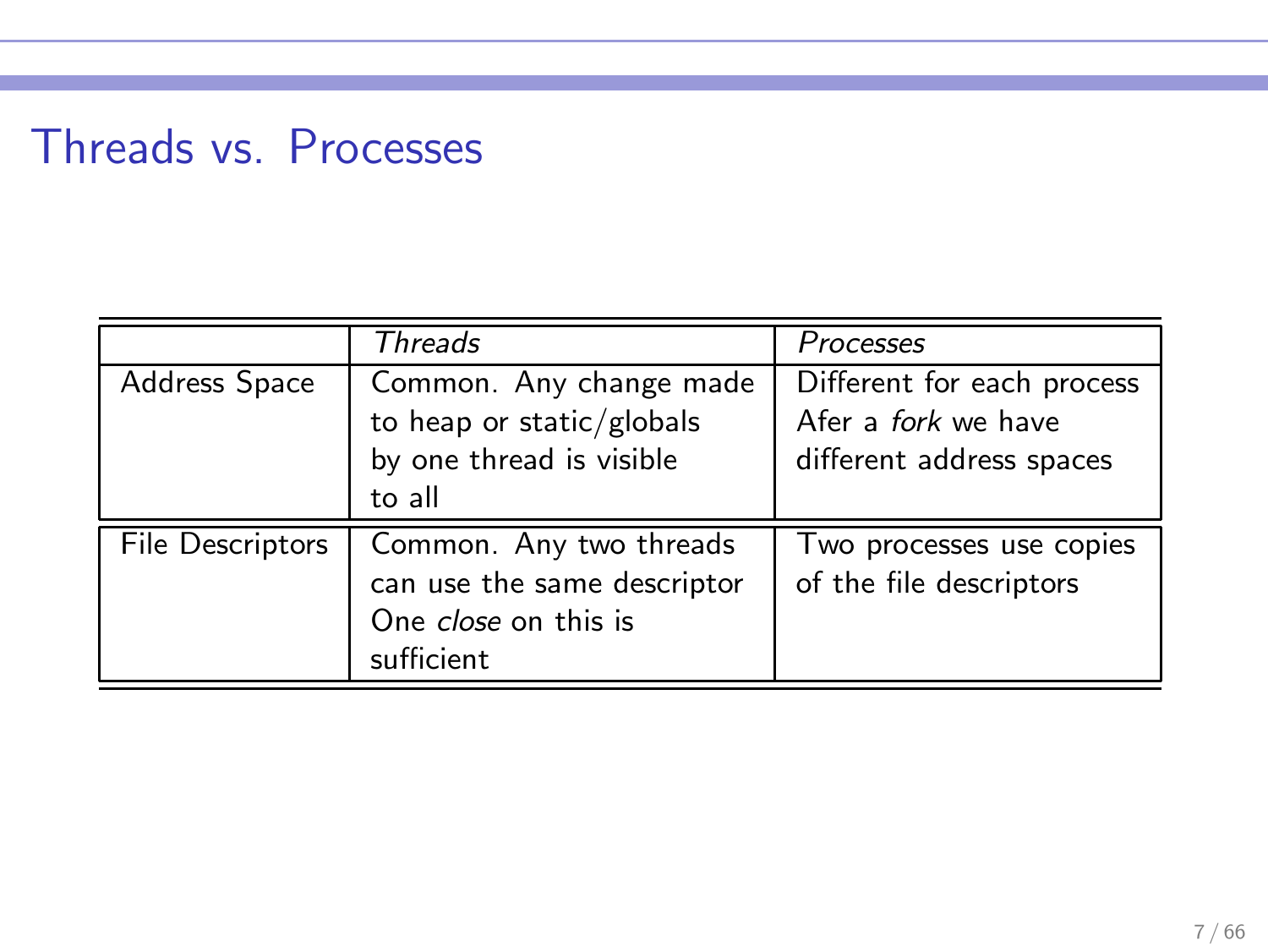# Threads vs. Processes

| | *Threads* | *Processes* |
|---|---|---|
| Address Space | Common. Any change made to heap or static/globals by one thread is visible to all | Different for each process Afer a *fork* we have different address spaces |
| File Descriptors | Common. Any two threads can use the same descriptor One *close* on this is sufficient | Two processes use copies of the file descriptors |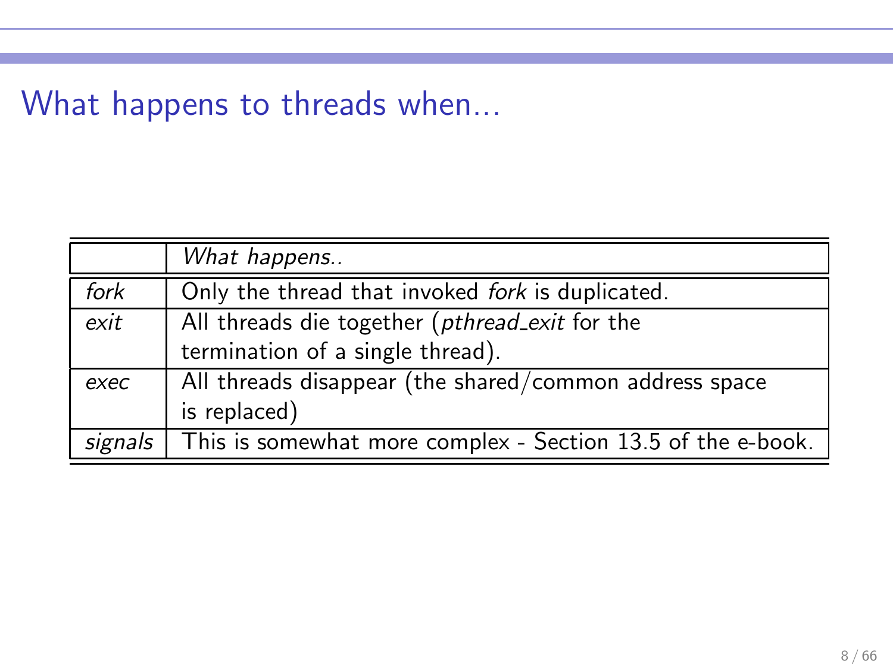# What happens to threads when...

| | *What happens..* |
|---|---|
| *fork* | Only the thread that invoked *fork* is duplicated. |
| *exit* | All threads die together (*pthread_exit* for the termination of a single thread). |
| *exec* | All threads disappear (the shared/common address space is replaced) |
| *signals* | This is somewhat more complex - Section 13.5 of the e-book. |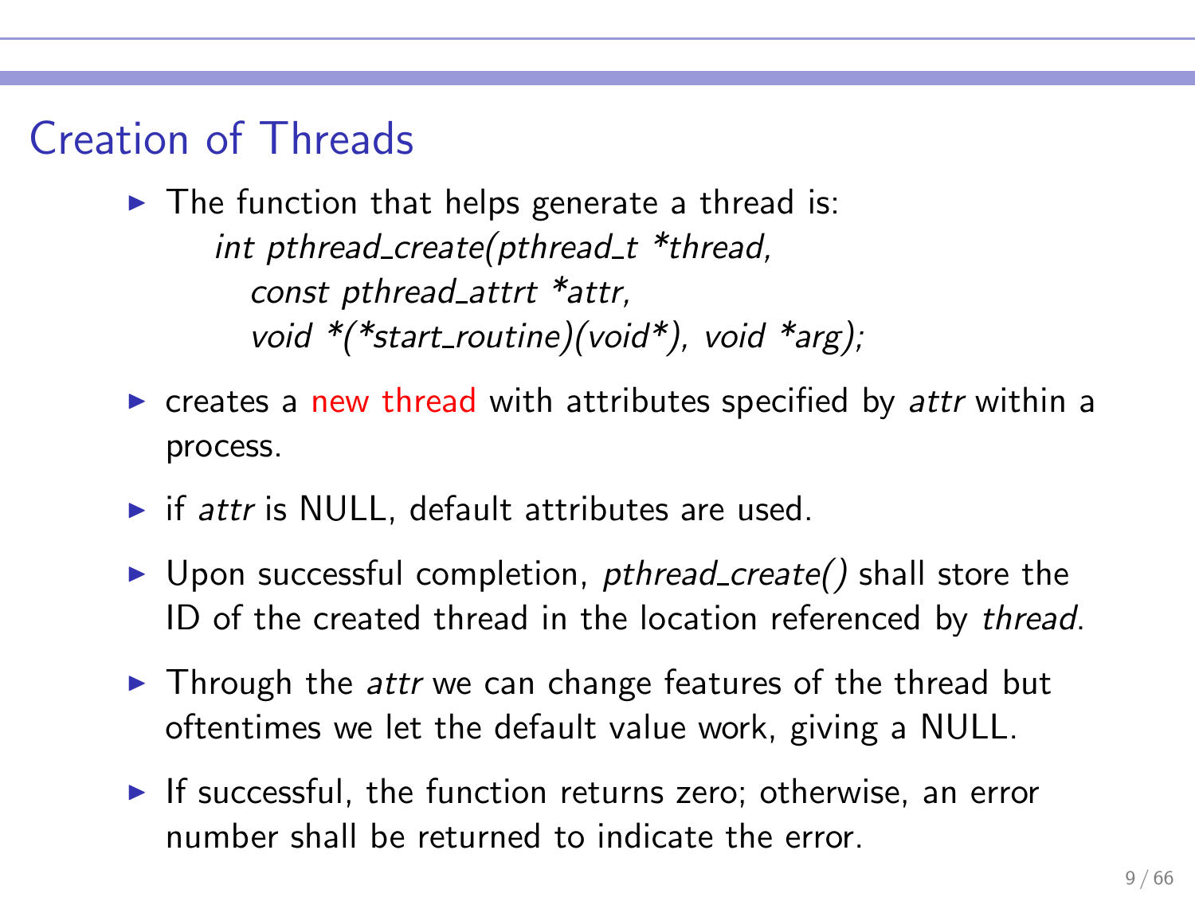## Creation of Threads

- The function that helps generate a thread is:

  *int pthread_create(pthread_t *thread,*
  *const pthread_attrt *attr,*
  *void *(*start_routine)(void*), void *arg);*

- creates a new thread with attributes specified by *attr* within a process.
- if *attr* is NULL, default attributes are used.
- Upon successful completion, *pthread_create()* shall store the ID of the created thread in the location referenced by *thread*.
- Through the *attr* we can change features of the thread but oftentimes we let the default value work, giving a NULL.
- If successful, the function returns zero; otherwise, an error number shall be returned to indicate the error.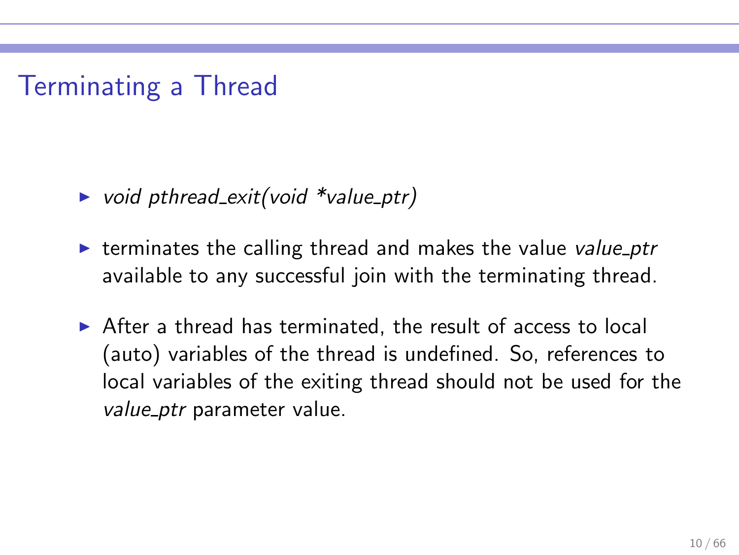# Terminating a Thread

- *void pthread_exit(void *value_ptr)*
- terminates the calling thread and makes the value *value_ptr* available to any successful join with the terminating thread.
- After a thread has terminated, the result of access to local (auto) variables of the thread is undefined. So, references to local variables of the exiting thread should not be used for the *value_ptr* parameter value.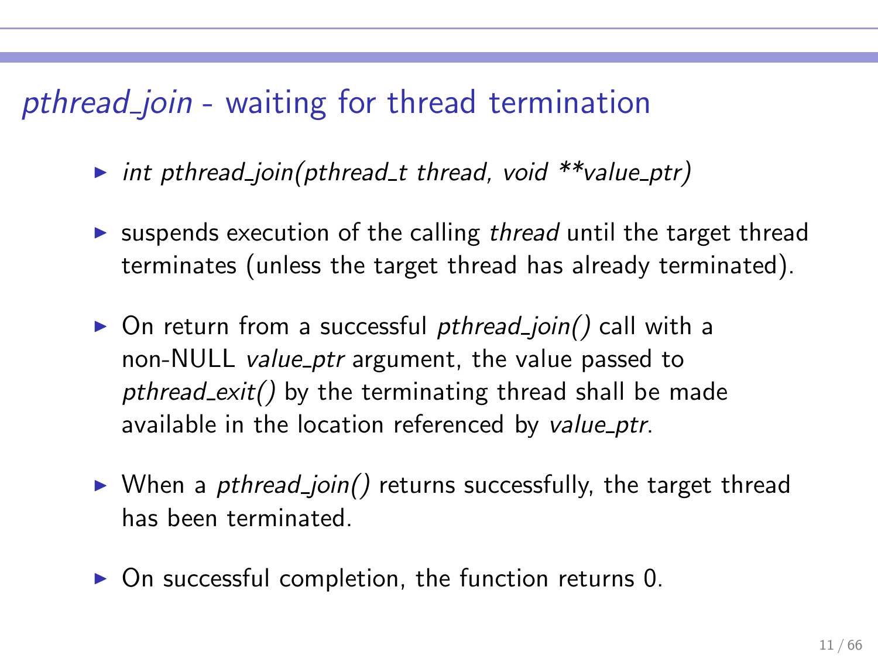## *pthread_join* - waiting for thread termination

- *int pthread_join(pthread_t thread, void **value_ptr)*
- suspends execution of the calling *thread* until the target thread terminates (unless the target thread has already terminated).
- On return from a successful *pthread_join()* call with a non-NULL *value_ptr* argument, the value passed to *pthread_exit()* by the terminating thread shall be made available in the location referenced by *value_ptr*.
- When a *pthread_join()* returns successfully, the target thread has been terminated.
- On successful completion, the function returns 0.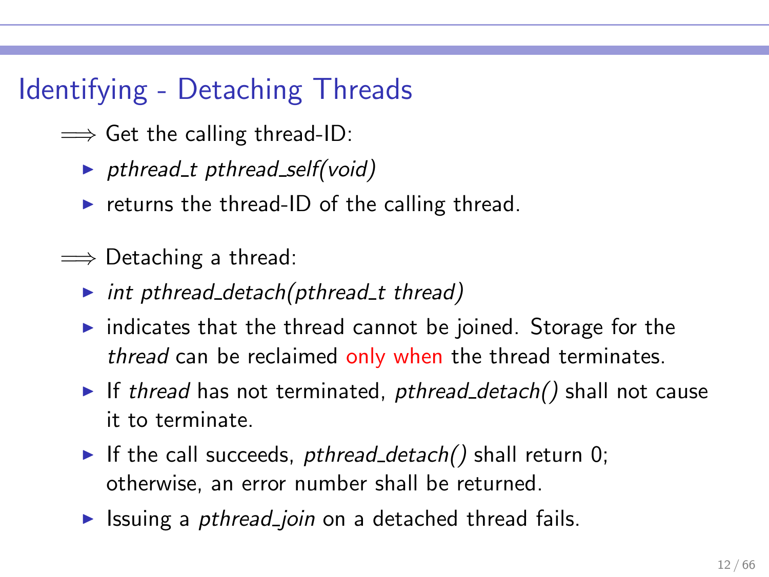# Identifying - Detaching Threads

$\Longrightarrow$ Get the calling thread-ID:

- *pthread_t pthread_self(void)*
- returns the thread-ID of the calling thread.

$\Longrightarrow$ Detaching a thread:

- *int pthread_detach(pthread_t thread)*
- indicates that the thread cannot be joined. Storage for the *thread* can be reclaimed only when the thread terminates.
- If *thread* has not terminated, *pthread_detach()* shall not cause it to terminate.
- If the call succeeds, *pthread_detach()* shall return 0; otherwise, an error number shall be returned.
- Issuing a *pthread_join* on a detached thread fails.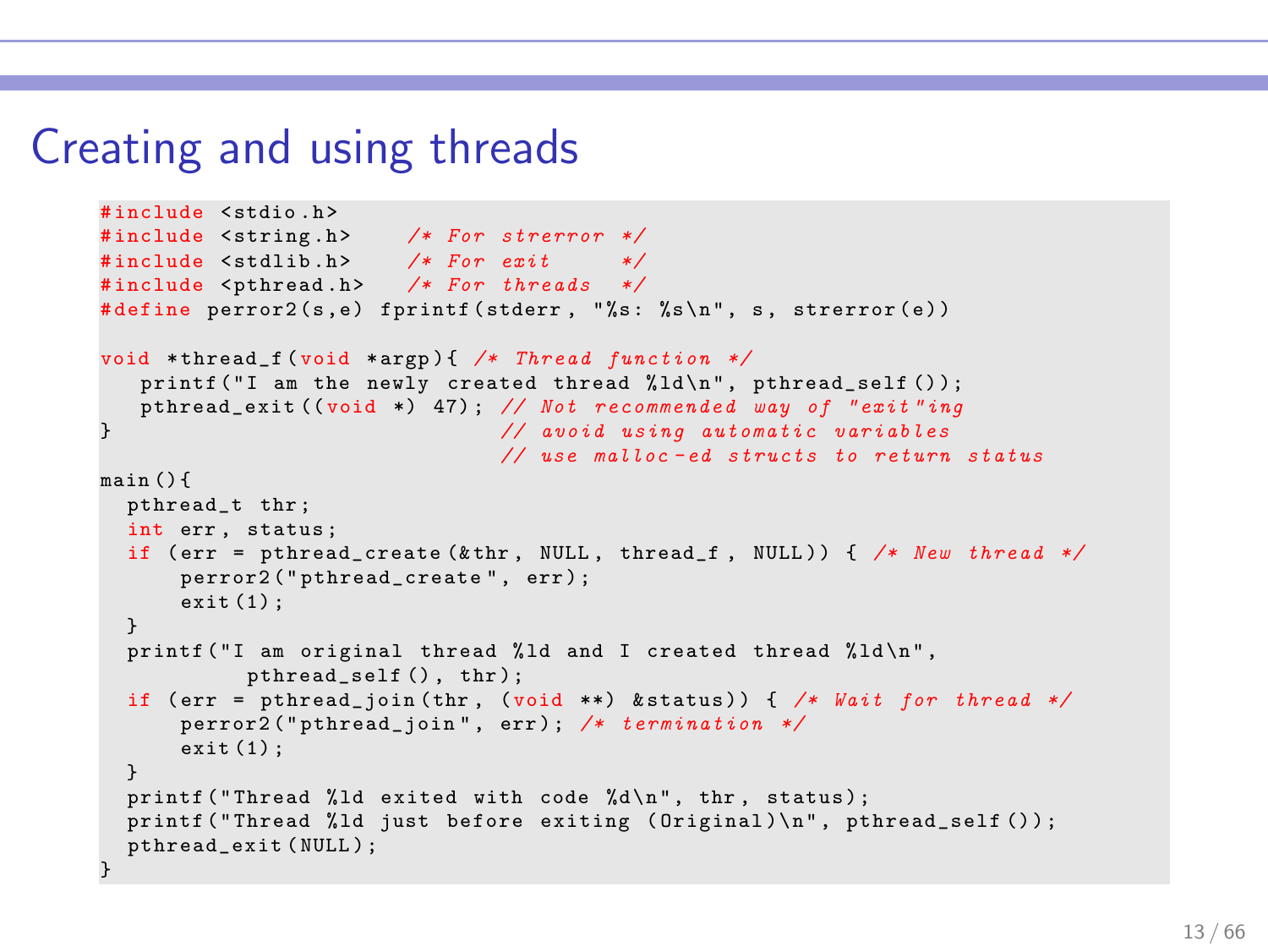# Creating and using threads

```c
#include <stdio.h>
#include <string.h>    /* For strerror */
#include <stdlib.h>    /* For exit     */
#include <pthread.h>   /* For threads  */
#define perror2(s,e) fprintf(stderr, "%s: %s\n", s, strerror(e))

void *thread_f(void *argp){ /* Thread function */
   printf("I am the newly created thread %ld\n", pthread_self());
   pthread_exit((void *) 47); // Not recommended way of "exit"ing
}                             // avoid using automatic variables
                              // use malloc-ed structs to return status
main(){
  pthread_t thr;
  int err, status;
  if (err = pthread_create(&thr, NULL, thread_f, NULL)) { /* New thread */
      perror2("pthread_create", err);
      exit(1);
  }
  printf("I am original thread %ld and I created thread %ld\n",
           pthread_self(), thr);
  if (err = pthread_join(thr, (void **) &status)) { /* Wait for thread */
      perror2("pthread_join", err); /* termination */
      exit(1);
  }
  printf("Thread %ld exited with code %d\n", thr, status);
  printf("Thread %ld just before exiting (Original)\n", pthread_self());
  pthread_exit(NULL);
}
```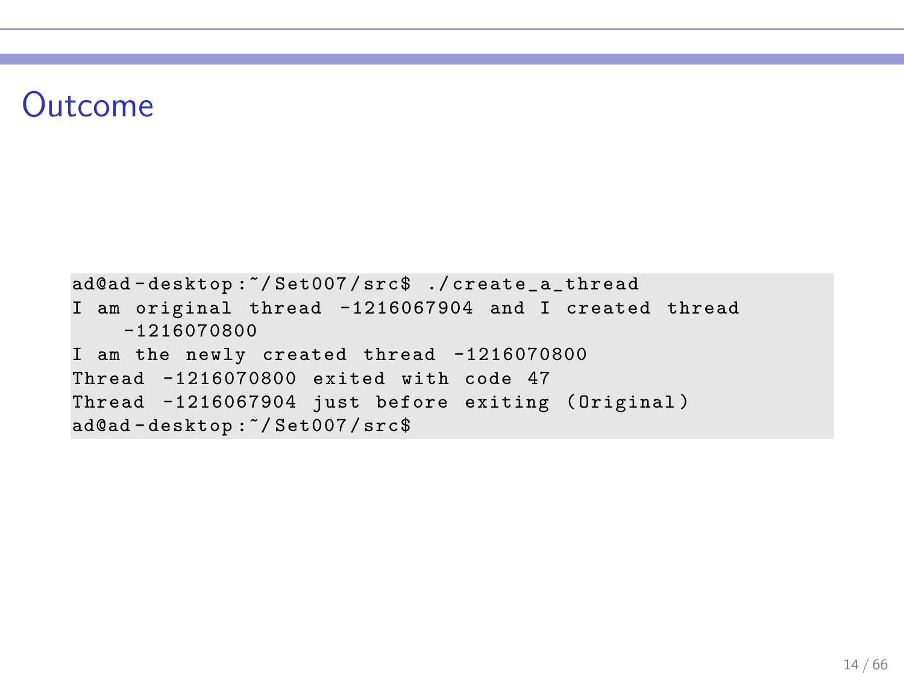# Outcome

```
ad@ad-desktop:~/Set007/src$ ./create_a_thread
I am original thread -1216067904 and I created thread
    -1216070800
I am the newly created thread -1216070800
Thread -1216070800 exited with code 47
Thread -1216067904 just before exiting (Original)
ad@ad-desktop:~/Set007/src$
```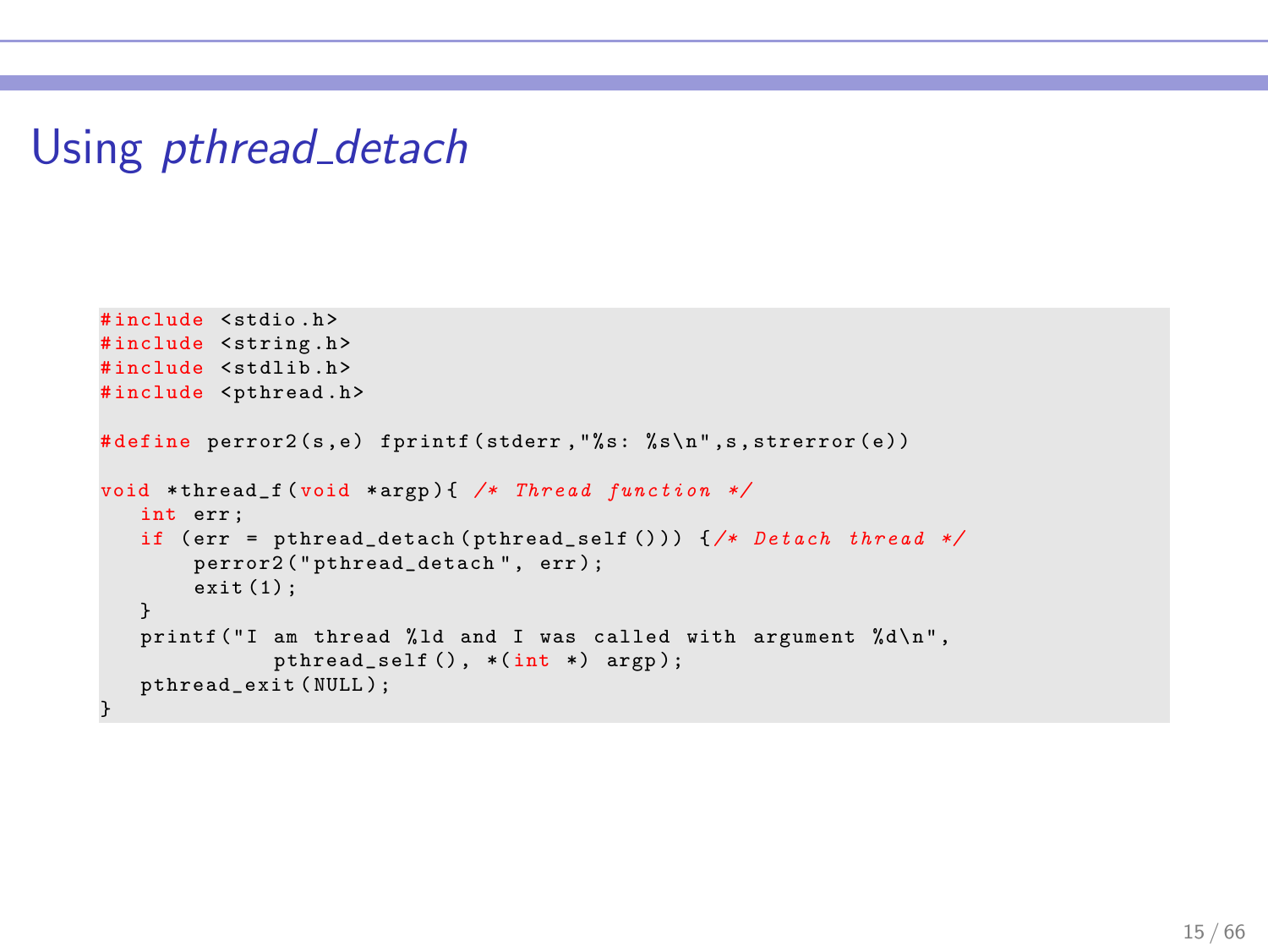# Using *pthread_detach*

```
#include <stdio.h>
#include <string.h>
#include <stdlib.h>
#include <pthread.h>

#define perror2(s,e) fprintf(stderr,"%s: %s\n",s,strerror(e))

void *thread_f(void *argp){ /* Thread function */
   int err;
   if (err = pthread_detach(pthread_self())) {/* Detach thread */
       perror2("pthread_detach", err);
       exit(1);
   }
   printf("I am thread %ld and I was called with argument %d\n",
             pthread_self(), *(int *) argp);
   pthread_exit(NULL);
}
```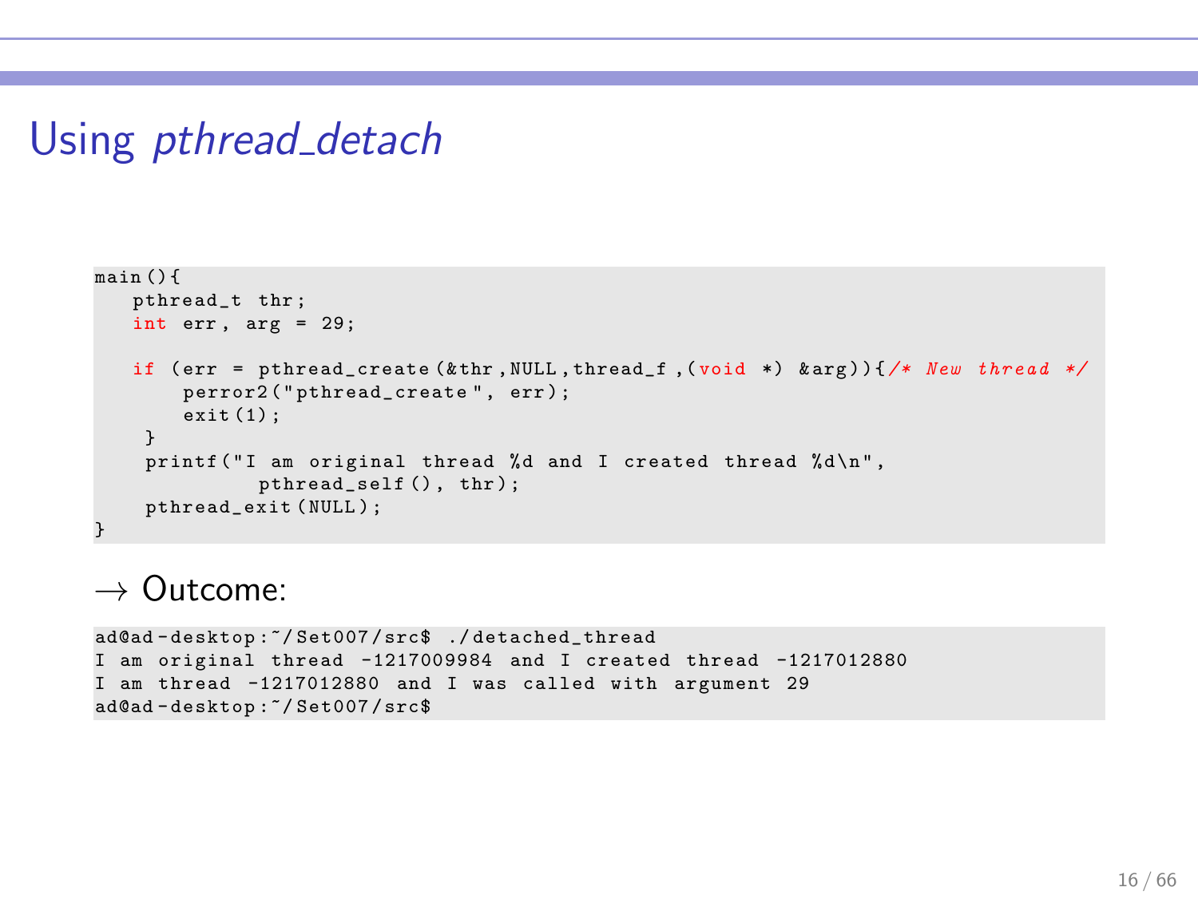# Using *pthread_detach*

```
main(){
   pthread_t thr;
   int err, arg = 29;

   if (err = pthread_create(&thr,NULL,thread_f,(void *) &arg)){/* New thread */
       perror2("pthread_create", err);
       exit(1);
    }
    printf("I am original thread %d and I created thread %d\n",
              pthread_self(), thr);
    pthread_exit(NULL);
}
```

→ Outcome:

```
ad@ad-desktop:~/Set007/src$ ./detached_thread
I am original thread -1217009984 and I created thread -1217012880
I am thread -1217012880 and I was called with argument 29
ad@ad-desktop:~/Set007/src$
```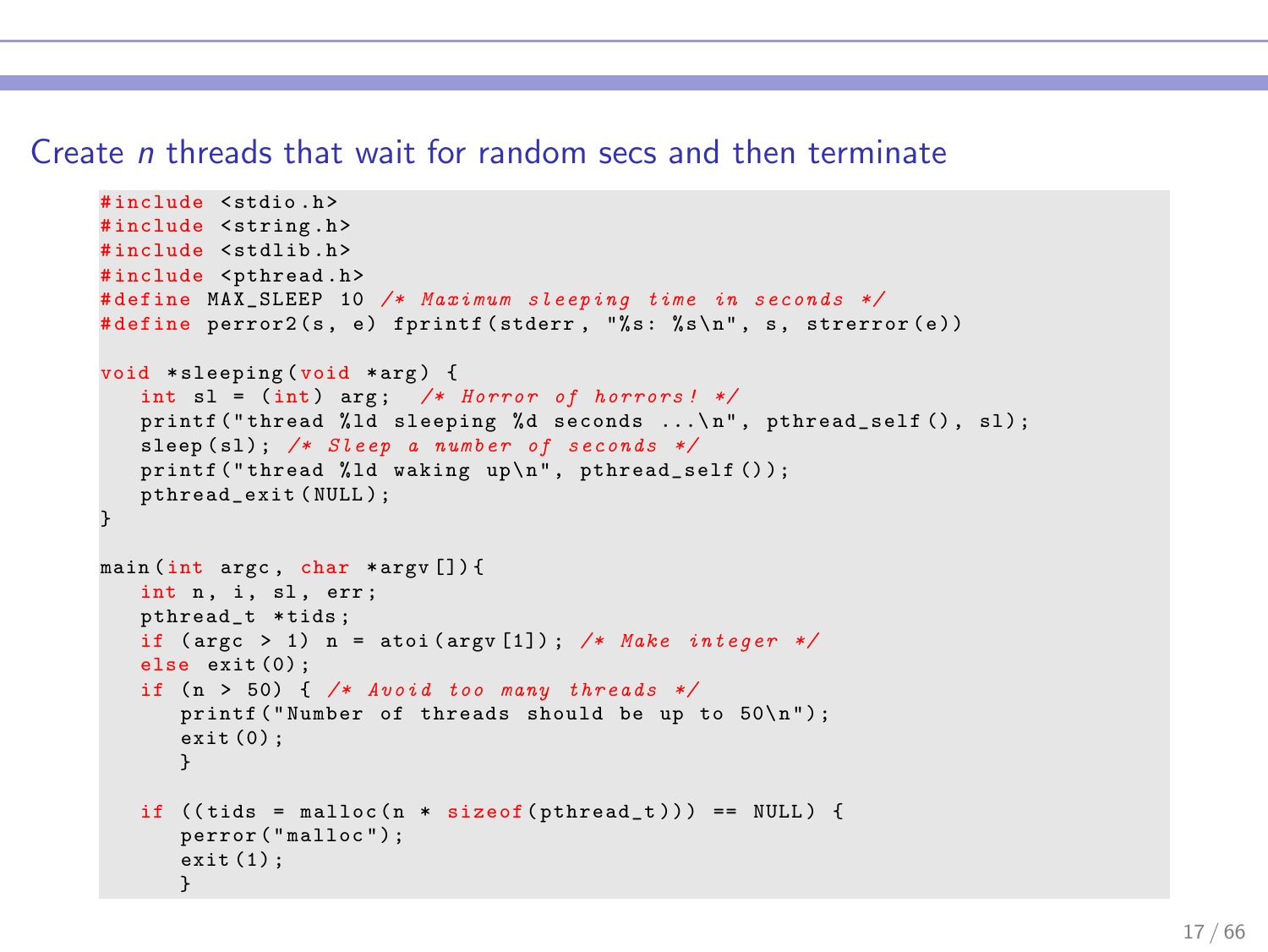## Create *n* threads that wait for random secs and then terminate

```c
#include <stdio.h>
#include <string.h>
#include <stdlib.h>
#include <pthread.h>
#define MAX_SLEEP 10 /* Maximum sleeping time in seconds */
#define perror2(s, e) fprintf(stderr, "%s: %s\n", s, strerror(e))

void *sleeping(void *arg) {
   int sl = (int) arg;  /* Horror of horrors! */
   printf("thread %ld sleeping %d seconds ...\n", pthread_self(), sl);
   sleep(sl); /* Sleep a number of seconds */
   printf("thread %ld waking up\n", pthread_self());
   pthread_exit(NULL);
}

main(int argc, char *argv[]){
   int n, i, sl, err;
   pthread_t *tids;
   if (argc > 1) n = atoi(argv[1]); /* Make integer */
   else exit(0);
   if (n > 50) { /* Avoid too many threads */
      printf("Number of threads should be up to 50\n");
      exit(0);
      }

   if ((tids = malloc(n * sizeof(pthread_t))) == NULL) {
      perror("malloc");
      exit(1);
      }
```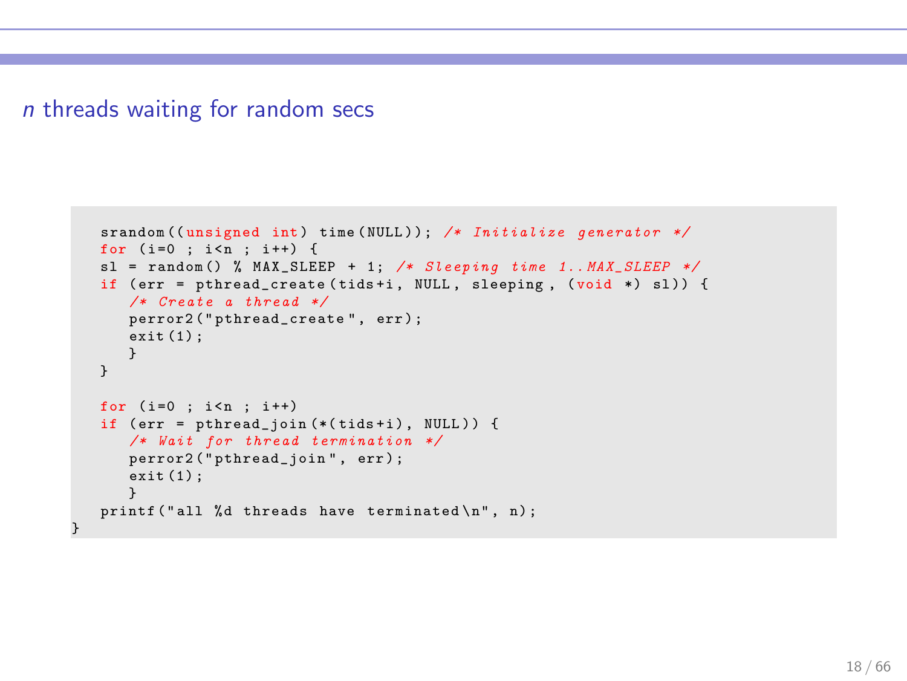## *n* threads waiting for random secs

```
   srandom((unsigned int) time(NULL)); /* Initialize generator */
   for (i=0 ; i<n ; i++) {
   sl = random() % MAX_SLEEP + 1; /* Sleeping time 1..MAX_SLEEP */
   if (err = pthread_create(tids+i, NULL, sleeping, (void *) sl)) {
      /* Create a thread */
      perror2("pthread_create", err);
      exit(1);
      }
   }

   for (i=0 ; i<n ; i++)
   if (err = pthread_join(*(tids+i), NULL)) {
      /* Wait for thread termination */
      perror2("pthread_join", err);
      exit(1);
      }
   printf("all %d threads have terminated\n", n);
}
```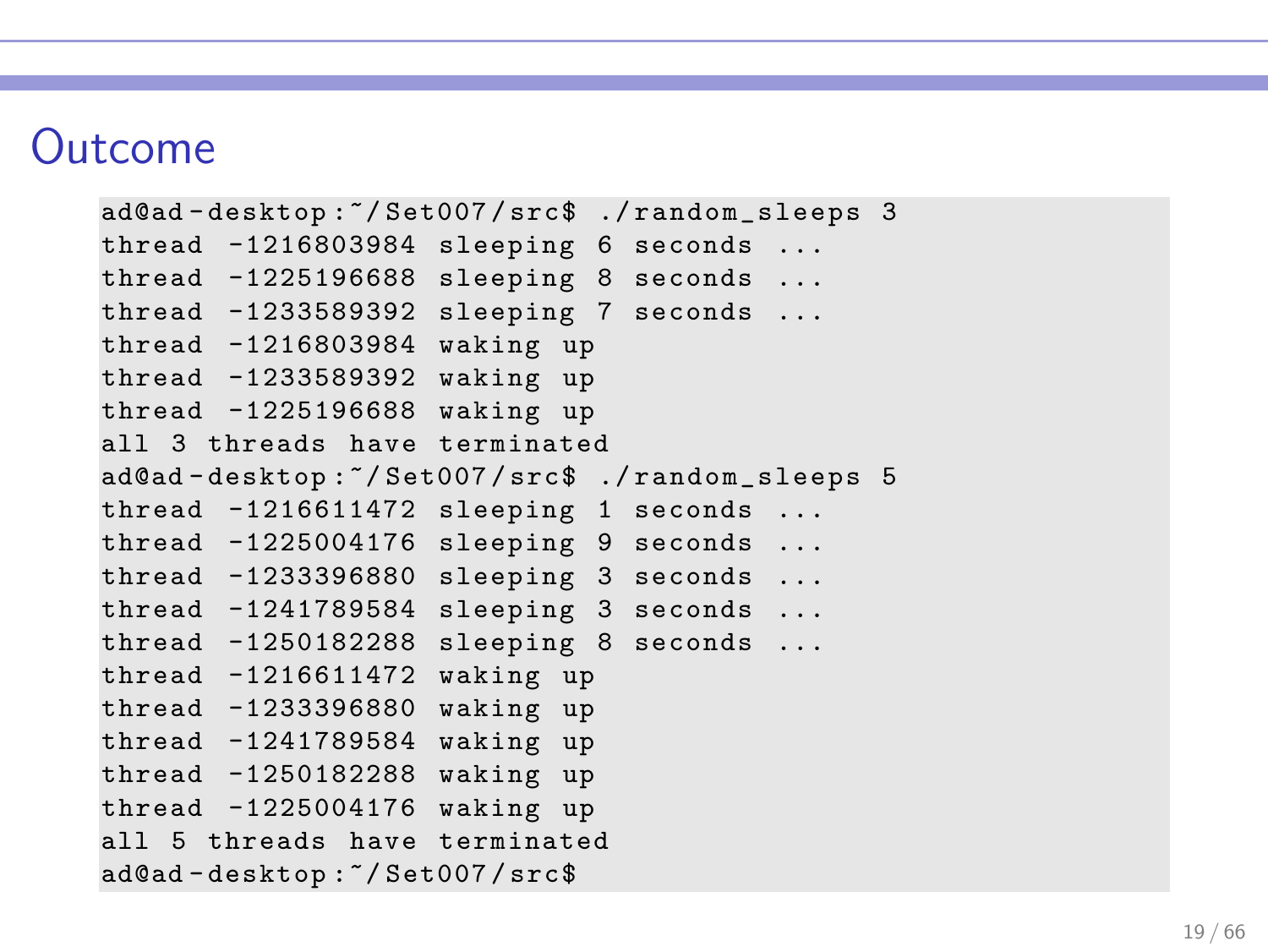# Outcome

```
ad@ad-desktop:~/Set007/src$ ./random_sleeps 3
thread -1216803984 sleeping 6 seconds ...
thread -1225196688 sleeping 8 seconds ...
thread -1233589392 sleeping 7 seconds ...
thread -1216803984 waking up
thread -1233589392 waking up
thread -1225196688 waking up
all 3 threads have terminated
ad@ad-desktop:~/Set007/src$ ./random_sleeps 5
thread -1216611472 sleeping 1 seconds ...
thread -1225004176 sleeping 9 seconds ...
thread -1233396880 sleeping 3 seconds ...
thread -1241789584 sleeping 3 seconds ...
thread -1250182288 sleeping 8 seconds ...
thread -1216611472 waking up
thread -1233396880 waking up
thread -1241789584 waking up
thread -1250182288 waking up
thread -1225004176 waking up
all 5 threads have terminated
ad@ad-desktop:~/Set007/src$
```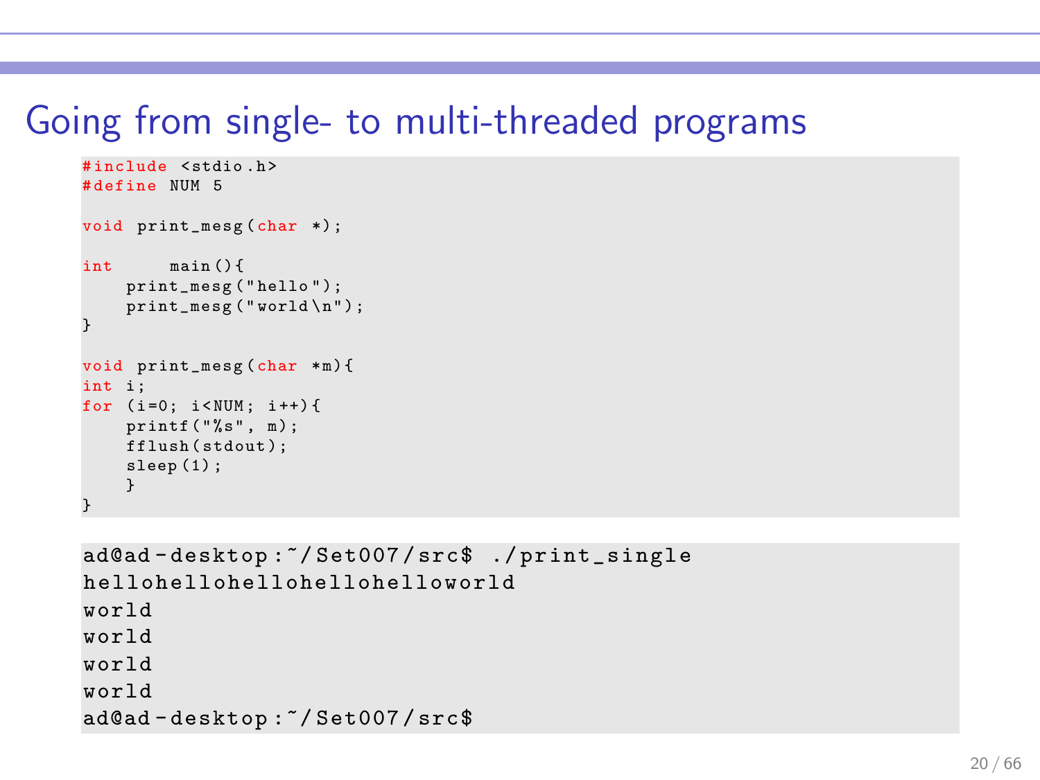# Going from single- to multi-threaded programs

```c
#include <stdio.h>
#define NUM 5

void print_mesg(char *);

int     main(){
    print_mesg("hello");
    print_mesg("world\n");
}

void print_mesg(char *m){
int i;
for (i=0; i<NUM; i++){
    printf("%s", m);
    fflush(stdout);
    sleep(1);
    }
}
```

```
ad@ad-desktop:~/Set007/src$ ./print_single
hellohellohellohellohelloworld
world
world
world
world
ad@ad-desktop:~/Set007/src$
```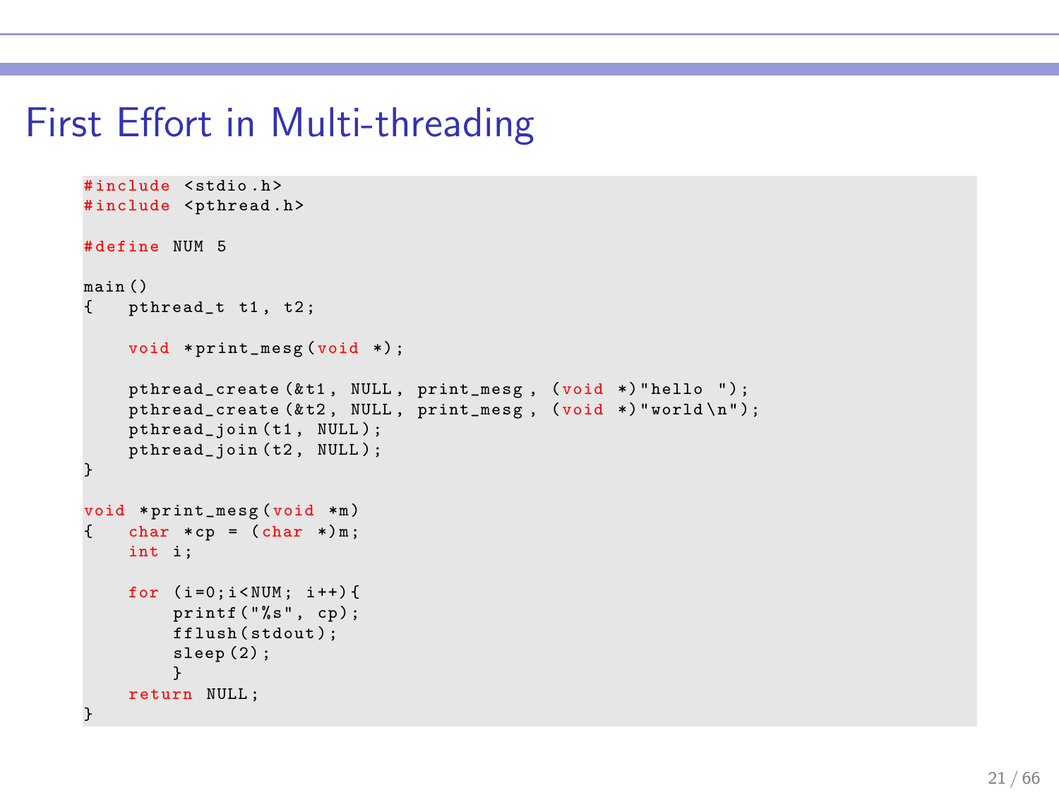# First Effort in Multi-threading

```
#include <stdio.h>
#include <pthread.h>

#define NUM 5

main()
{   pthread_t t1, t2;

    void *print_mesg(void *);

    pthread_create(&t1, NULL, print_mesg, (void *)"hello ");
    pthread_create(&t2, NULL, print_mesg, (void *)"world\n");
    pthread_join(t1, NULL);
    pthread_join(t2, NULL);
}

void *print_mesg(void *m)
{   char *cp = (char *)m;
    int i;

    for (i=0;i<NUM; i++){
        printf("%s", cp);
        fflush(stdout);
        sleep(2);
        }
    return NULL;
}
```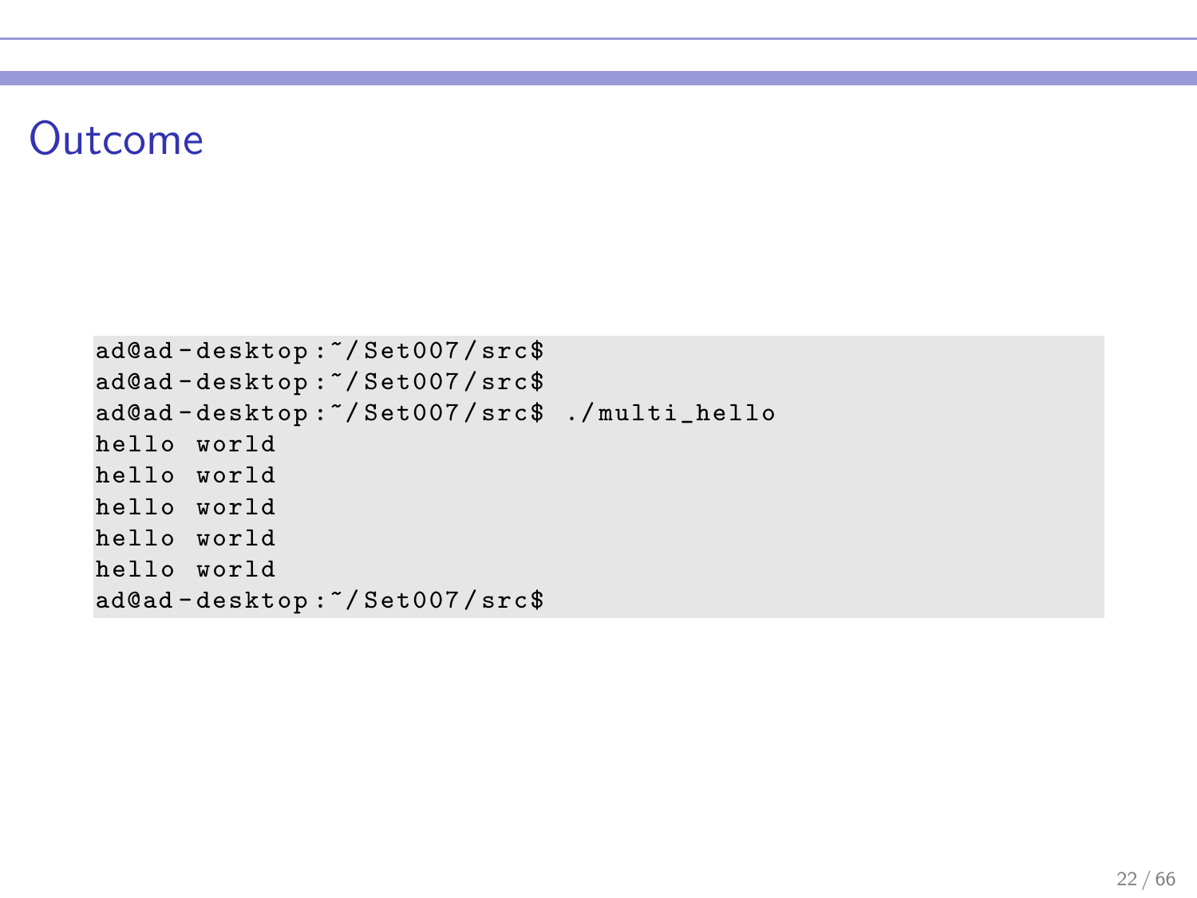# Outcome

```
ad@ad-desktop:~/Set007/src$
ad@ad-desktop:~/Set007/src$
ad@ad-desktop:~/Set007/src$ ./multi_hello
hello world
hello world
hello world
hello world
hello world
ad@ad-desktop:~/Set007/src$
```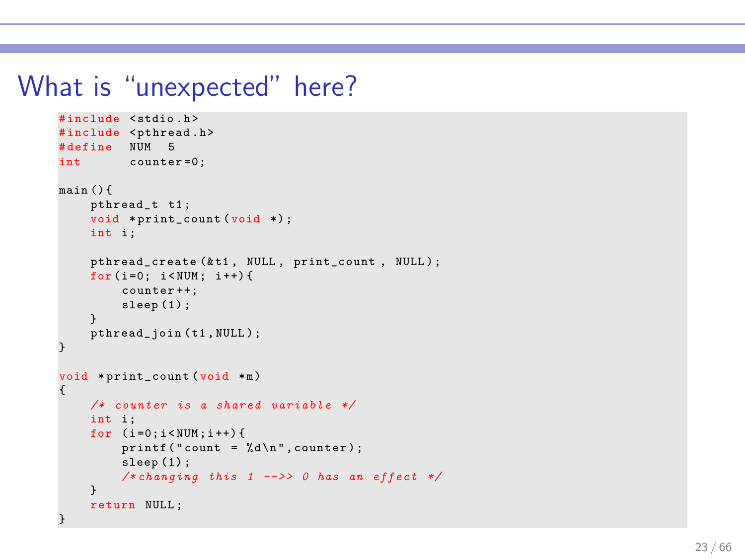# What is “unexpected” here?

```
#include <stdio.h>
#include <pthread.h>
#define  NUM  5
int      counter=0;

main(){
    pthread_t t1;
    void *print_count(void *);
    int i;

    pthread_create(&t1, NULL, print_count, NULL);
    for(i=0; i<NUM; i++){
        counter++;
        sleep(1);
    }
    pthread_join(t1,NULL);
}

void *print_count(void *m)
{
    /* counter is a shared variable */
    int i;
    for (i=0;i<NUM;i++){
        printf("count = %d\n",counter);
        sleep(1);
        /*changing this 1 -->> 0 has an effect */
    }
    return NULL;
}
```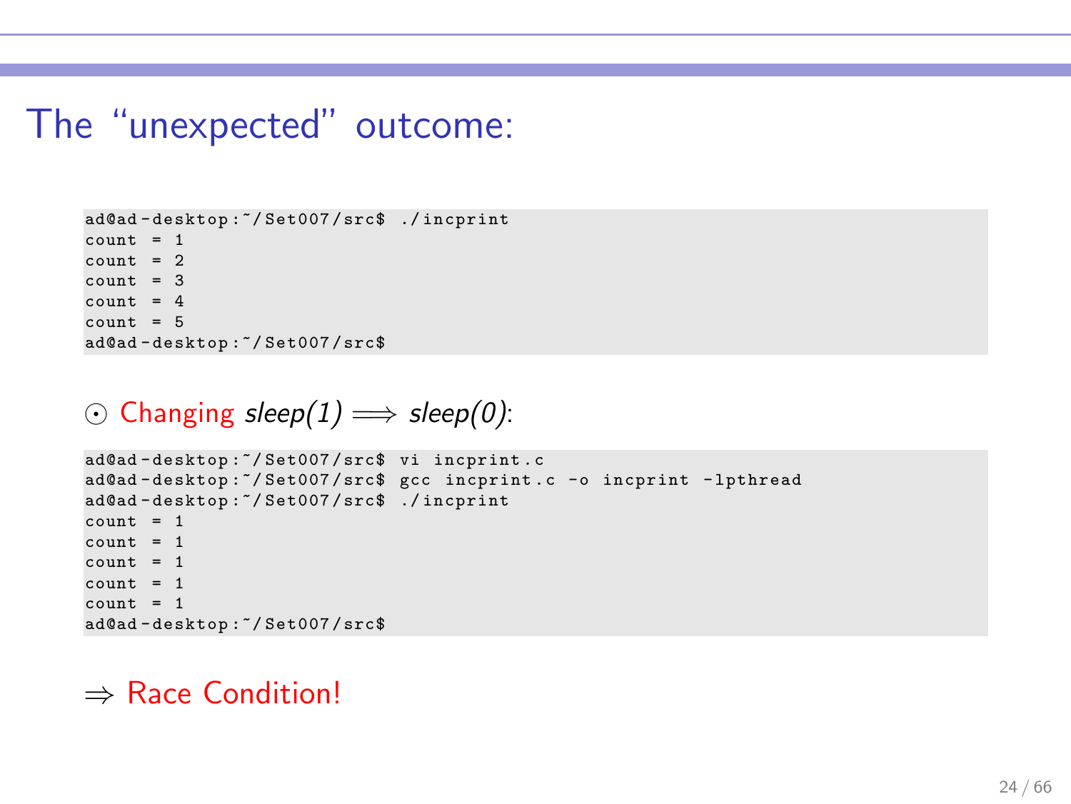# The “unexpected” outcome:

```
ad@ad-desktop:~/Set007/src$ ./incprint
count = 1
count = 2
count = 3
count = 4
count = 5
ad@ad-desktop:~/Set007/src$
```

⊙ Changing *sleep(1)* $\Longrightarrow$ *sleep(0)*:

```
ad@ad-desktop:~/Set007/src$ vi incprint.c
ad@ad-desktop:~/Set007/src$ gcc incprint.c -o incprint -lpthread
ad@ad-desktop:~/Set007/src$ ./incprint
count = 1
count = 1
count = 1
count = 1
count = 1
ad@ad-desktop:~/Set007/src$
```

$\Rightarrow$ Race Condition!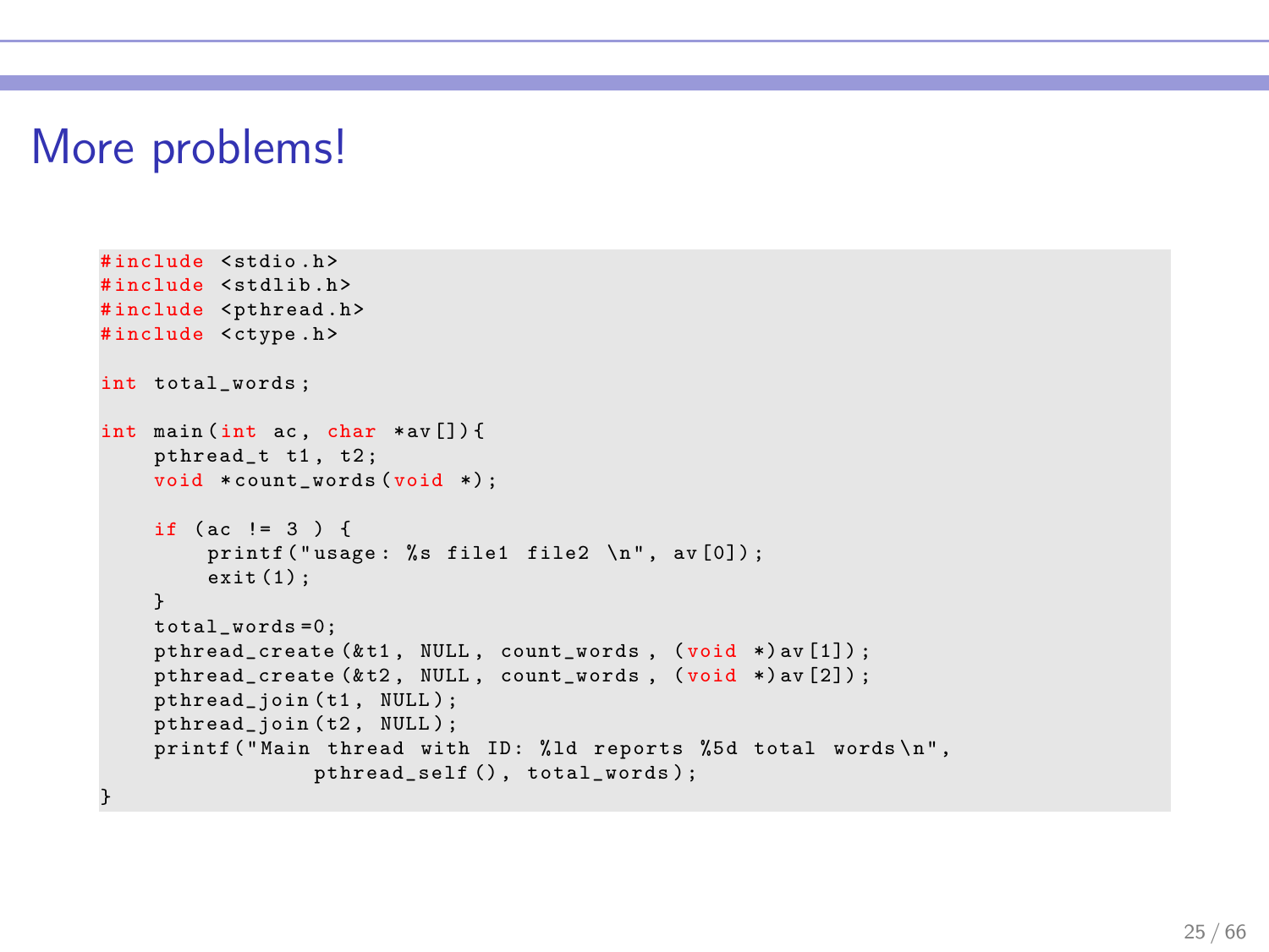# More problems!

```c
#include <stdio.h>
#include <stdlib.h>
#include <pthread.h>
#include <ctype.h>

int total_words;

int main(int ac, char *av[]){
    pthread_t t1, t2;
    void *count_words(void *);

    if (ac != 3 ) {
        printf("usage: %s file1 file2 \n", av[0]);
        exit(1);
    }
    total_words=0;
    pthread_create(&t1, NULL, count_words, (void *)av[1]);
    pthread_create(&t2, NULL, count_words, (void *)av[2]);
    pthread_join(t1, NULL);
    pthread_join(t2, NULL);
    printf("Main thread with ID: %ld reports %5d total words\n",
            pthread_self(), total_words);
}
```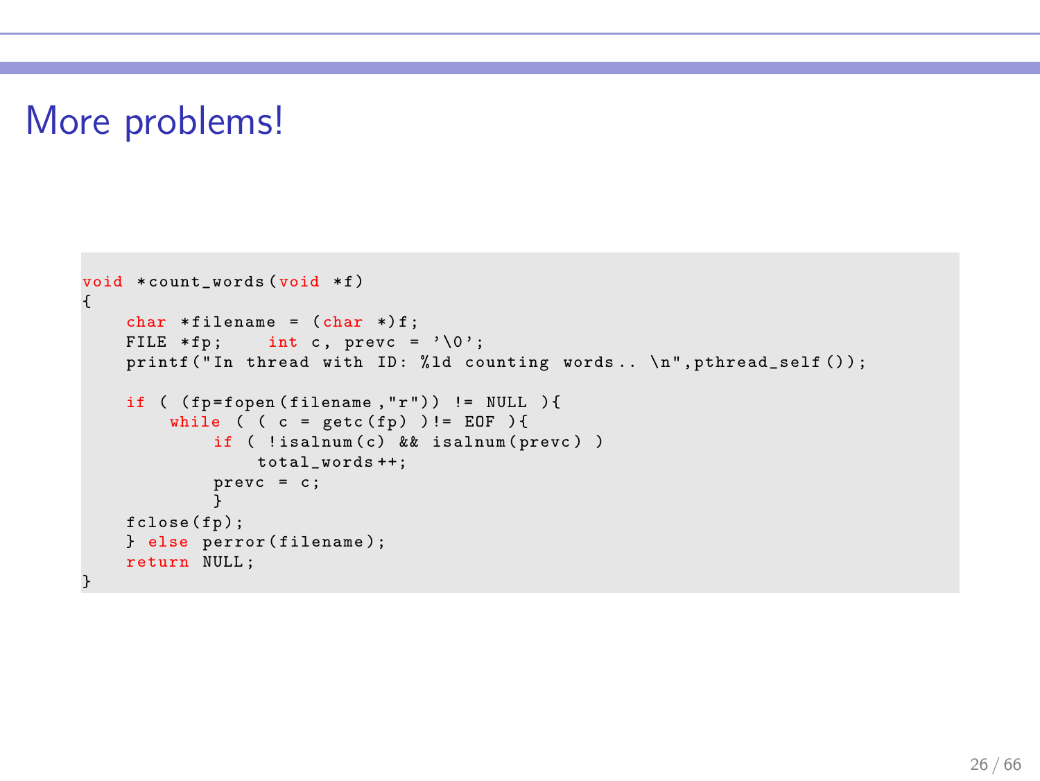# More problems!

```c
void *count_words(void *f)
{
    char *filename = (char *)f;
    FILE *fp;    int c, prevc = '\0';
    printf("In thread with ID: %ld counting words.. \n",pthread_self());

    if ( (fp=fopen(filename,"r")) != NULL ){
        while ( ( c = getc(fp) )!= EOF ){
            if ( !isalnum(c) && isalnum(prevc) )
                total_words++;
            prevc = c;
            }
    fclose(fp);
    } else perror(filename);
    return NULL;
}
```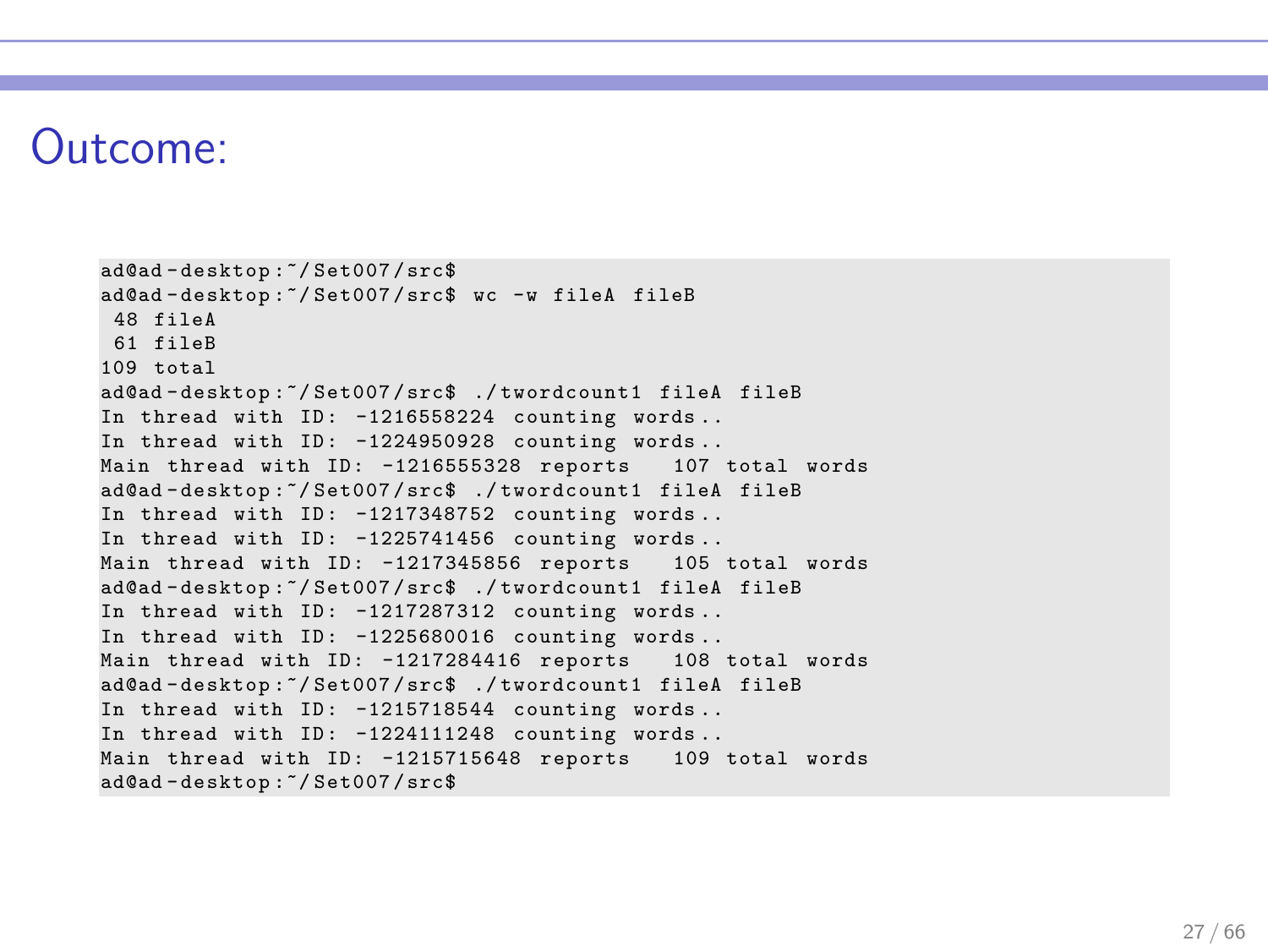# Outcome:

```
ad@ad-desktop:~/Set007/src$
ad@ad-desktop:~/Set007/src$ wc -w fileA fileB
 48 fileA
 61 fileB
109 total
ad@ad-desktop:~/Set007/src$ ./twordcount1 fileA fileB
In thread with ID: -1216558224 counting words..
In thread with ID: -1224950928 counting words..
Main thread with ID: -1216555328 reports   107 total words
ad@ad-desktop:~/Set007/src$ ./twordcount1 fileA fileB
In thread with ID: -1217348752 counting words..
In thread with ID: -1225741456 counting words..
Main thread with ID: -1217345856 reports   105 total words
ad@ad-desktop:~/Set007/src$ ./twordcount1 fileA fileB
In thread with ID: -1217287312 counting words..
In thread with ID: -1225680016 counting words..
Main thread with ID: -1217284416 reports   108 total words
ad@ad-desktop:~/Set007/src$ ./twordcount1 fileA fileB
In thread with ID: -1215718544 counting words..
In thread with ID: -1224111248 counting words..
Main thread with ID: -1215715648 reports   109 total words
ad@ad-desktop:~/Set007/src$
```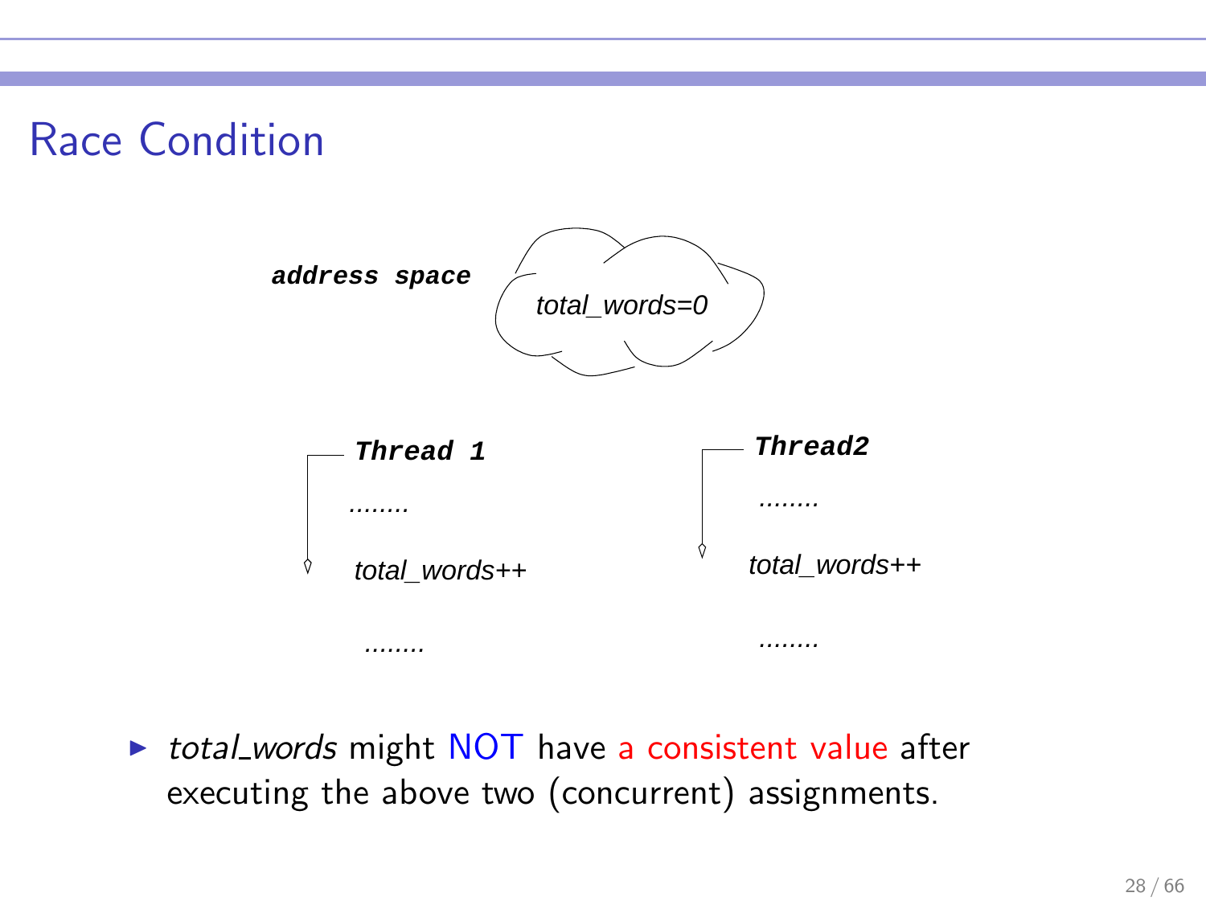## Race Condition

address space

total_words=0

**Thread 1**

........

total_words++

........

**Thread2**

........

total_words++

........

- *total_words* might NOT have a consistent value after executing the above two (concurrent) assignments.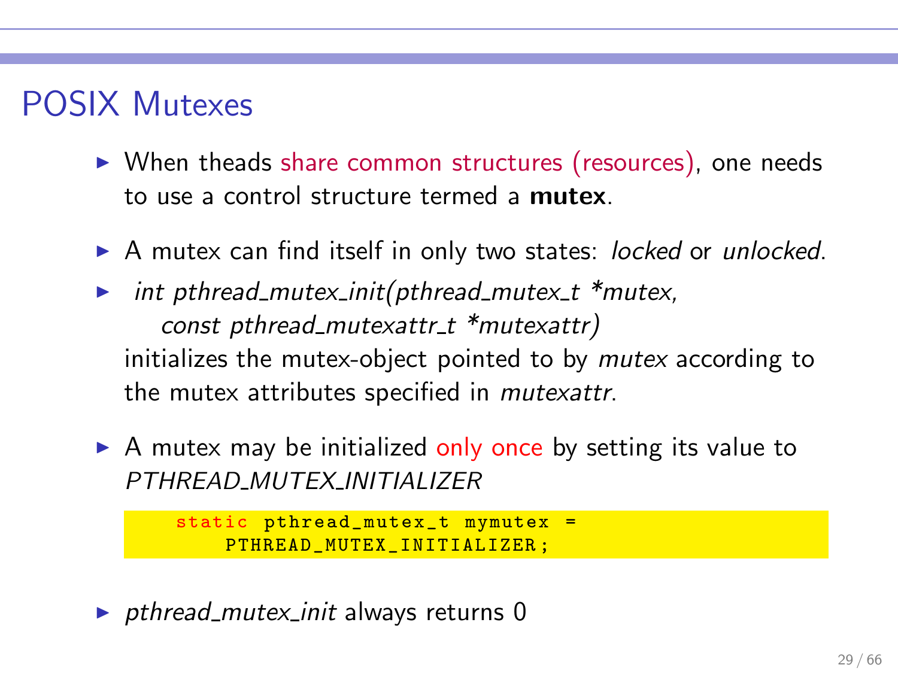# POSIX Mutexes

- When theads share common structures (resources), one needs to use a control structure termed a **mutex**.
- A mutex can find itself in only two states: *locked* or *unlocked*.
- *int pthread_mutex_init(pthread_mutex_t *mutex, const pthread_mutexattr_t *mutexattr)* initializes the mutex-object pointed to by *mutex* according to the mutex attributes specified in *mutexattr*.
- A mutex may be initialized only once by setting its value to *PTHREAD_MUTEX_INITIALIZER*

```
static pthread_mutex_t mymutex =
    PTHREAD_MUTEX_INITIALIZER;
```

- *pthread_mutex_init* always returns 0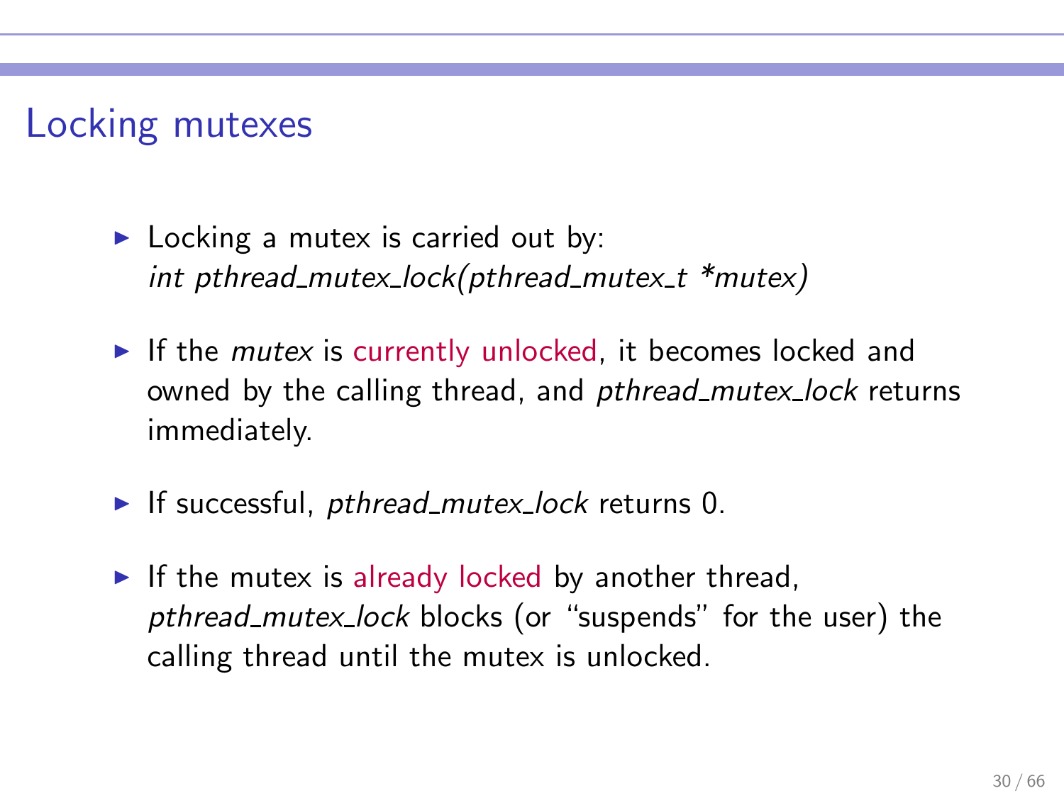# Locking mutexes

- Locking a mutex is carried out by:
  *int pthread_mutex_lock(pthread_mutex_t *mutex)*

- If the *mutex* is currently unlocked, it becomes locked and owned by the calling thread, and *pthread_mutex_lock* returns immediately.

- If successful, *pthread_mutex_lock* returns 0.

- If the mutex is already locked by another thread, *pthread_mutex_lock* blocks (or "suspends" for the user) the calling thread until the mutex is unlocked.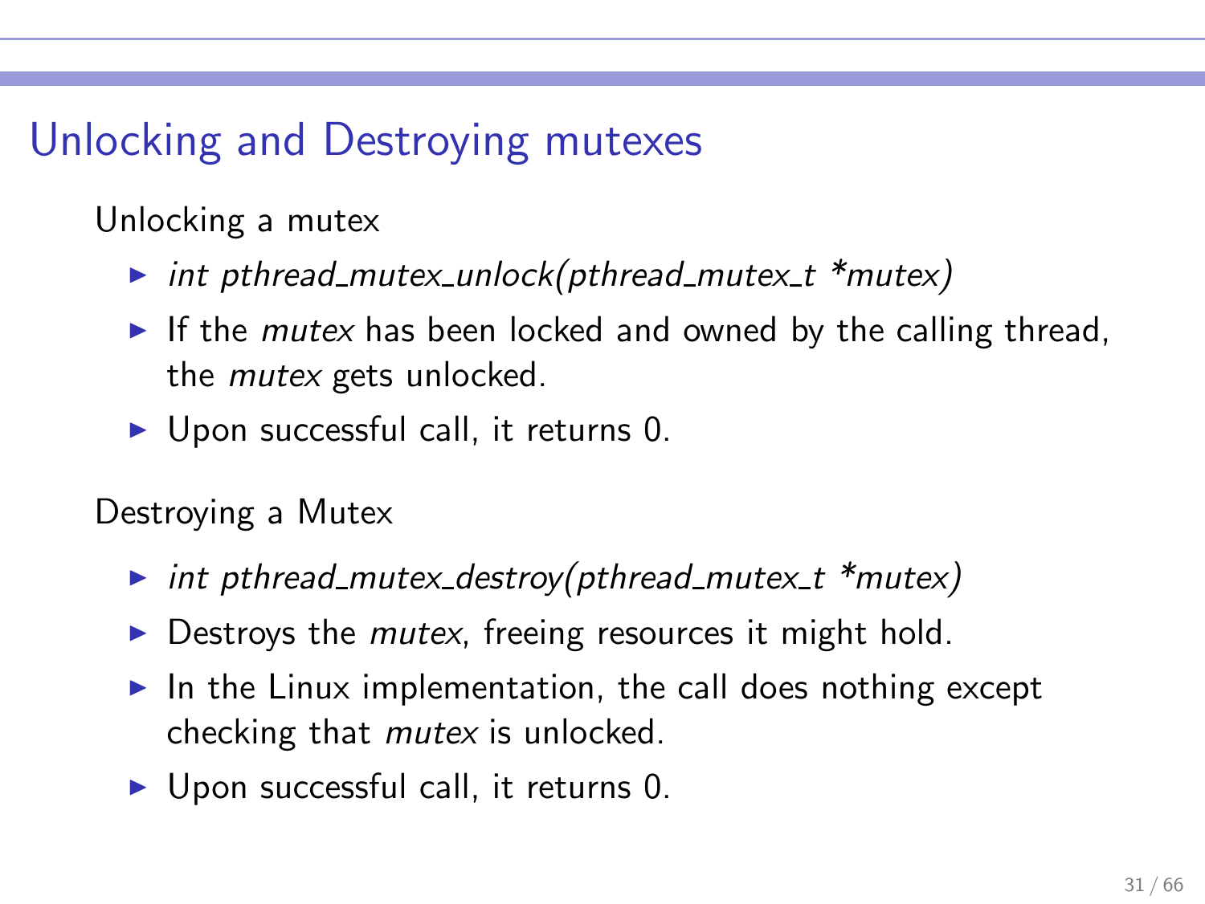# Unlocking and Destroying mutexes

Unlocking a mutex

- *int pthread_mutex_unlock(pthread_mutex_t *mutex)*
- If the *mutex* has been locked and owned by the calling thread, the *mutex* gets unlocked.
- Upon successful call, it returns 0.

Destroying a Mutex

- *int pthread_mutex_destroy(pthread_mutex_t *mutex)*
- Destroys the *mutex*, freeing resources it might hold.
- In the Linux implementation, the call does nothing except checking that *mutex* is unlocked.
- Upon successful call, it returns 0.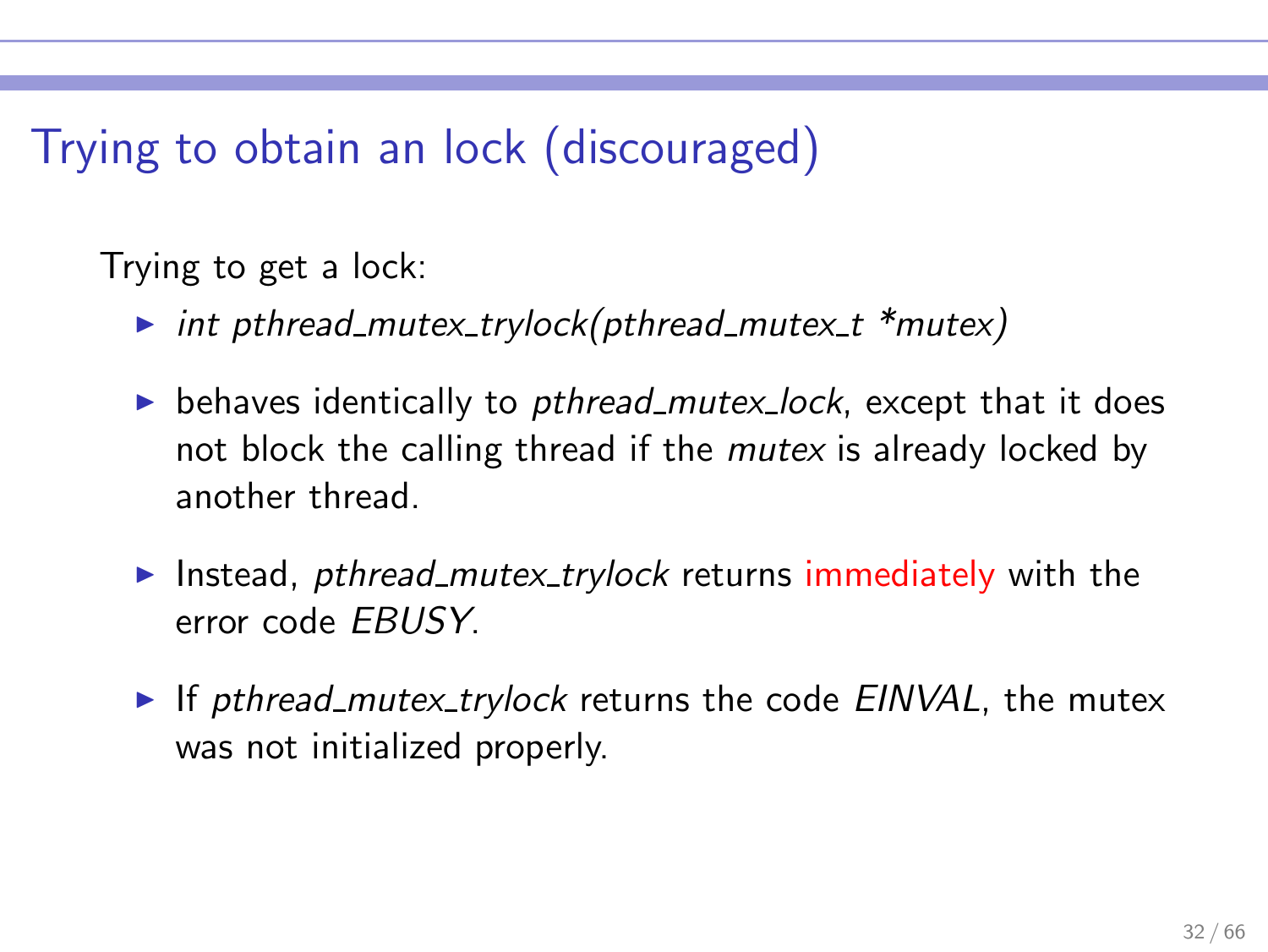# Trying to obtain an lock (discouraged)

Trying to get a lock:

- *int pthread_mutex_trylock(pthread_mutex_t *mutex)*
- behaves identically to *pthread_mutex_lock*, except that it does not block the calling thread if the *mutex* is already locked by another thread.
- Instead, *pthread_mutex_trylock* returns immediately with the error code *EBUSY*.
- If *pthread_mutex_trylock* returns the code *EINVAL*, the mutex was not initialized properly.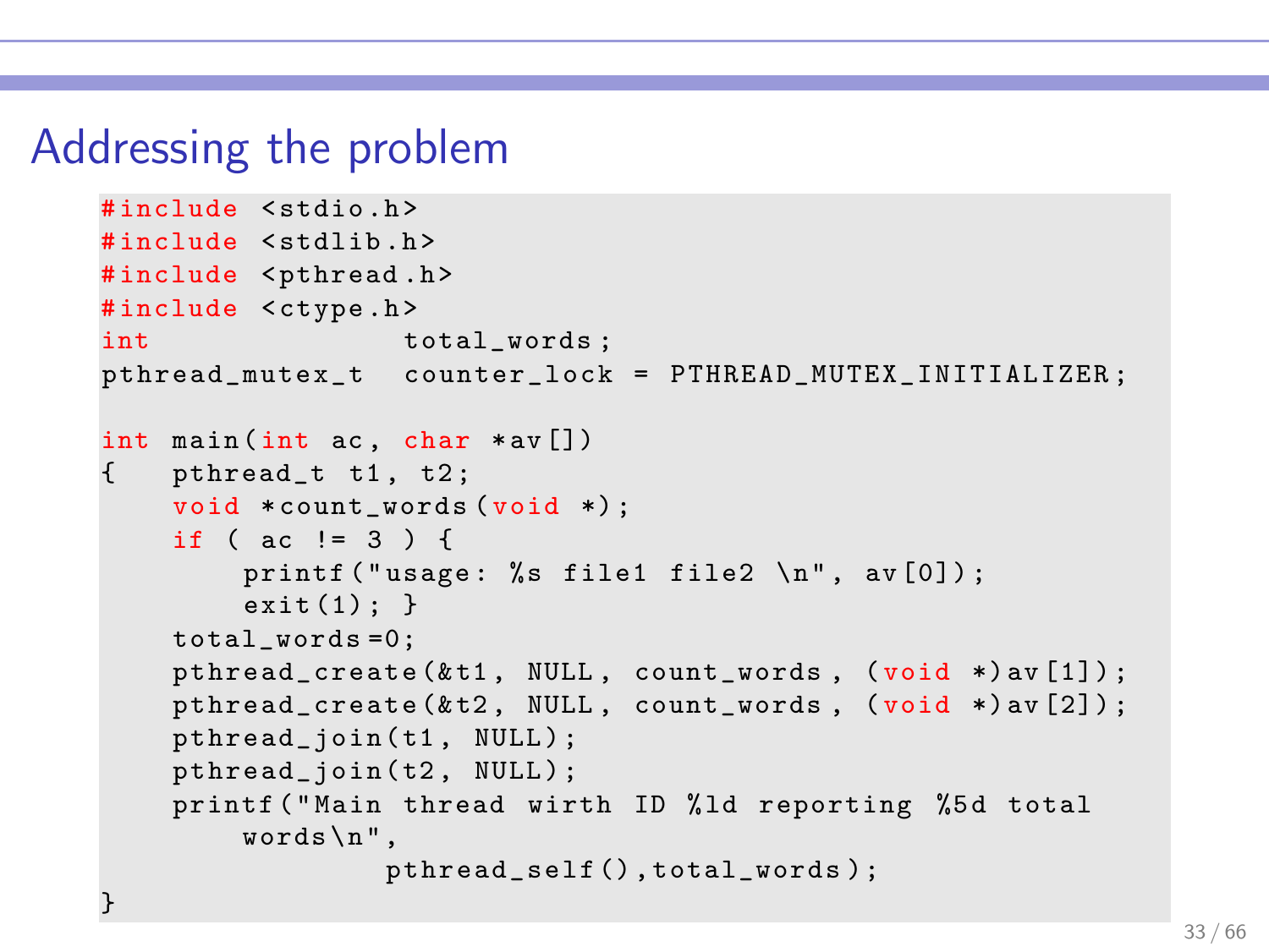# Addressing the problem

```c
#include <stdio.h>
#include <stdlib.h>
#include <pthread.h>
#include <ctype.h>
int             total_words;
pthread_mutex_t counter_lock = PTHREAD_MUTEX_INITIALIZER;

int main(int ac, char *av[])
{   pthread_t t1, t2;
    void *count_words(void *);
    if ( ac != 3 ) {
        printf("usage: %s file1 file2 \n", av[0]);
        exit(1); }
    total_words=0;
    pthread_create(&t1, NULL, count_words, (void *)av[1]);
    pthread_create(&t2, NULL, count_words, (void *)av[2]);
    pthread_join(t1, NULL);
    pthread_join(t2, NULL);
    printf("Main thread wirth ID %ld reporting %5d total
        words\n",
                pthread_self(),total_words);
}
```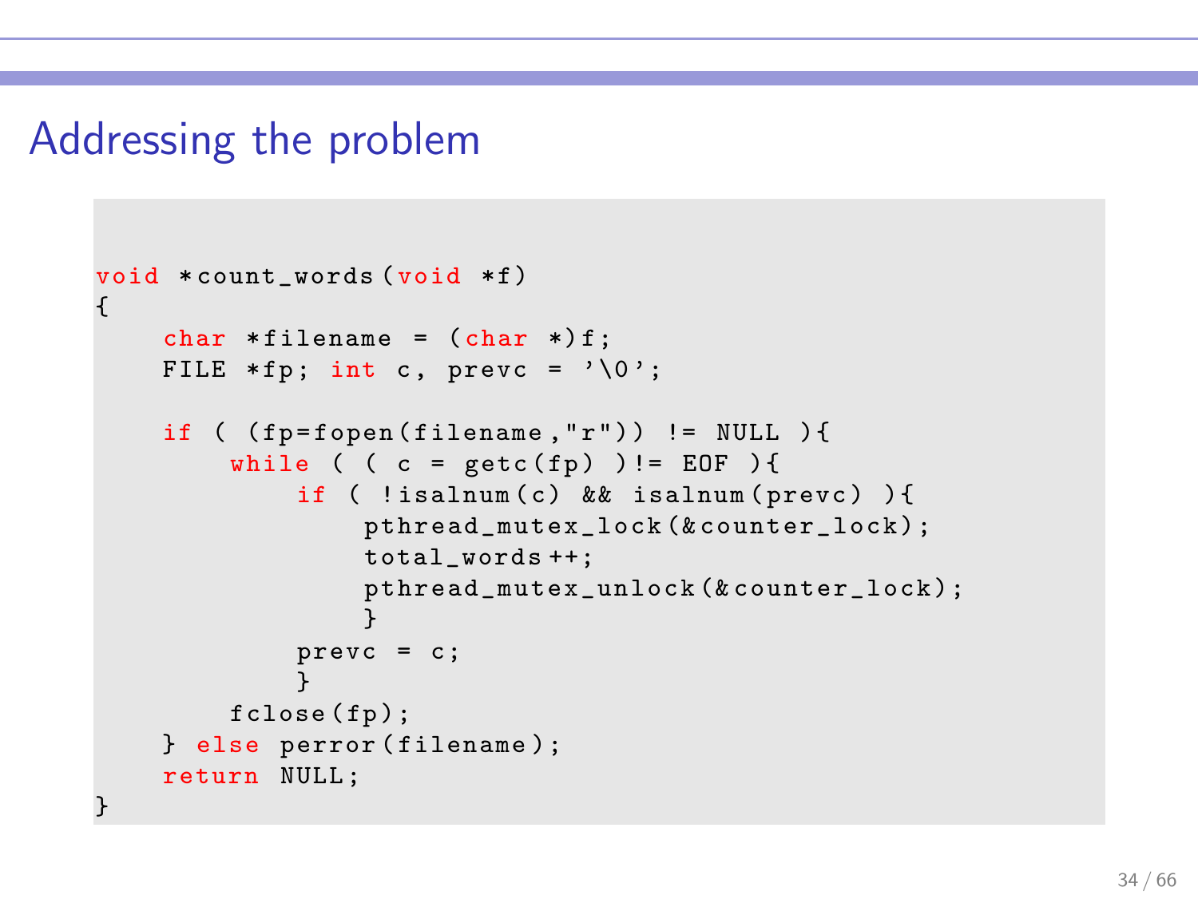# Addressing the problem

```c
void *count_words(void *f)
{
    char *filename = (char *)f;
    FILE *fp; int c, prevc = '\0';

    if ( (fp=fopen(filename,"r")) != NULL ){
        while ( ( c = getc(fp) )!= EOF ){
            if ( !isalnum(c) && isalnum(prevc) ){
                pthread_mutex_lock(&counter_lock);
                total_words++;
                pthread_mutex_unlock(&counter_lock);
                }
            prevc = c;
            }
        fclose(fp);
    } else perror(filename);
    return NULL;
}
```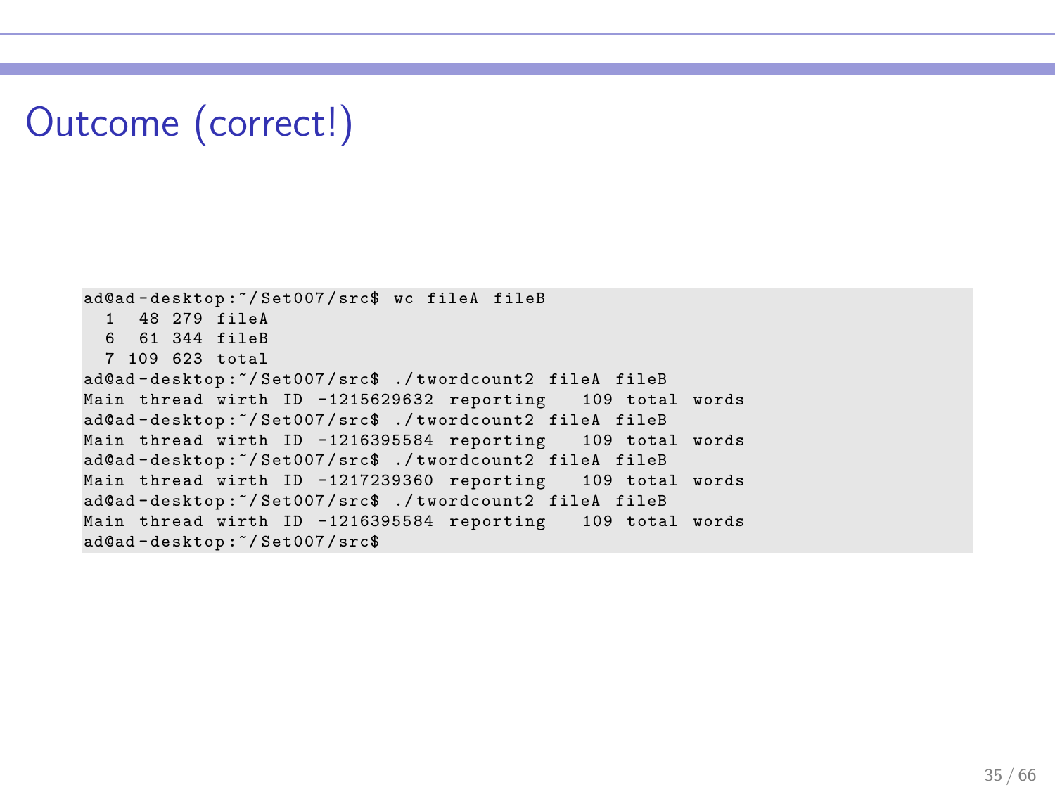# Outcome (correct!)

```
ad@ad-desktop:~/Set007/src$ wc fileA fileB
  1  48 279 fileA
  6  61 344 fileB
  7 109 623 total
ad@ad-desktop:~/Set007/src$ ./twordcount2 fileA fileB
Main thread wirth ID -1215629632 reporting   109 total words
ad@ad-desktop:~/Set007/src$ ./twordcount2 fileA fileB
Main thread wirth ID -1216395584 reporting   109 total words
ad@ad-desktop:~/Set007/src$ ./twordcount2 fileA fileB
Main thread wirth ID -1217239360 reporting   109 total words
ad@ad-desktop:~/Set007/src$ ./twordcount2 fileA fileB
Main thread wirth ID -1216395584 reporting   109 total words
ad@ad-desktop:~/Set007/src$
```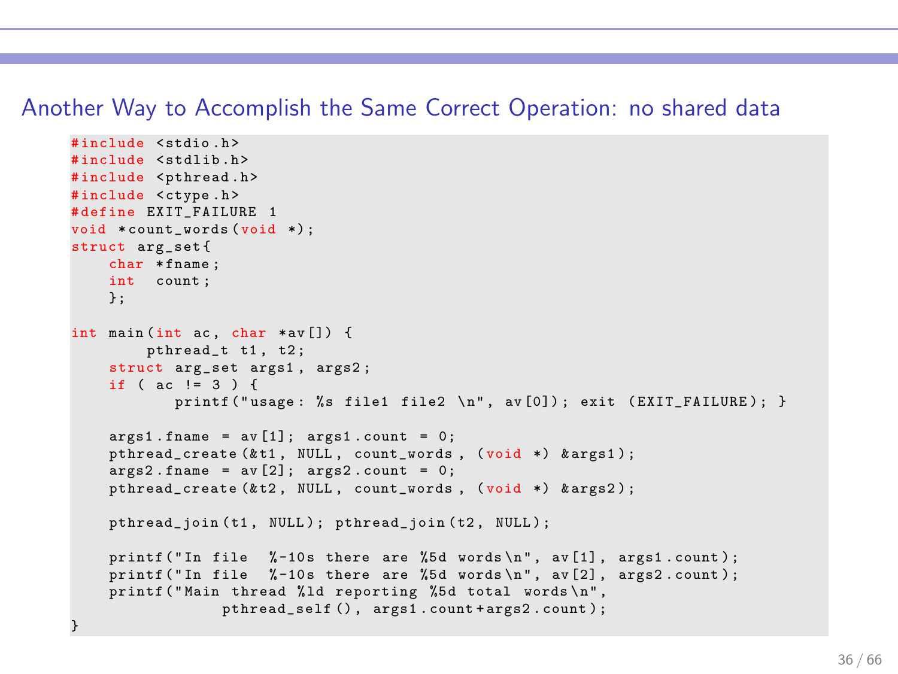## Another Way to Accomplish the Same Correct Operation: no shared data

```c
#include <stdio.h>
#include <stdlib.h>
#include <pthread.h>
#include <ctype.h>
#define EXIT_FAILURE 1
void *count_words(void *);
struct arg_set{
    char *fname;
    int  count;
    };

int main(int ac, char *av[]) {
        pthread_t t1, t2;
    struct arg_set args1, args2;
    if ( ac != 3 ) {
           printf("usage: %s file1 file2 \n", av[0]); exit (EXIT_FAILURE); }

    args1.fname = av[1]; args1.count = 0;
    pthread_create(&t1, NULL, count_words, (void *) &args1);
    args2.fname = av[2]; args2.count = 0;
    pthread_create(&t2, NULL, count_words, (void *) &args2);

    pthread_join(t1, NULL); pthread_join(t2, NULL);

    printf("In file  %-10s there are %5d words\n", av[1], args1.count);
    printf("In file  %-10s there are %5d words\n", av[2], args2.count);
    printf("Main thread %ld reporting %5d total words\n",
                pthread_self(), args1.count+args2.count);
}
```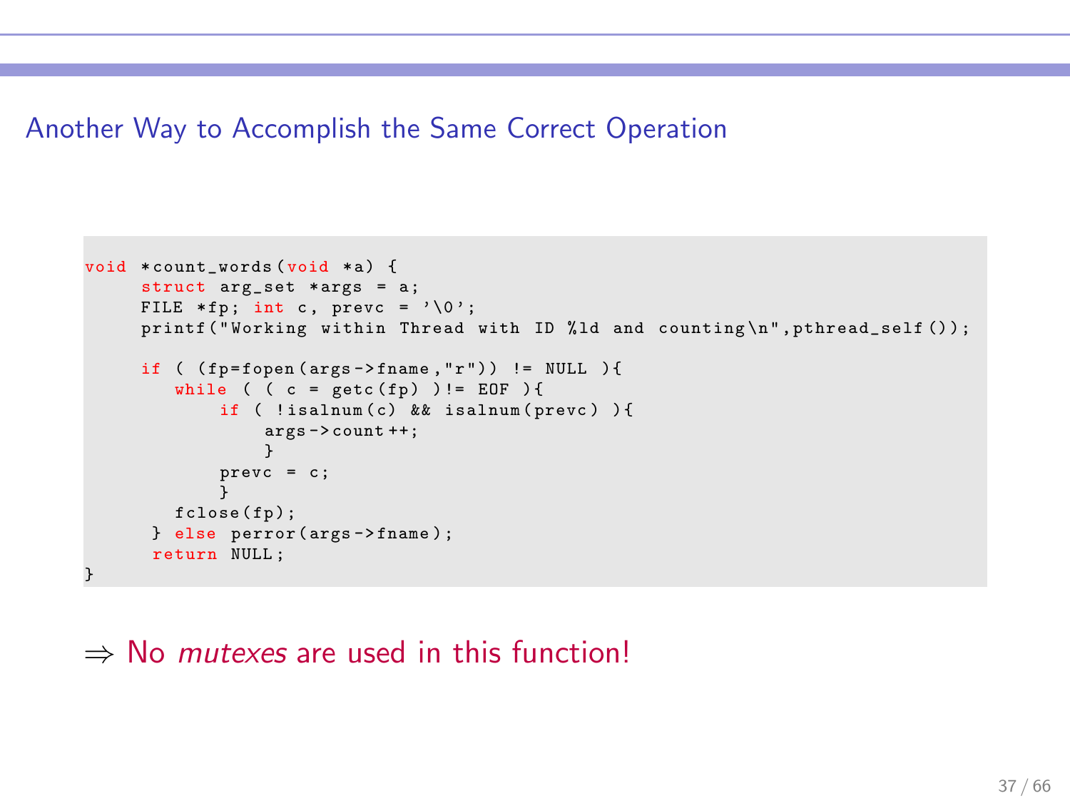## Another Way to Accomplish the Same Correct Operation

```
void *count_words(void *a) {
     struct arg_set *args = a;
     FILE *fp; int c, prevc = '\0';
     printf("Working within Thread with ID %ld and counting\n",pthread_self());

     if ( (fp=fopen(args->fname,"r")) != NULL ){
        while ( ( c = getc(fp) )!= EOF ){
            if ( !isalnum(c) && isalnum(prevc) ){
                args->count++;
                }
            prevc = c;
            }
        fclose(fp);
      } else perror(args->fname);
      return NULL;
}
```

⇒ No *mutexes* are used in this function!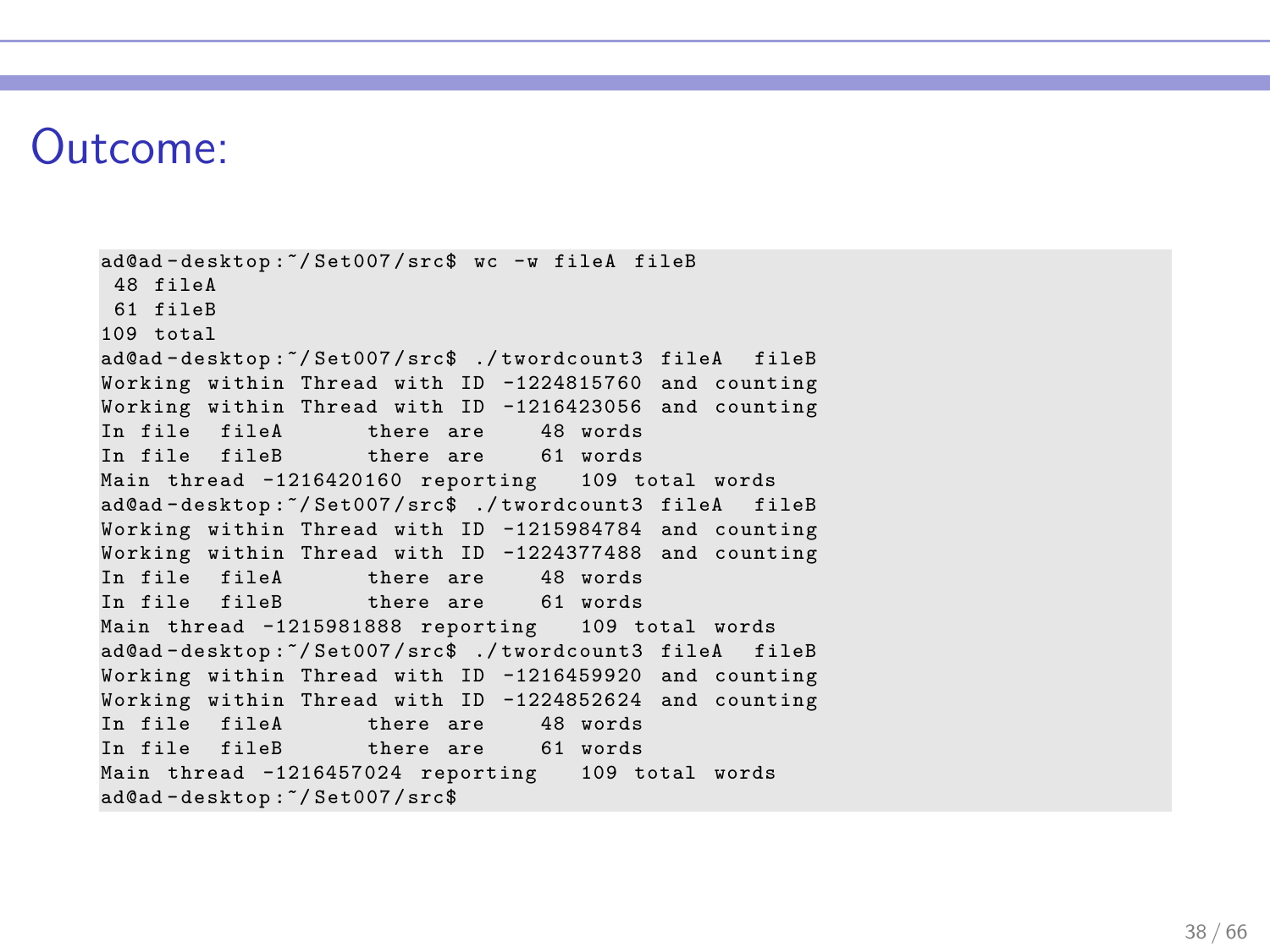# Outcome:

```
ad@ad-desktop:~/Set007/src$ wc -w fileA fileB
 48 fileA
 61 fileB
109 total
ad@ad-desktop:~/Set007/src$ ./twordcount3 fileA  fileB
Working within Thread with ID -1224815760 and counting
Working within Thread with ID -1216423056 and counting
In file  fileA      there are    48 words
In file  fileB      there are    61 words
Main thread -1216420160 reporting   109 total words
ad@ad-desktop:~/Set007/src$ ./twordcount3 fileA  fileB
Working within Thread with ID -1215984784 and counting
Working within Thread with ID -1224377488 and counting
In file  fileA      there are    48 words
In file  fileB      there are    61 words
Main thread -1215981888 reporting   109 total words
ad@ad-desktop:~/Set007/src$ ./twordcount3 fileA  fileB
Working within Thread with ID -1216459920 and counting
Working within Thread with ID -1224852624 and counting
In file  fileA      there are    48 words
In file  fileB      there are    61 words
Main thread -1216457024 reporting   109 total words
ad@ad-desktop:~/Set007/src$
```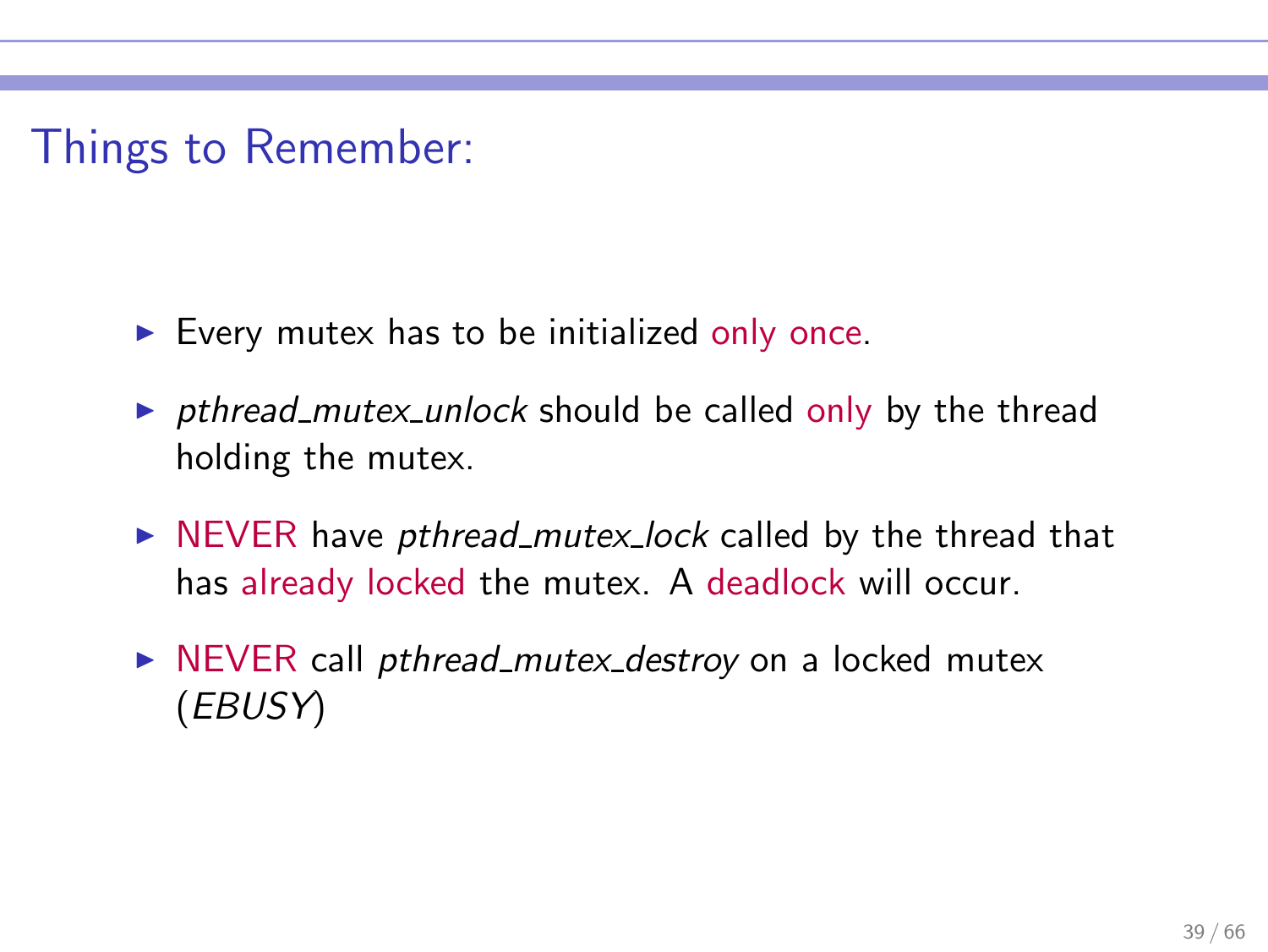# Things to Remember:

- Every mutex has to be initialized only once.
- *pthread_mutex_unlock* should be called only by the thread holding the mutex.
- NEVER have *pthread_mutex_lock* called by the thread that has already locked the mutex. A deadlock will occur.
- NEVER call *pthread_mutex_destroy* on a locked mutex (*EBUSY*)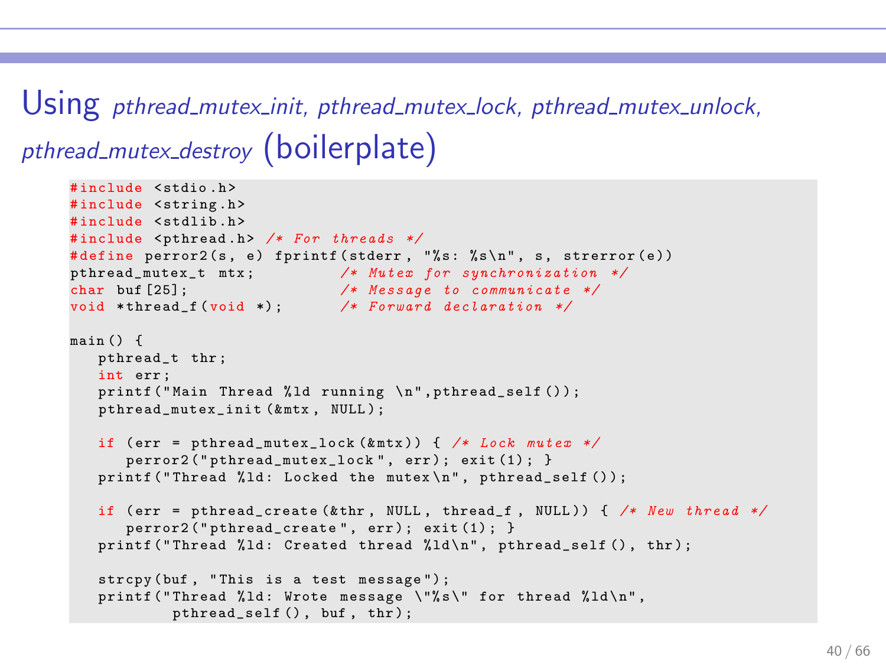# Using *pthread_mutex_init, pthread_mutex_lock, pthread_mutex_unlock, pthread_mutex_destroy* (boilerplate)

```c
#include <stdio.h>
#include <string.h>
#include <stdlib.h>
#include <pthread.h> /* For threads */
#define perror2(s, e) fprintf(stderr, "%s: %s\n", s, strerror(e))
pthread_mutex_t mtx;          /* Mutex for synchronization */
char buf[25];                 /* Message to communicate */
void *thread_f(void *);       /* Forward declaration */

main() {
   pthread_t thr;
   int err;
   printf("Main Thread %ld running \n",pthread_self());
   pthread_mutex_init(&mtx, NULL);

   if (err = pthread_mutex_lock(&mtx)) { /* Lock mutex */
      perror2("pthread_mutex_lock", err); exit(1); }
   printf("Thread %ld: Locked the mutex\n", pthread_self());

   if (err = pthread_create(&thr, NULL, thread_f, NULL)) { /* New thread */
      perror2("pthread_create", err); exit(1); }
   printf("Thread %ld: Created thread %ld\n", pthread_self(), thr);

   strcpy(buf, "This is a test message");
   printf("Thread %ld: Wrote message \"%s\" for thread %ld\n",
           pthread_self(), buf, thr);
```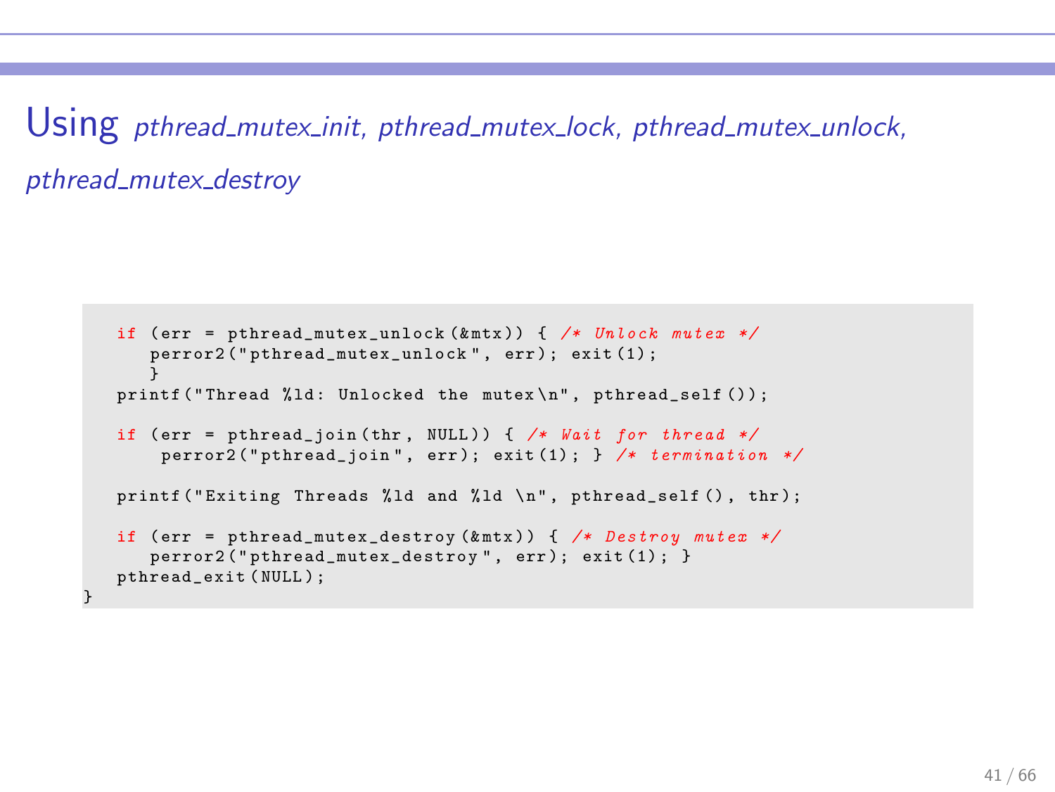# Using *pthread_mutex_init, pthread_mutex_lock, pthread_mutex_unlock, pthread_mutex_destroy*

```
   if (err = pthread_mutex_unlock(&mtx)) { /* Unlock mutex */
      perror2("pthread_mutex_unlock", err); exit(1);
      }
   printf("Thread %ld: Unlocked the mutex\n", pthread_self());

   if (err = pthread_join(thr, NULL)) { /* Wait for thread */
       perror2("pthread_join", err); exit(1); } /* termination */

   printf("Exiting Threads %ld and %ld \n", pthread_self(), thr);

   if (err = pthread_mutex_destroy(&mtx)) { /* Destroy mutex */
      perror2("pthread_mutex_destroy", err); exit(1); }
   pthread_exit(NULL);
}
```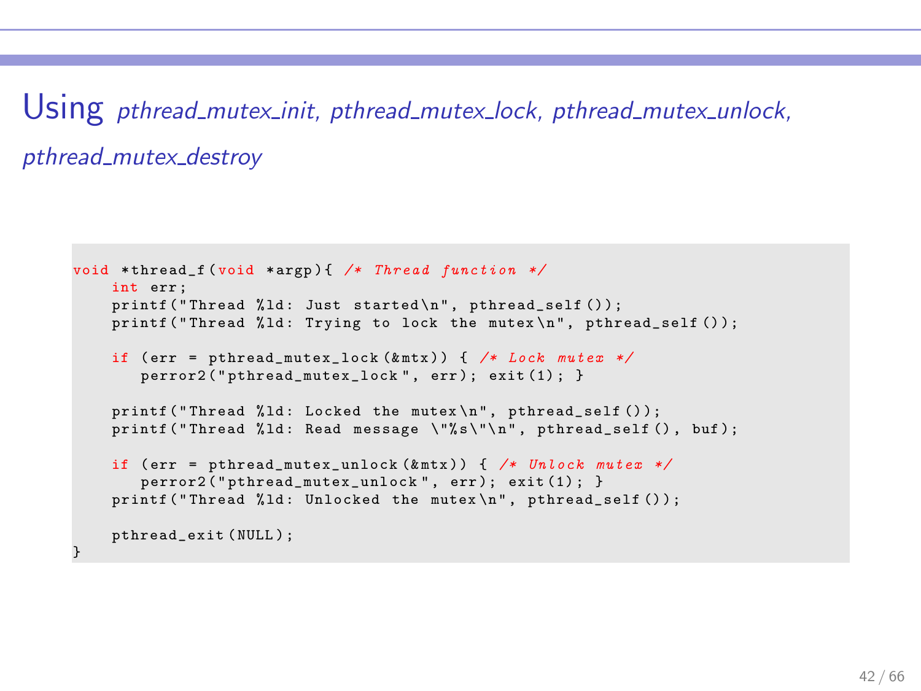# Using *pthread_mutex_init, pthread_mutex_lock, pthread_mutex_unlock, pthread_mutex_destroy*

```c
void *thread_f(void *argp){ /* Thread function */
    int err;
    printf("Thread %ld: Just started\n", pthread_self());
    printf("Thread %ld: Trying to lock the mutex\n", pthread_self());

    if (err = pthread_mutex_lock(&mtx)) { /* Lock mutex */
       perror2("pthread_mutex_lock", err); exit(1); }

    printf("Thread %ld: Locked the mutex\n", pthread_self());
    printf("Thread %ld: Read message \"%s\"\n", pthread_self(), buf);

    if (err = pthread_mutex_unlock(&mtx)) { /* Unlock mutex */
       perror2("pthread_mutex_unlock", err); exit(1); }
    printf("Thread %ld: Unlocked the mutex\n", pthread_self());

    pthread_exit(NULL);
}
```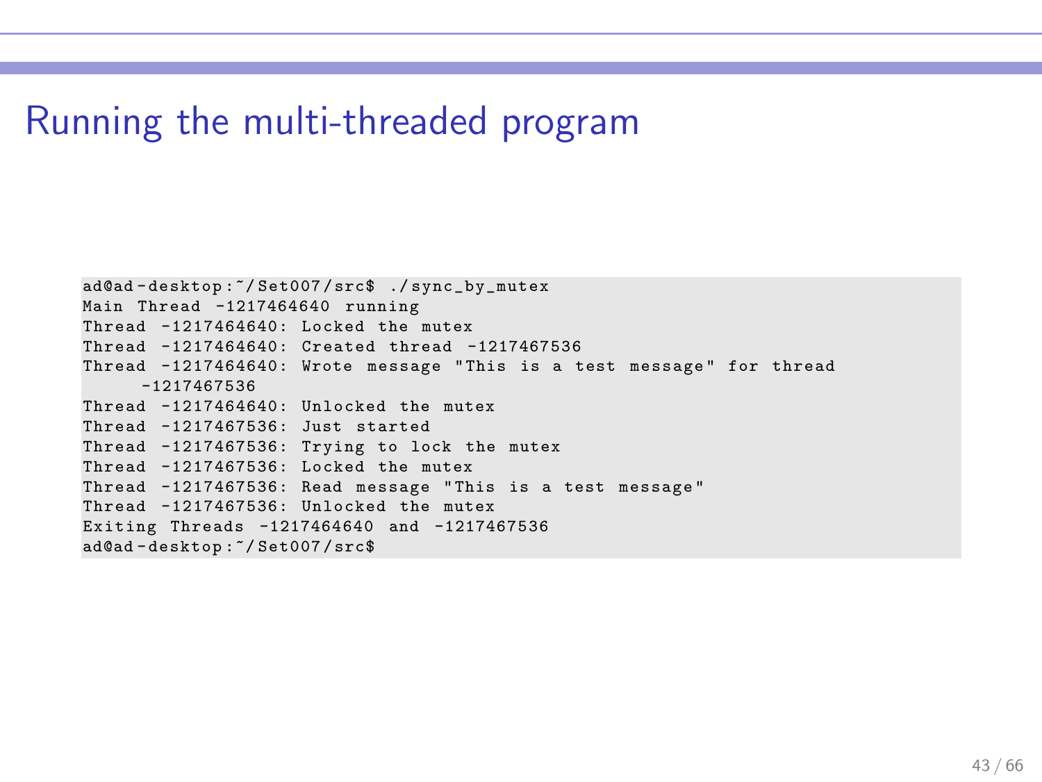# Running the multi-threaded program

```
ad@ad-desktop:~/Set007/src$ ./sync_by_mutex
Main Thread -1217464640 running
Thread -1217464640: Locked the mutex
Thread -1217464640: Created thread -1217467536
Thread -1217464640: Wrote message "This is a test message" for thread
      -1217467536
Thread -1217464640: Unlocked the mutex
Thread -1217467536: Just started
Thread -1217467536: Trying to lock the mutex
Thread -1217467536: Locked the mutex
Thread -1217467536: Read message "This is a test message"
Thread -1217467536: Unlocked the mutex
Exiting Threads -1217464640 and -1217467536
ad@ad-desktop:~/Set007/src$
```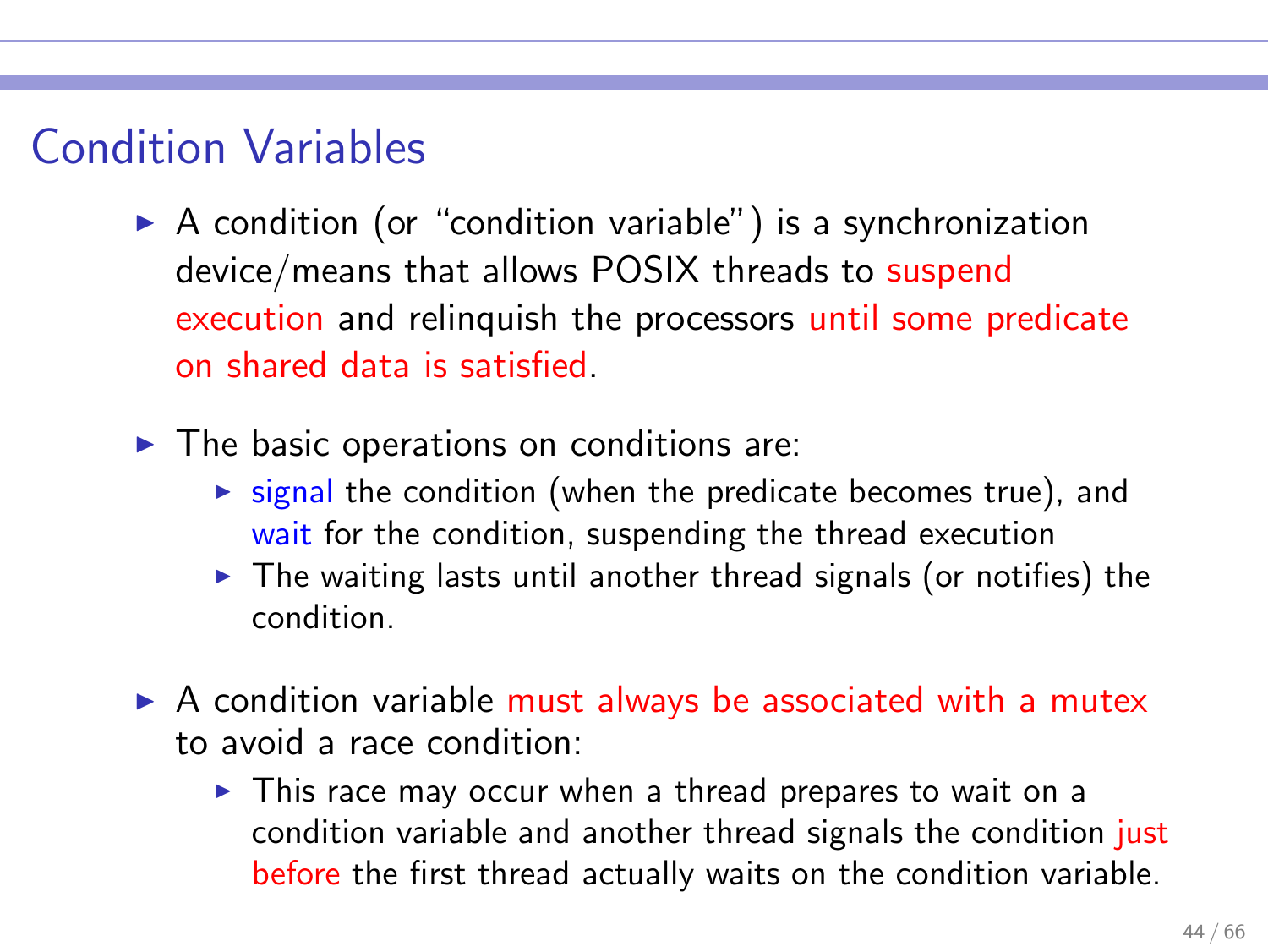## Condition Variables

- A condition (or "condition variable") is a synchronization device/means that allows POSIX threads to suspend execution and relinquish the processors until some predicate on shared data is satisfied.
- The basic operations on conditions are:
  - signal the condition (when the predicate becomes true), and wait for the condition, suspending the thread execution
  - The waiting lasts until another thread signals (or notifies) the condition.
- A condition variable must always be associated with a mutex to avoid a race condition:
  - This race may occur when a thread prepares to wait on a condition variable and another thread signals the condition just before the first thread actually waits on the condition variable.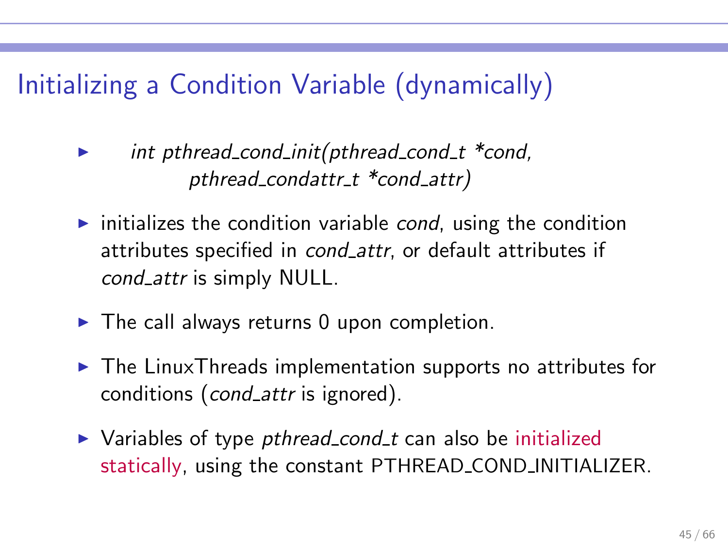# Initializing a Condition Variable (dynamically)

- *int pthread_cond_init(pthread_cond_t *cond, pthread_condattr_t *cond_attr)*
- initializes the condition variable *cond*, using the condition attributes specified in *cond_attr*, or default attributes if *cond_attr* is simply NULL.
- The call always returns 0 upon completion.
- The LinuxThreads implementation supports no attributes for conditions (*cond_attr* is ignored).
- Variables of type *pthread_cond_t* can also be initialized statically, using the constant PTHREAD_COND_INITIALIZER.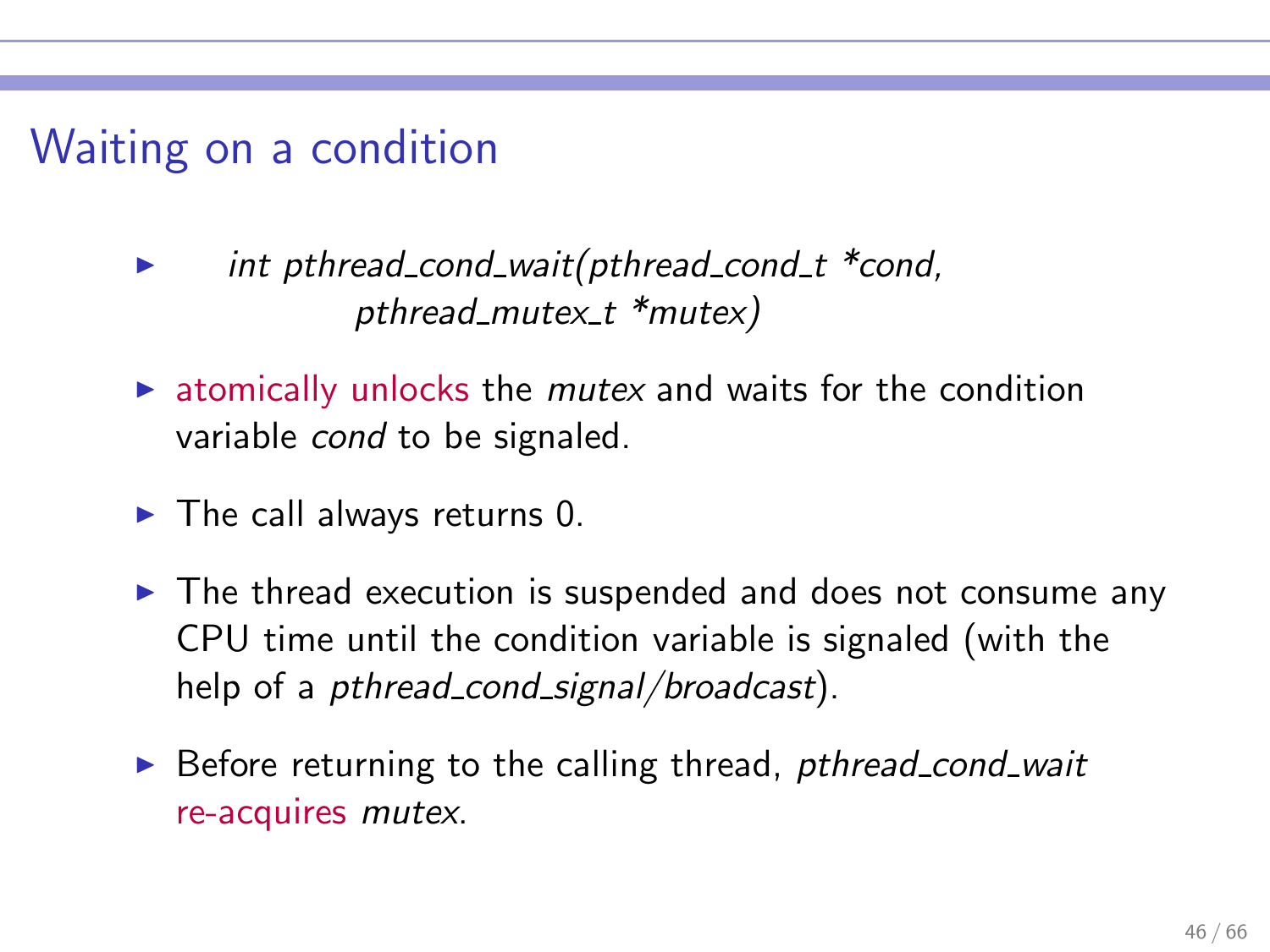# Waiting on a condition

- *int pthread_cond_wait(pthread_cond_t *cond, pthread_mutex_t *mutex)*
- atomically unlocks the *mutex* and waits for the condition variable *cond* to be signaled.
- The call always returns 0.
- The thread execution is suspended and does not consume any CPU time until the condition variable is signaled (with the help of a *pthread_cond_signal/broadcast*).
- Before returning to the calling thread, *pthread_cond_wait* re-acquires *mutex*.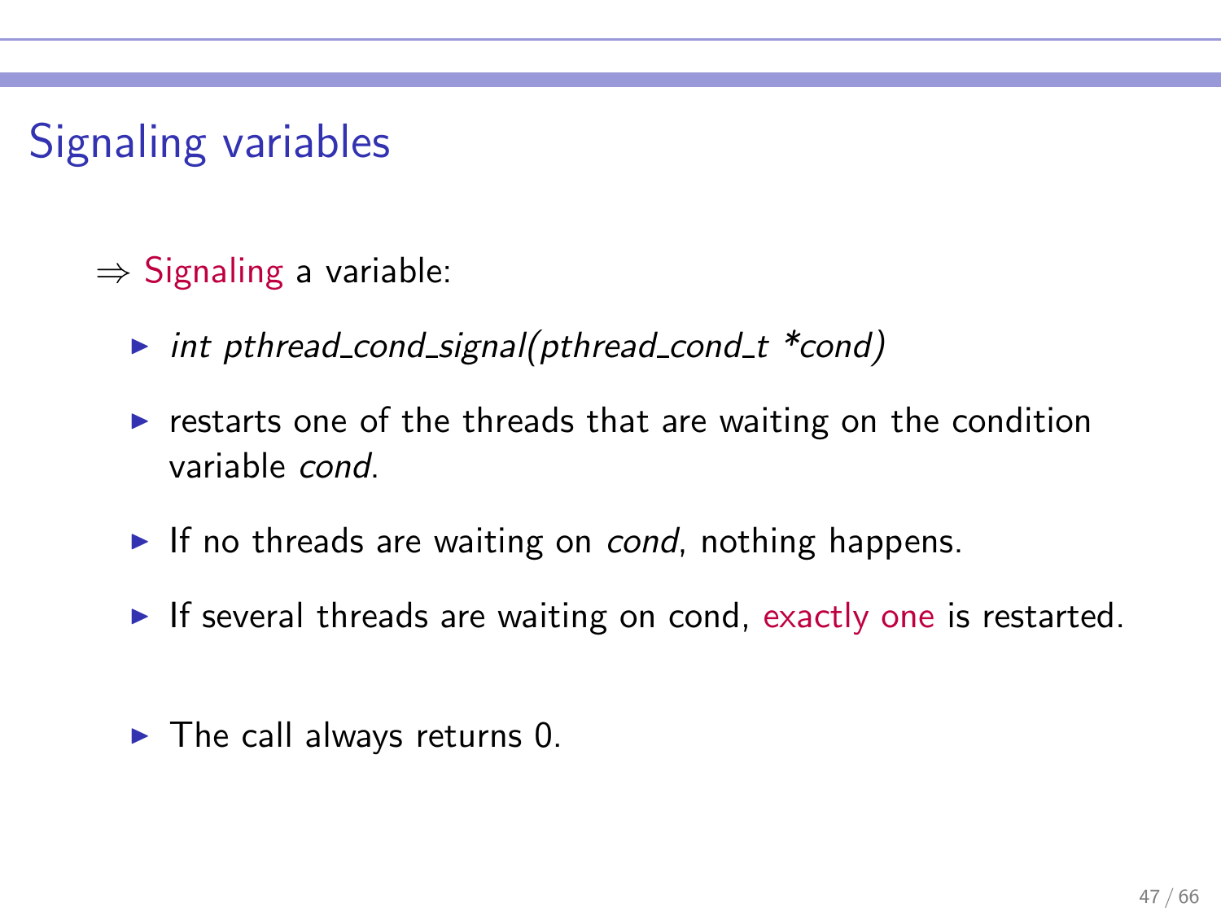# Signaling variables

⇒ Signaling a variable:

- *int pthread_cond_signal(pthread_cond_t *cond)*
- restarts one of the threads that are waiting on the condition variable *cond*.
- If no threads are waiting on *cond*, nothing happens.
- If several threads are waiting on cond, exactly one is restarted.
- The call always returns 0.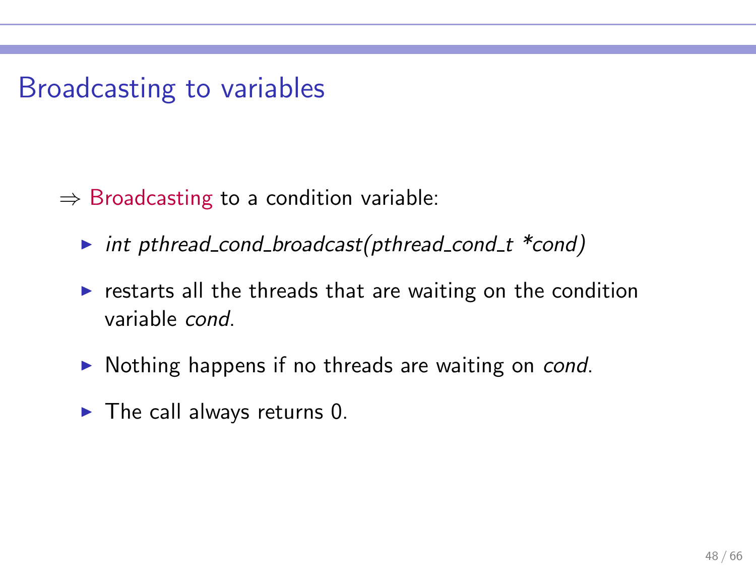# Broadcasting to variables

⇒ Broadcasting to a condition variable:

- *int pthread_cond_broadcast(pthread_cond_t *cond)*
- restarts all the threads that are waiting on the condition variable *cond*.
- Nothing happens if no threads are waiting on *cond*.
- The call always returns 0.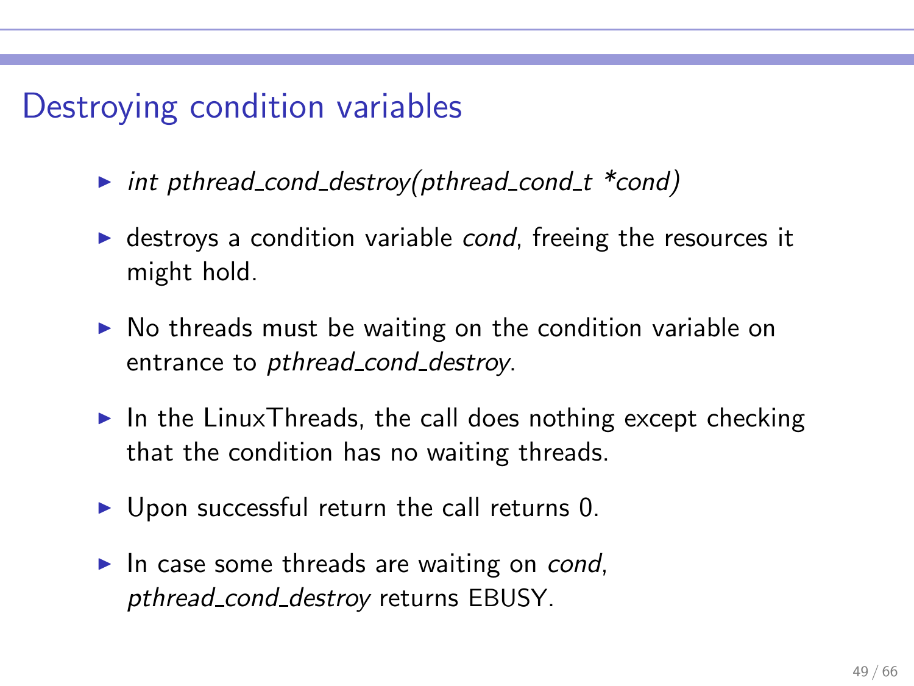# Destroying condition variables

- *int pthread_cond_destroy(pthread_cond_t *cond)*
- destroys a condition variable *cond*, freeing the resources it might hold.
- No threads must be waiting on the condition variable on entrance to *pthread_cond_destroy*.
- In the LinuxThreads, the call does nothing except checking that the condition has no waiting threads.
- Upon successful return the call returns 0.
- In case some threads are waiting on *cond*, *pthread_cond_destroy* returns EBUSY.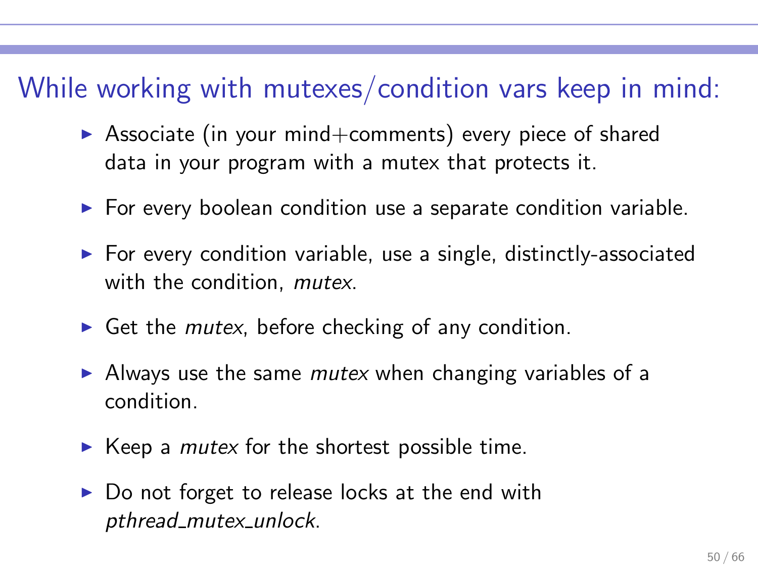## While working with mutexes/condition vars keep in mind:

- Associate (in your mind+comments) every piece of shared data in your program with a mutex that protects it.
- For every boolean condition use a separate condition variable.
- For every condition variable, use a single, distinctly-associated with the condition, *mutex*.
- Get the *mutex*, before checking of any condition.
- Always use the same *mutex* when changing variables of a condition.
- Keep a *mutex* for the shortest possible time.
- Do not forget to release locks at the end with *pthread_mutex_unlock*.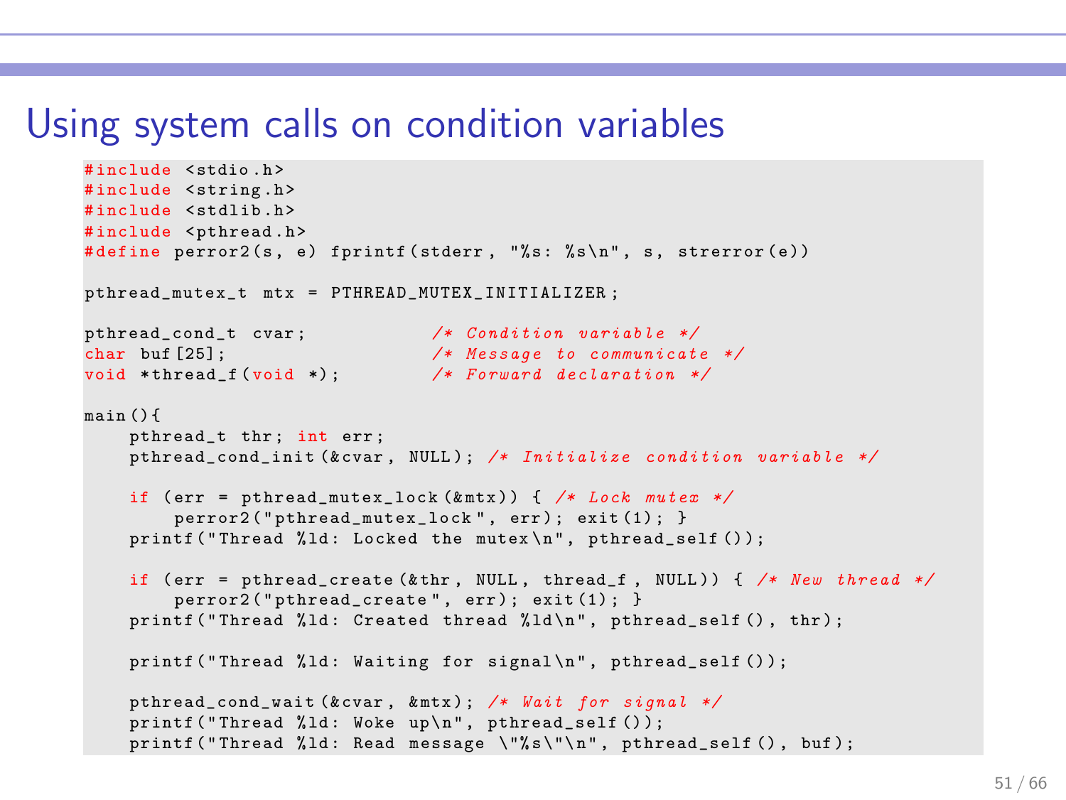# Using system calls on condition variables

```c
#include <stdio.h>
#include <string.h>
#include <stdlib.h>
#include <pthread.h>
#define perror2(s, e) fprintf(stderr, "%s: %s\n", s, strerror(e))

pthread_mutex_t mtx = PTHREAD_MUTEX_INITIALIZER;

pthread_cond_t cvar;            /* Condition variable */
char buf[25];                   /* Message to communicate */
void *thread_f(void *);         /* Forward declaration */

main(){
    pthread_t thr; int err;
    pthread_cond_init(&cvar, NULL); /* Initialize condition variable */

    if (err = pthread_mutex_lock(&mtx)) { /* Lock mutex */
        perror2("pthread_mutex_lock", err); exit(1); }
    printf("Thread %ld: Locked the mutex\n", pthread_self());

    if (err = pthread_create(&thr, NULL, thread_f, NULL)) { /* New thread */
        perror2("pthread_create", err); exit(1); }
    printf("Thread %ld: Created thread %ld\n", pthread_self(), thr);

    printf("Thread %ld: Waiting for signal\n", pthread_self());

    pthread_cond_wait(&cvar, &mtx); /* Wait for signal */
    printf("Thread %ld: Woke up\n", pthread_self());
    printf("Thread %ld: Read message \"%s\"\n", pthread_self(), buf);
```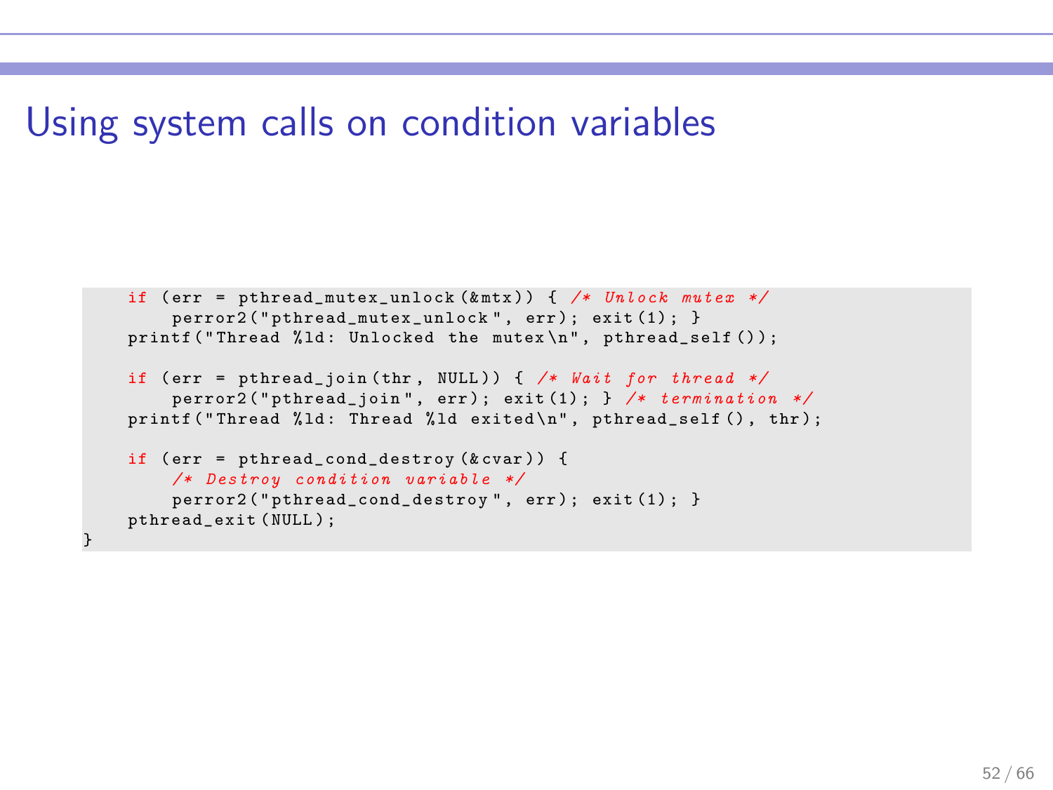# Using system calls on condition variables

```
    if (err = pthread_mutex_unlock(&mtx)) { /* Unlock mutex */
        perror2("pthread_mutex_unlock", err); exit(1); }
    printf("Thread %ld: Unlocked the mutex\n", pthread_self());

    if (err = pthread_join(thr, NULL)) { /* Wait for thread */
        perror2("pthread_join", err); exit(1); } /* termination */
    printf("Thread %ld: Thread %ld exited\n", pthread_self(), thr);

    if (err = pthread_cond_destroy(&cvar)) {
        /* Destroy condition variable */
        perror2("pthread_cond_destroy", err); exit(1); }
    pthread_exit(NULL);
}
```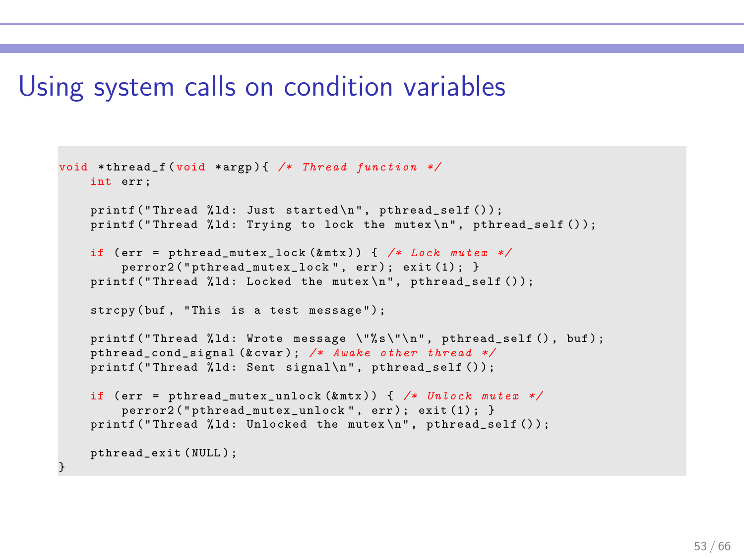# Using system calls on condition variables

```
void *thread_f(void *argp){ /* Thread function */
    int err;

    printf("Thread %ld: Just started\n", pthread_self());
    printf("Thread %ld: Trying to lock the mutex\n", pthread_self());

    if (err = pthread_mutex_lock(&mtx)) { /* Lock mutex */
        perror2("pthread_mutex_lock", err); exit(1); }
    printf("Thread %ld: Locked the mutex\n", pthread_self());

    strcpy(buf, "This is a test message");

    printf("Thread %ld: Wrote message \"%s\"\n", pthread_self(), buf);
    pthread_cond_signal(&cvar); /* Awake other thread */
    printf("Thread %ld: Sent signal\n", pthread_self());

    if (err = pthread_mutex_unlock(&mtx)) { /* Unlock mutex */
        perror2("pthread_mutex_unlock", err); exit(1); }
    printf("Thread %ld: Unlocked the mutex\n", pthread_self());

    pthread_exit(NULL);
}
```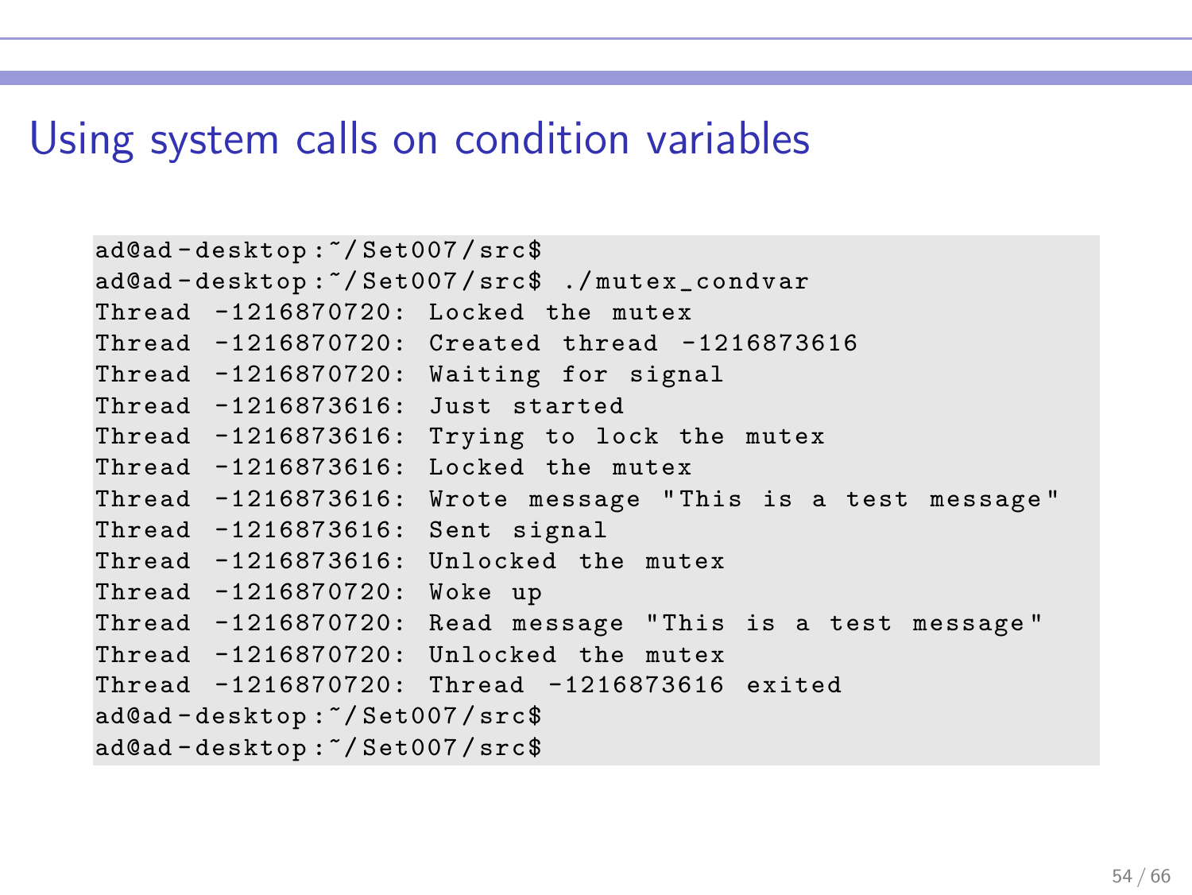# Using system calls on condition variables

```
ad@ad-desktop:~/Set007/src$
ad@ad-desktop:~/Set007/src$ ./mutex_condvar
Thread -1216870720: Locked the mutex
Thread -1216870720: Created thread -1216873616
Thread -1216870720: Waiting for signal
Thread -1216873616: Just started
Thread -1216873616: Trying to lock the mutex
Thread -1216873616: Locked the mutex
Thread -1216873616: Wrote message "This is a test message"
Thread -1216873616: Sent signal
Thread -1216873616: Unlocked the mutex
Thread -1216870720: Woke up
Thread -1216870720: Read message "This is a test message"
Thread -1216870720: Unlocked the mutex
Thread -1216870720: Thread -1216873616 exited
ad@ad-desktop:~/Set007/src$
ad@ad-desktop:~/Set007/src$
```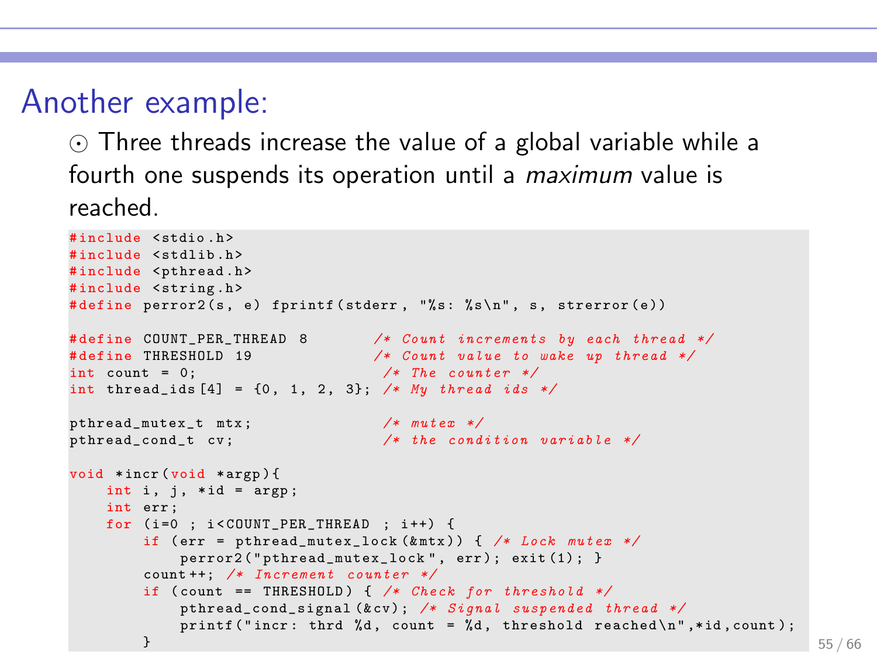# Another example:

- Three threads increase the value of a global variable while a fourth one suspends its operation until a *maximum* value is reached.

```c
#include <stdio.h>
#include <stdlib.h>
#include <pthread.h>
#include <string.h>
#define perror2(s, e) fprintf(stderr, "%s: %s\n", s, strerror(e))

#define COUNT_PER_THREAD 8        /* Count increments by each thread */
#define THRESHOLD 19              /* Count value to wake up thread */
int count = 0;                     /* The counter */
int thread_ids[4] = {0, 1, 2, 3}; /* My thread ids */

pthread_mutex_t mtx;               /* mutex */
pthread_cond_t cv;                 /* the condition variable */

void *incr(void *argp){
    int i, j, *id = argp;
    int err;
    for (i=0 ; i<COUNT_PER_THREAD ; i++) {
        if (err = pthread_mutex_lock(&mtx)) { /* Lock mutex */
            perror2("pthread_mutex_lock", err); exit(1); }
        count++; /* Increment counter */
        if (count == THRESHOLD) { /* Check for threshold */
            pthread_cond_signal(&cv); /* Signal suspended thread */
            printf("incr: thrd %d, count = %d, threshold reached\n",*id,count);
        }
```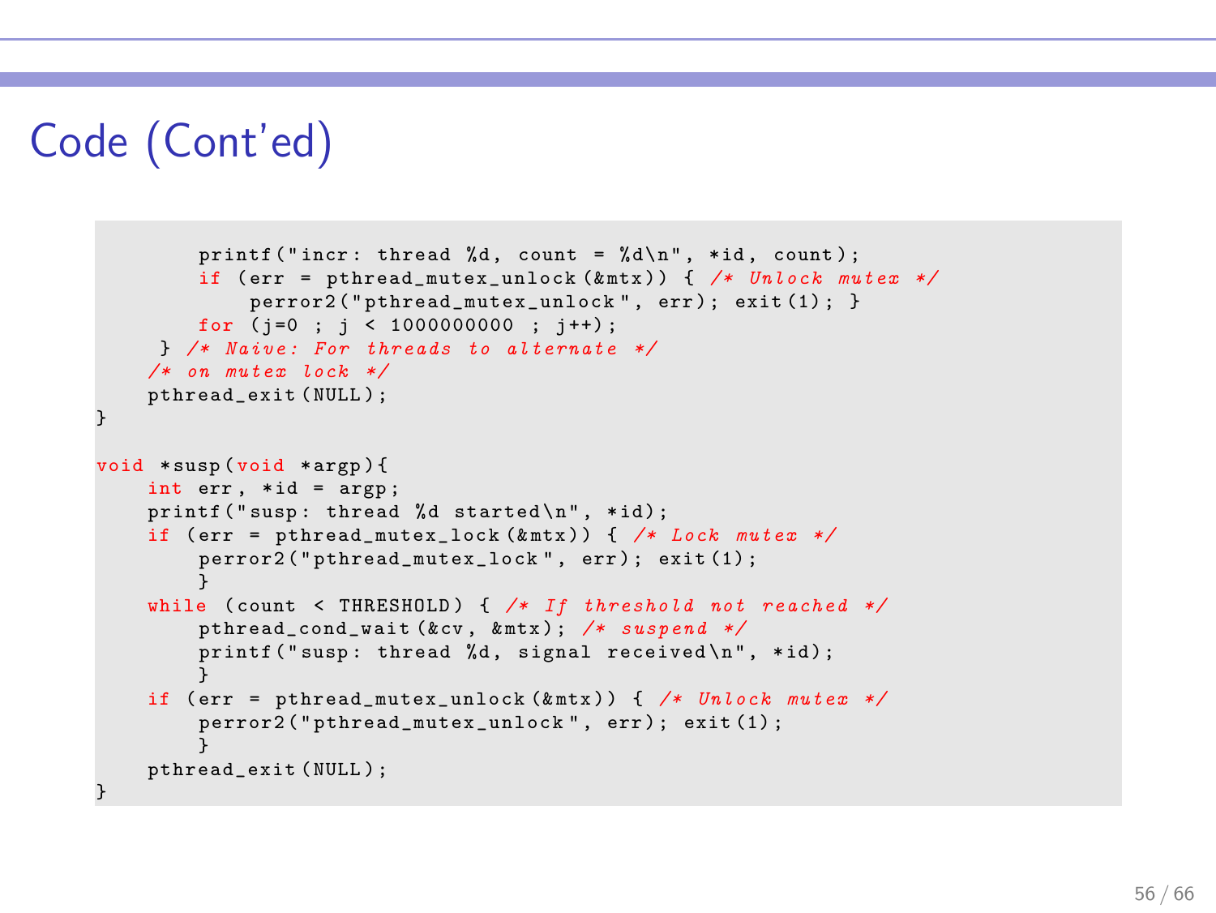# Code (Cont'ed)

```
        printf("incr: thread %d, count = %d\n", *id, count);
        if (err = pthread_mutex_unlock(&mtx)) { /* Unlock mutex */
            perror2("pthread_mutex_unlock", err); exit(1); }
        for (j=0 ; j < 1000000000 ; j++);
     } /* Naive: For threads to alternate */
    /* on mutex lock */
    pthread_exit(NULL);
}

void *susp(void *argp){
    int err, *id = argp;
    printf("susp: thread %d started\n", *id);
    if (err = pthread_mutex_lock(&mtx)) { /* Lock mutex */
        perror2("pthread_mutex_lock", err); exit(1);
        }
    while (count < THRESHOLD) { /* If threshold not reached */
        pthread_cond_wait(&cv, &mtx); /* suspend */
        printf("susp: thread %d, signal received\n", *id);
        }
    if (err = pthread_mutex_unlock(&mtx)) { /* Unlock mutex */
        perror2("pthread_mutex_unlock", err); exit(1);
        }
    pthread_exit(NULL);
}
```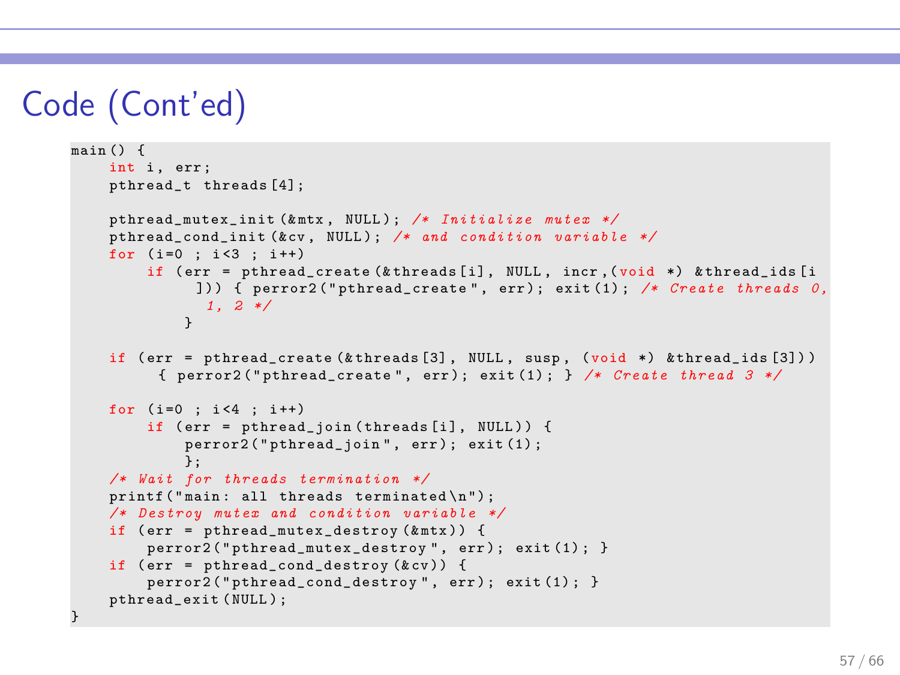# Code (Cont'ed)

```
main() {
    int i, err;
    pthread_t threads[4];

    pthread_mutex_init(&mtx, NULL); /* Initialize mutex */
    pthread_cond_init(&cv, NULL); /* and condition variable */
    for (i=0 ; i<3 ; i++)
        if (err = pthread_create(&threads[i], NULL, incr,(void *) &thread_ids[i
             ])) { perror2("pthread_create", err); exit(1); /* Create threads 0,
              1, 2 */
            }

    if (err = pthread_create(&threads[3], NULL, susp, (void *) &thread_ids[3]))
          { perror2("pthread_create", err); exit(1); } /* Create thread 3 */

    for (i=0 ; i<4 ; i++)
        if (err = pthread_join(threads[i], NULL)) {
            perror2("pthread_join", err); exit(1);
            };
    /* Wait for threads termination */
    printf("main: all threads terminated\n");
    /* Destroy mutex and condition variable */
    if (err = pthread_mutex_destroy(&mtx)) {
        perror2("pthread_mutex_destroy", err); exit(1); }
    if (err = pthread_cond_destroy(&cv)) {
        perror2("pthread_cond_destroy", err); exit(1); }
    pthread_exit(NULL);
}
```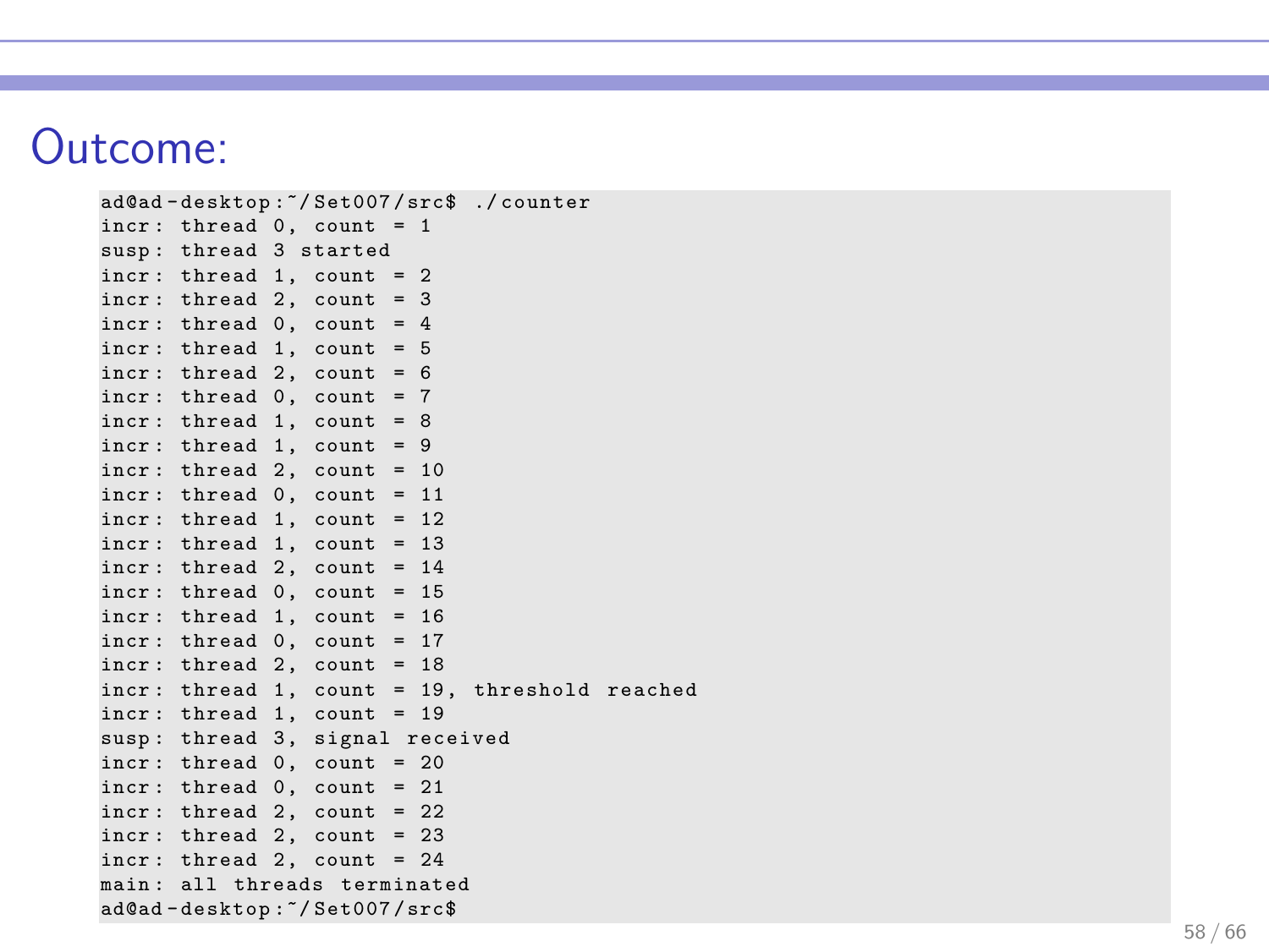# Outcome:

```
ad@ad-desktop:~/Set007/src$ ./counter
incr: thread 0, count = 1
susp: thread 3 started
incr: thread 1, count = 2
incr: thread 2, count = 3
incr: thread 0, count = 4
incr: thread 1, count = 5
incr: thread 2, count = 6
incr: thread 0, count = 7
incr: thread 1, count = 8
incr: thread 1, count = 9
incr: thread 2, count = 10
incr: thread 0, count = 11
incr: thread 1, count = 12
incr: thread 1, count = 13
incr: thread 2, count = 14
incr: thread 0, count = 15
incr: thread 1, count = 16
incr: thread 0, count = 17
incr: thread 2, count = 18
incr: thread 1, count = 19, threshold reached
incr: thread 1, count = 19
susp: thread 3, signal received
incr: thread 0, count = 20
incr: thread 0, count = 21
incr: thread 2, count = 22
incr: thread 2, count = 23
incr: thread 2, count = 24
main: all threads terminated
ad@ad-desktop:~/Set007/src$
```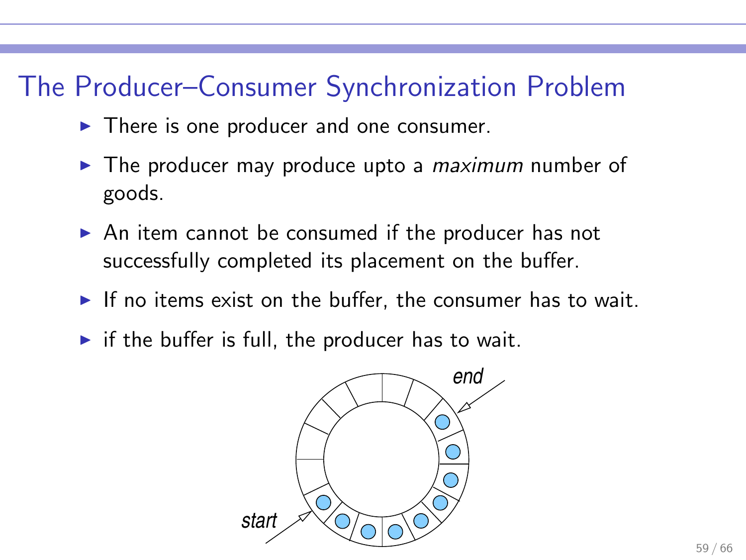# The Producer–Consumer Synchronization Problem

- There is one producer and one consumer.
- The producer may produce upto a *maximum* number of goods.
- An item cannot be consumed if the producer has not successfully completed its placement on the buffer.
- If no items exist on the buffer, the consumer has to wait.
- if the buffer is full, the producer has to wait.

end

start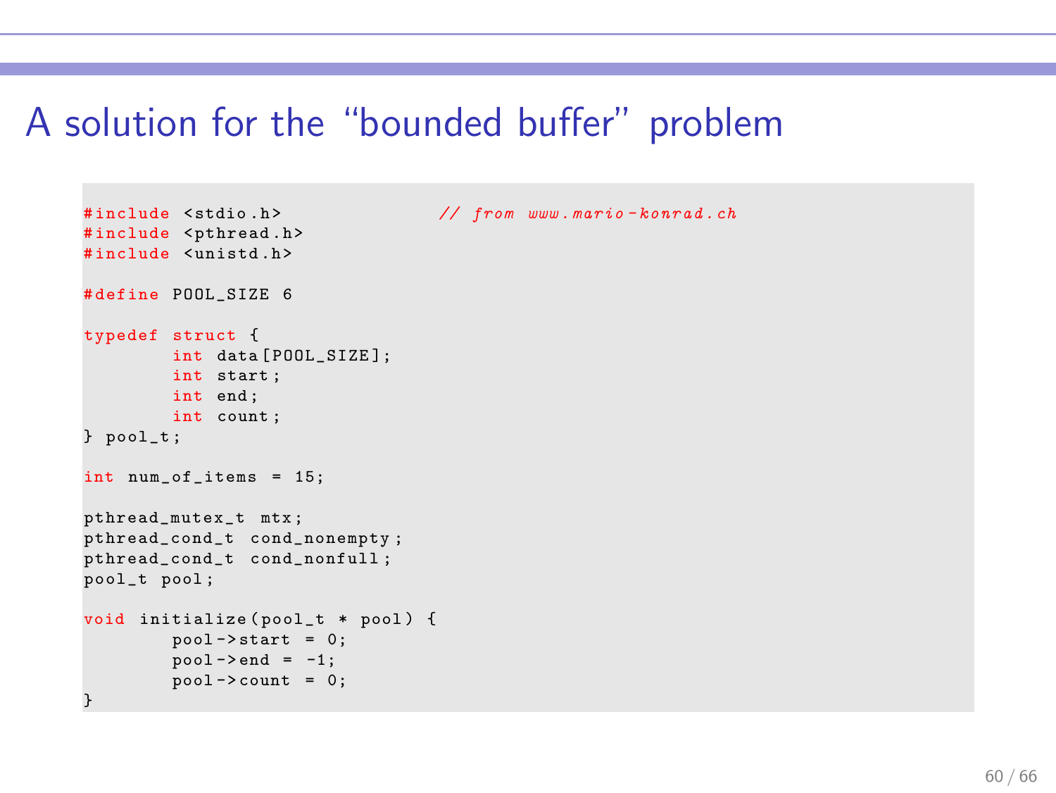# A solution for the “bounded buffer” problem

```c
#include <stdio.h>              // from www.mario-konrad.ch
#include <pthread.h>
#include <unistd.h>

#define POOL_SIZE 6

typedef struct {
        int data[POOL_SIZE];
        int start;
        int end;
        int count;
} pool_t;

int num_of_items = 15;

pthread_mutex_t mtx;
pthread_cond_t cond_nonempty;
pthread_cond_t cond_nonfull;
pool_t pool;

void initialize(pool_t * pool) {
        pool->start = 0;
        pool->end = -1;
        pool->count = 0;
}
```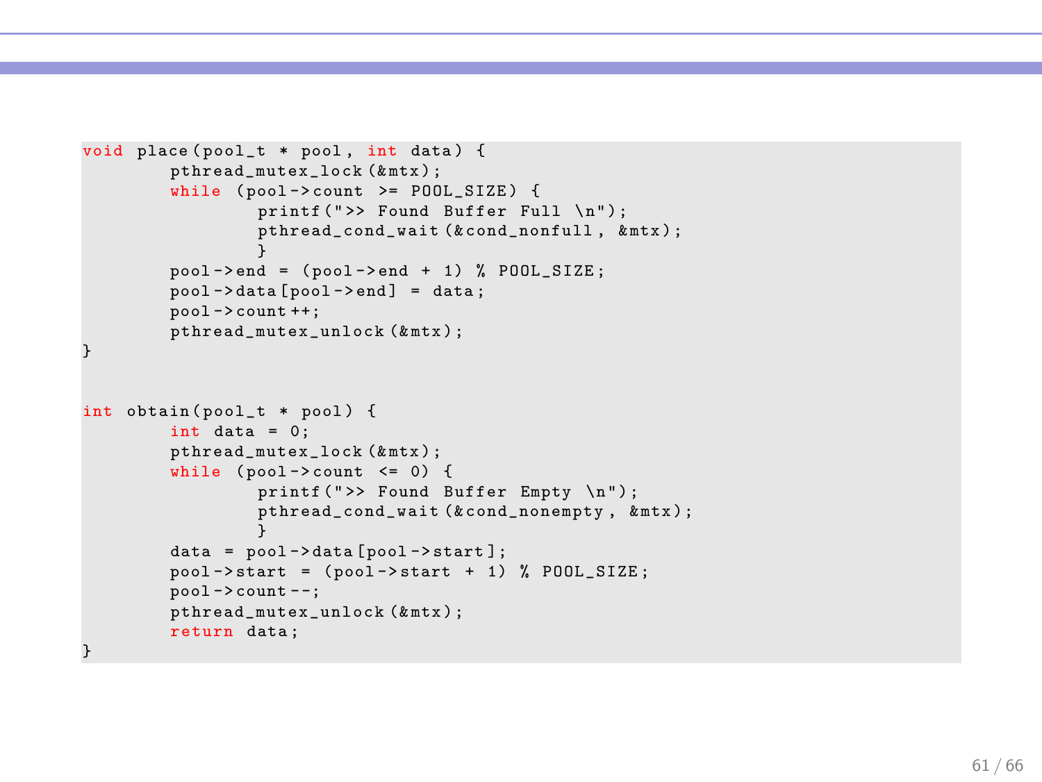```c
void place(pool_t * pool, int data) {
        pthread_mutex_lock(&mtx);
        while (pool->count >= POOL_SIZE) {
                printf(">> Found Buffer Full \n");
                pthread_cond_wait(&cond_nonfull, &mtx);
                }
        pool->end = (pool->end + 1) % POOL_SIZE;
        pool->data[pool->end] = data;
        pool->count++;
        pthread_mutex_unlock(&mtx);
}


int obtain(pool_t * pool) {
        int data = 0;
        pthread_mutex_lock(&mtx);
        while (pool->count <= 0) {
                printf(">> Found Buffer Empty \n");
                pthread_cond_wait(&cond_nonempty, &mtx);
                }
        data = pool->data[pool->start];
        pool->start = (pool->start + 1) % POOL_SIZE;
        pool->count--;
        pthread_mutex_unlock(&mtx);
        return data;
}
```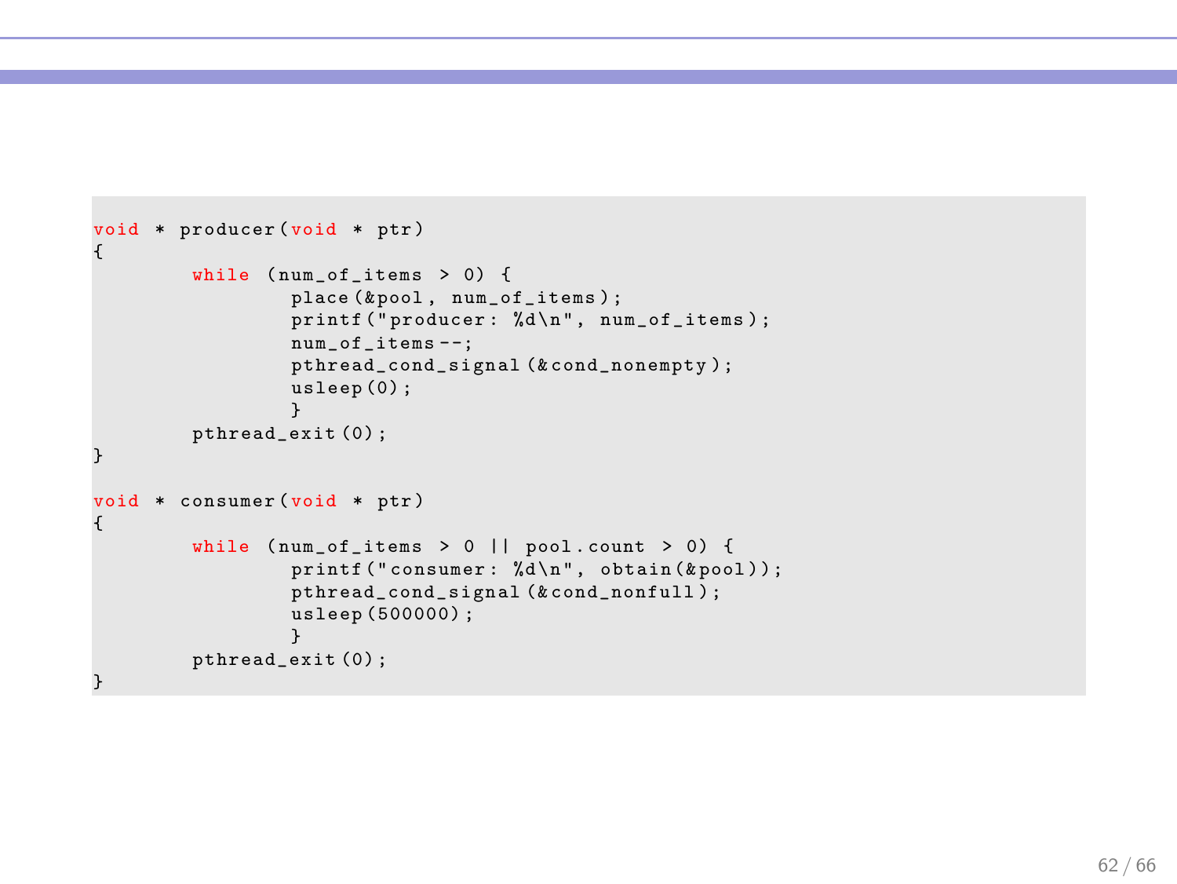```
void * producer(void * ptr)
{
        while (num_of_items > 0) {
                place(&pool, num_of_items);
                printf("producer: %d\n", num_of_items);
                num_of_items--;
                pthread_cond_signal(&cond_nonempty);
                usleep(0);
                }
        pthread_exit(0);
}

void * consumer(void * ptr)
{
        while (num_of_items > 0 || pool.count > 0) {
                printf("consumer: %d\n", obtain(&pool));
                pthread_cond_signal(&cond_nonfull);
                usleep(500000);
                }
        pthread_exit(0);
}
```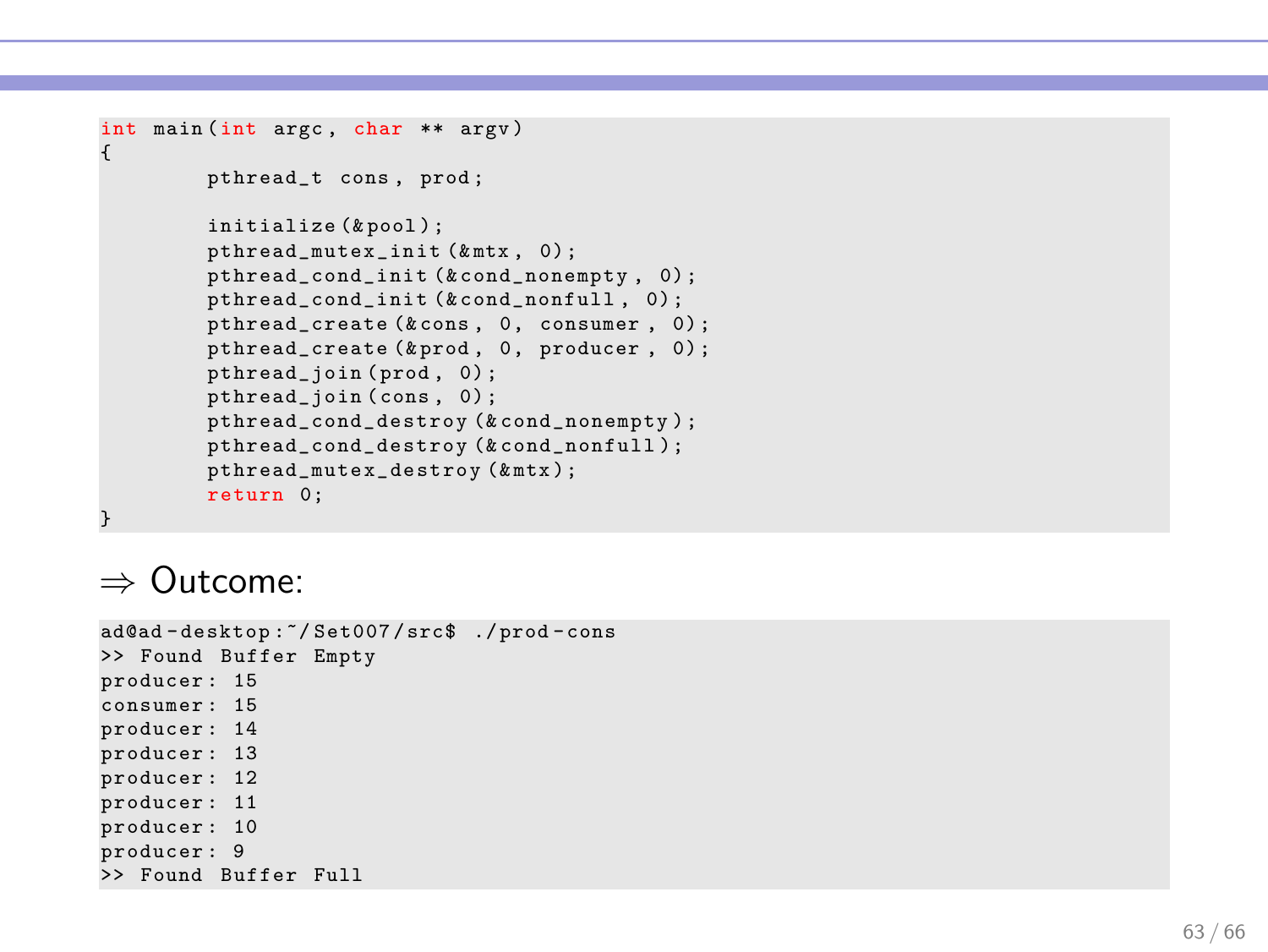```c
int main(int argc, char ** argv)
{
        pthread_t cons, prod;

        initialize(&pool);
        pthread_mutex_init(&mtx, 0);
        pthread_cond_init(&cond_nonempty, 0);
        pthread_cond_init(&cond_nonfull, 0);
        pthread_create(&cons, 0, consumer, 0);
        pthread_create(&prod, 0, producer, 0);
        pthread_join(prod, 0);
        pthread_join(cons, 0);
        pthread_cond_destroy(&cond_nonempty);
        pthread_cond_destroy(&cond_nonfull);
        pthread_mutex_destroy(&mtx);
        return 0;
}
```

⇒ Outcome:

```
ad@ad-desktop:~/Set007/src$ ./prod-cons
>> Found Buffer Empty
producer: 15
consumer: 15
producer: 14
producer: 13
producer: 12
producer: 11
producer: 10
producer: 9
>> Found Buffer Full
```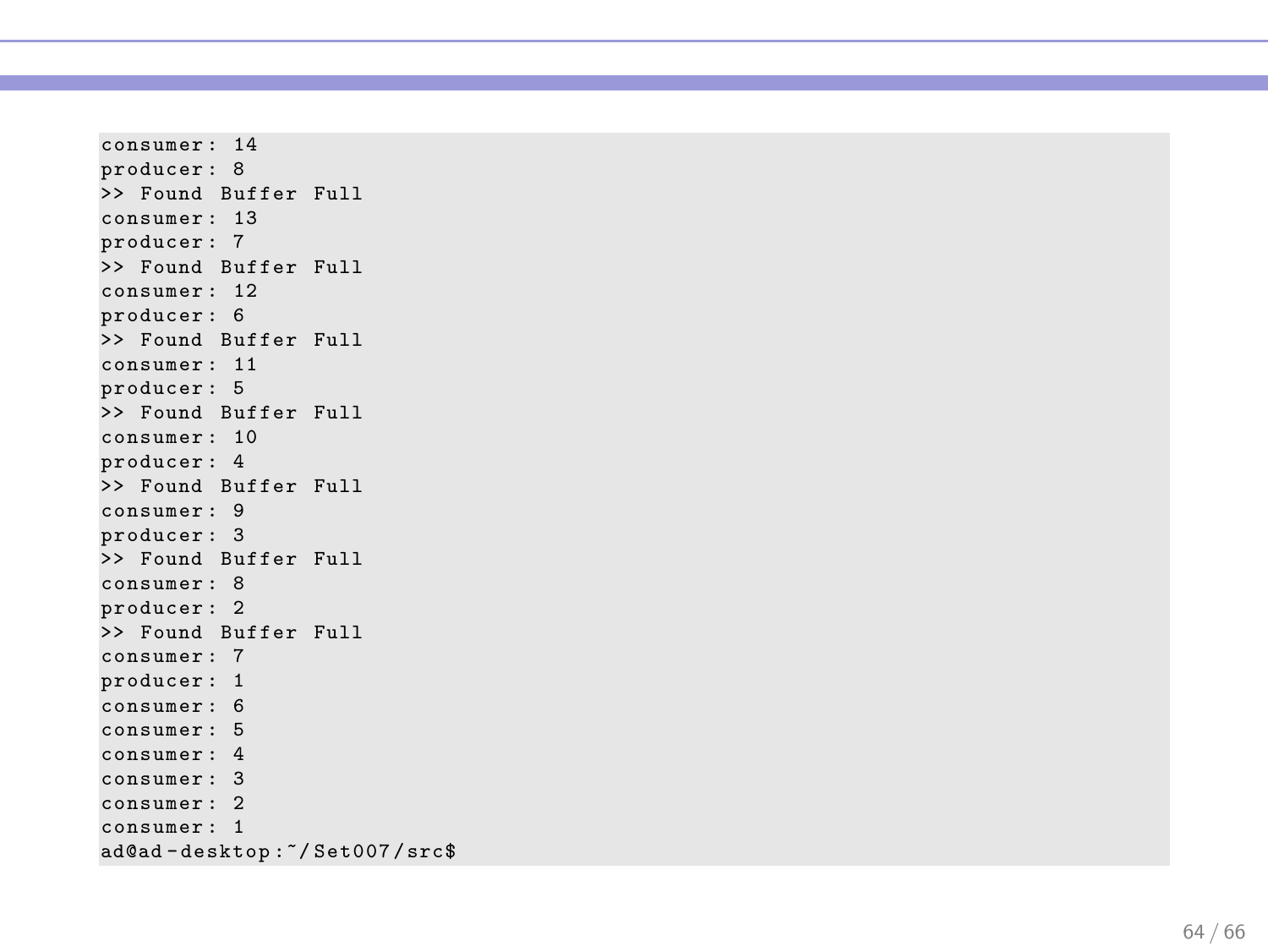```
consumer: 14
producer: 8
>> Found Buffer Full
consumer: 13
producer: 7
>> Found Buffer Full
consumer: 12
producer: 6
>> Found Buffer Full
consumer: 11
producer: 5
>> Found Buffer Full
consumer: 10
producer: 4
>> Found Buffer Full
consumer: 9
producer: 3
>> Found Buffer Full
consumer: 8
producer: 2
>> Found Buffer Full
consumer: 7
producer: 1
consumer: 6
consumer: 5
consumer: 4
consumer: 3
consumer: 2
consumer: 1
ad@ad-desktop:~/Set007/src$
```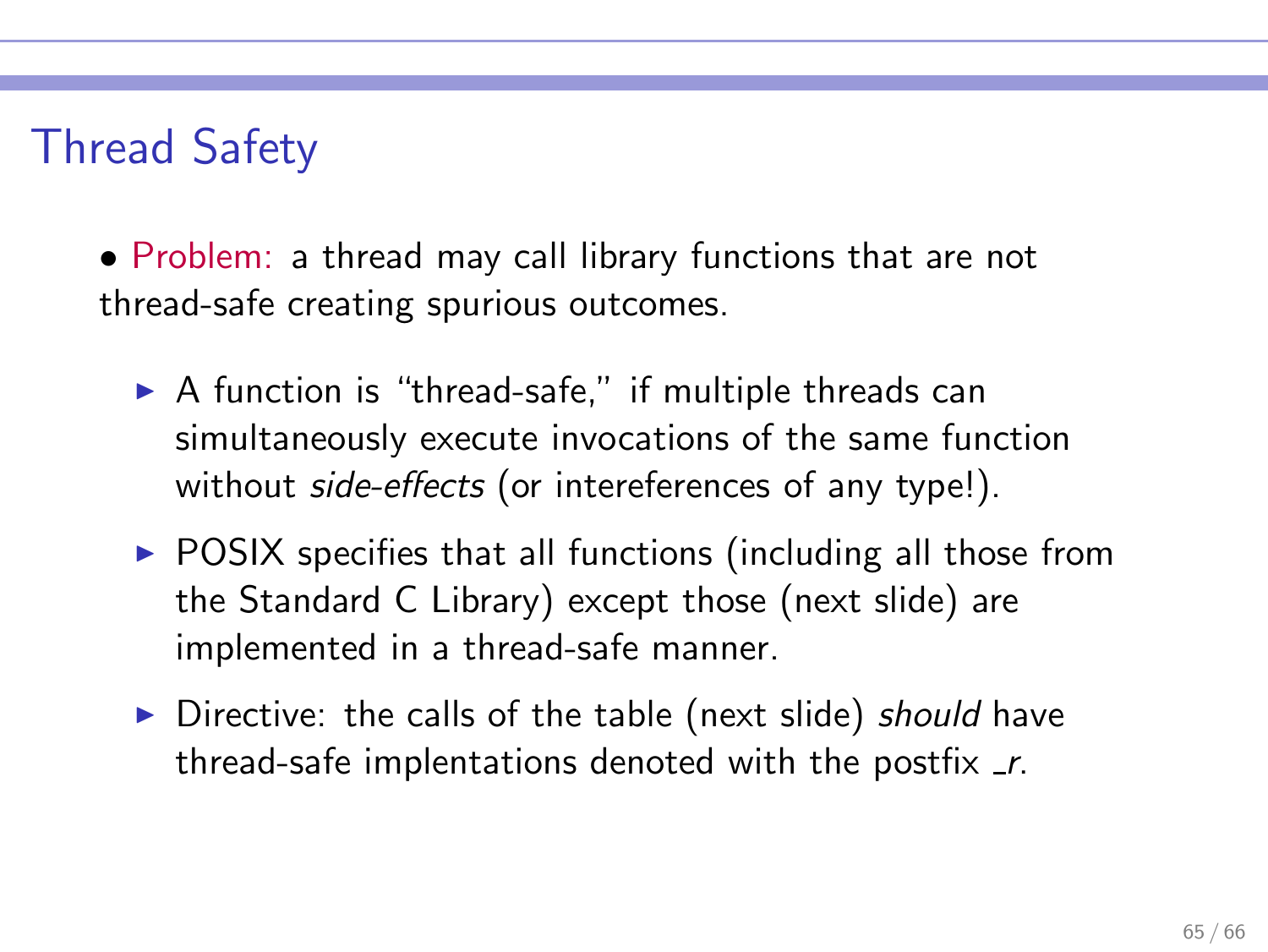# Thread Safety

- Problem: a thread may call library functions that are not thread-safe creating spurious outcomes.
  - A function is "thread-safe," if multiple threads can simultaneously execute invocations of the same function without *side-effects* (or intereferences of any type!).
  - POSIX specifies that all functions (including all those from the Standard C Library) except those (next slide) are implemented in a thread-safe manner.
  - Directive: the calls of the table (next slide) *should* have thread-safe implentations denoted with the postfix *_r*.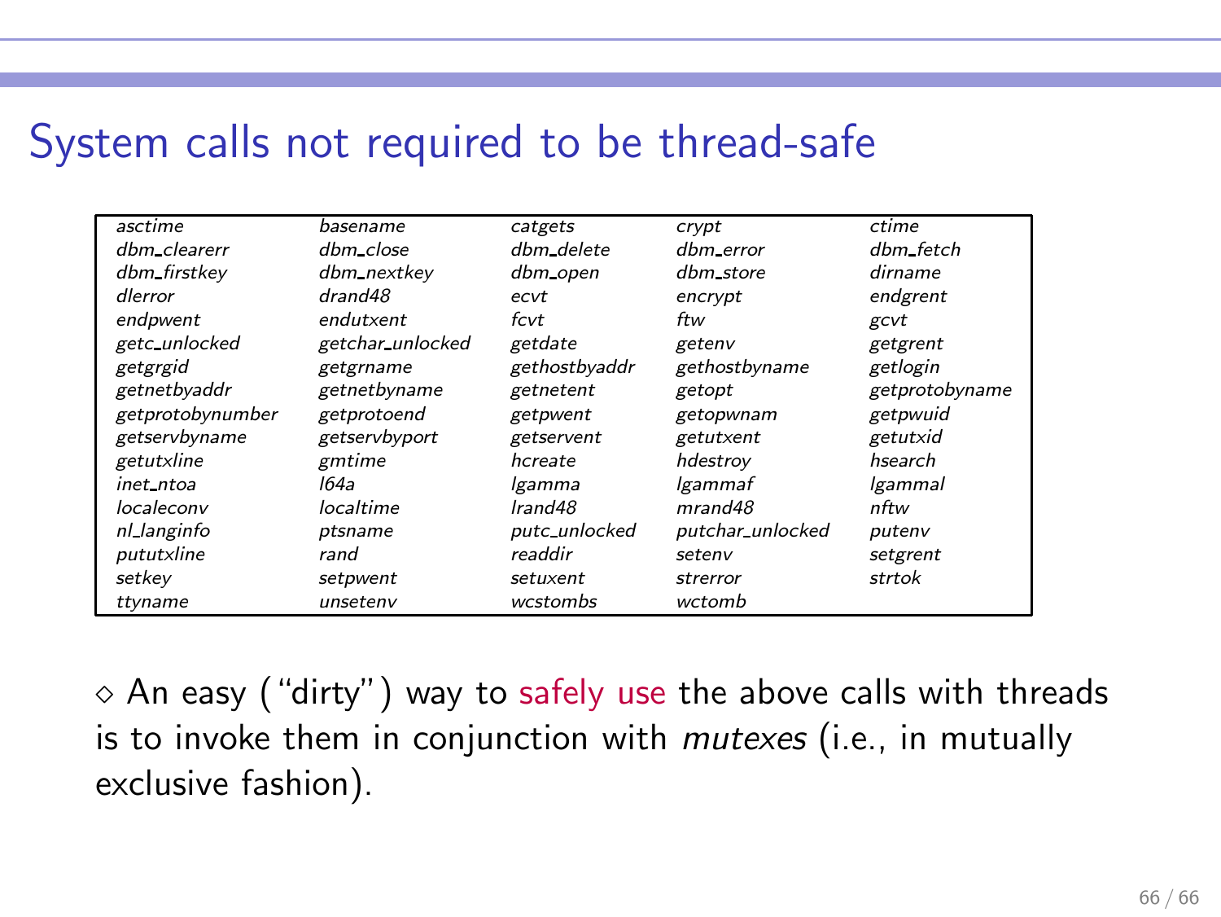# System calls not required to be thread-safe

| | | | | |
|---|---|---|---|---|
| *asctime* | *basename* | *catgets* | *crypt* | *ctime* |
| *dbm_clearerr* | *dbm_close* | *dbm_delete* | *dbm_error* | *dbm_fetch* |
| *dbm_firstkey* | *dbm_nextkey* | *dbm_open* | *dbm_store* | *dirname* |
| *dlerror* | *drand48* | *ecvt* | *encrypt* | *endgrent* |
| *endpwent* | *endutxent* | *fcvt* | *ftw* | *gcvt* |
| *getc_unlocked* | *getchar_unlocked* | *getdate* | *getenv* | *getgrent* |
| *getgrgid* | *getgrname* | *gethostbyaddr* | *gethostbyname* | *getlogin* |
| *getnetbyaddr* | *getnetbyname* | *getnetent* | *getopt* | *getprotobyname* |
| *getprotobynumber* | *getprotoend* | *getpwent* | *getopwnam* | *getpwuid* |
| *getservbyname* | *getservbyport* | *getservent* | *getutxent* | *getutxid* |
| *getutxline* | *gmtime* | *hcreate* | *hdestroy* | *hsearch* |
| *inet_ntoa* | *l64a* | *lgamma* | *lgammaf* | *lgammal* |
| *localeconv* | *localtime* | *lrand48* | *mrand48* | *nftw* |
| *nl_langinfo* | *ptsname* | *putc_unlocked* | *putchar_unlocked* | *putenv* |
| *pututxline* | *rand* | *readdir* | *setenv* | *setgrent* |
| *setkey* | *setpwent* | *setuxent* | *strerror* | *strtok* |
| *ttyname* | *unsetenv* | *wcstombs* | *wctomb* | |

⋄ An easy ("dirty") way to safely use the above calls with threads is to invoke them in conjunction with *mutexes* (i.e., in mutually exclusive fashion).